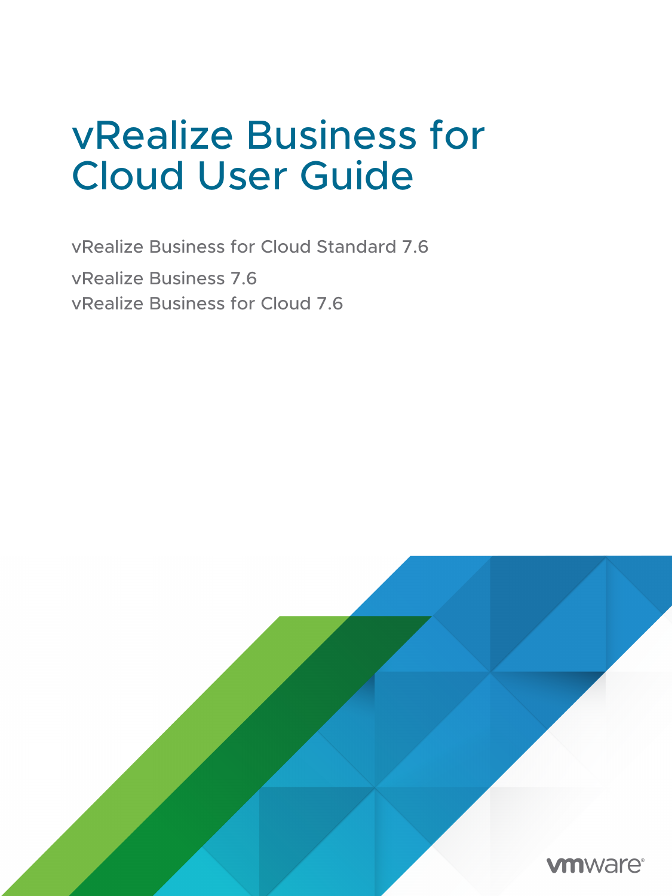# vRealize Business for Cloud User Guide

vRealize Business for Cloud Standard 7.6

vRealize Business 7.6

vRealize Business for Cloud 7.6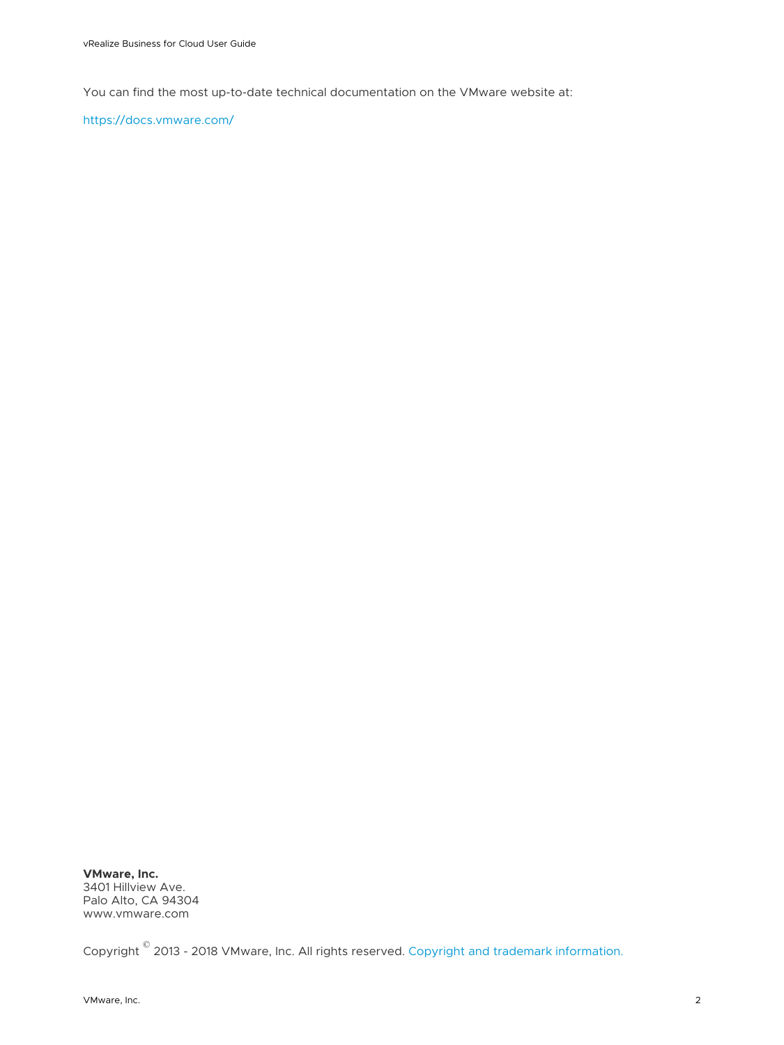You can find the most up-to-date technical documentation on the VMware website at:

https://docs.vmware.com/

**VMware, Inc.**
3401 Hillview Ave.
Palo Alto, CA 94304
www.vmware.com

Copyright © 2013 - 2018 VMware, Inc. All rights reserved. Copyright and trademark information.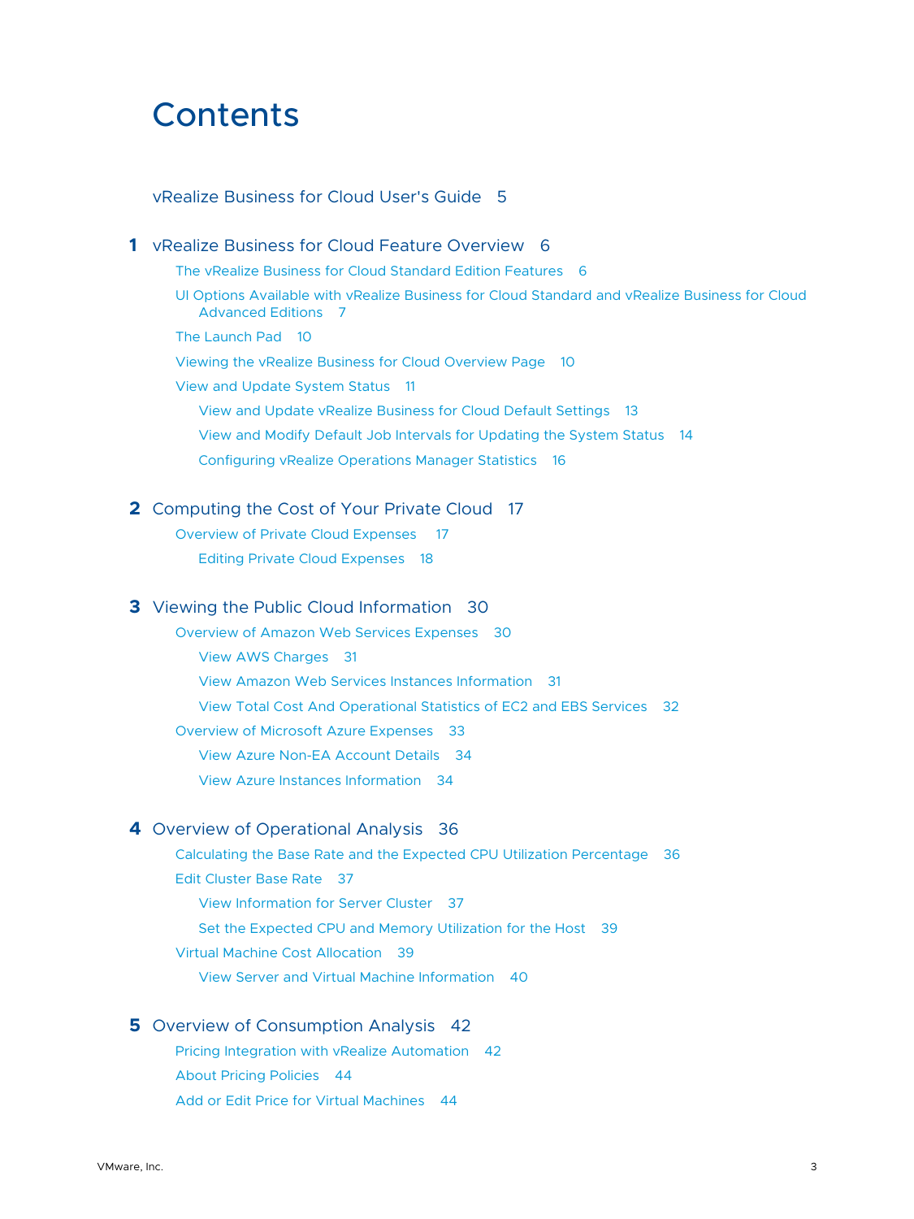# Contents

vRealize Business for Cloud User's Guide 5

**1** vRealize Business for Cloud Feature Overview 6

- The vRealize Business for Cloud Standard Edition Features 6
- UI Options Available with vRealize Business for Cloud Standard and vRealize Business for Cloud Advanced Editions 7
- The Launch Pad 10
- Viewing the vRealize Business for Cloud Overview Page 10
- View and Update System Status 11
  - View and Update vRealize Business for Cloud Default Settings 13
  - View and Modify Default Job Intervals for Updating the System Status 14
  - Configuring vRealize Operations Manager Statistics 16

**2** Computing the Cost of Your Private Cloud 17

- Overview of Private Cloud Expenses 17
  - Editing Private Cloud Expenses 18

**3** Viewing the Public Cloud Information 30

- Overview of Amazon Web Services Expenses 30
  - View AWS Charges 31
  - View Amazon Web Services Instances Information 31
  - View Total Cost And Operational Statistics of EC2 and EBS Services 32
- Overview of Microsoft Azure Expenses 33
  - View Azure Non-EA Account Details 34
  - View Azure Instances Information 34

**4** Overview of Operational Analysis 36

- Calculating the Base Rate and the Expected CPU Utilization Percentage 36
- Edit Cluster Base Rate 37
  - View Information for Server Cluster 37
  - Set the Expected CPU and Memory Utilization for the Host 39
- Virtual Machine Cost Allocation 39
  - View Server and Virtual Machine Information 40

**5** Overview of Consumption Analysis 42

- Pricing Integration with vRealize Automation 42
- About Pricing Policies 44
- Add or Edit Price for Virtual Machines 44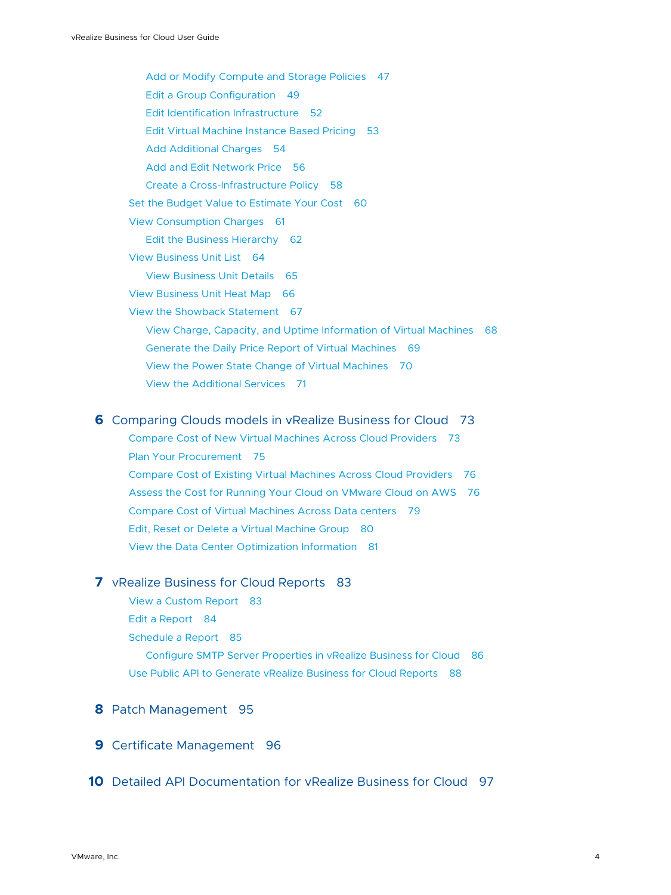- Add or Modify Compute and Storage Policies 47
- Edit a Group Configuration 49
- Edit Identification Infrastructure 52
- Edit Virtual Machine Instance Based Pricing 53
- Add Additional Charges 54
- Add and Edit Network Price 56
- Create a Cross-Infrastructure Policy 58

Set the Budget Value to Estimate Your Cost 60

View Consumption Charges 61

- Edit the Business Hierarchy 62

View Business Unit List 64

- View Business Unit Details 65

View Business Unit Heat Map 66

View the Showback Statement 67

- View Charge, Capacity, and Uptime Information of Virtual Machines 68
- Generate the Daily Price Report of Virtual Machines 69
- View the Power State Change of Virtual Machines 70
- View the Additional Services 71

**6 Comparing Clouds models in vRealize Business for Cloud 73**

Compare Cost of New Virtual Machines Across Cloud Providers 73

Plan Your Procurement 75

Compare Cost of Existing Virtual Machines Across Cloud Providers 76

Assess the Cost for Running Your Cloud on VMware Cloud on AWS 76

Compare Cost of Virtual Machines Across Data centers 79

Edit, Reset or Delete a Virtual Machine Group 80

View the Data Center Optimization Information 81

**7 vRealize Business for Cloud Reports 83**

View a Custom Report 83

Edit a Report 84

Schedule a Report 85

- Configure SMTP Server Properties in vRealize Business for Cloud 86

Use Public API to Generate vRealize Business for Cloud Reports 88

**8 Patch Management 95**

**9 Certificate Management 96**

**10 Detailed API Documentation for vRealize Business for Cloud 97**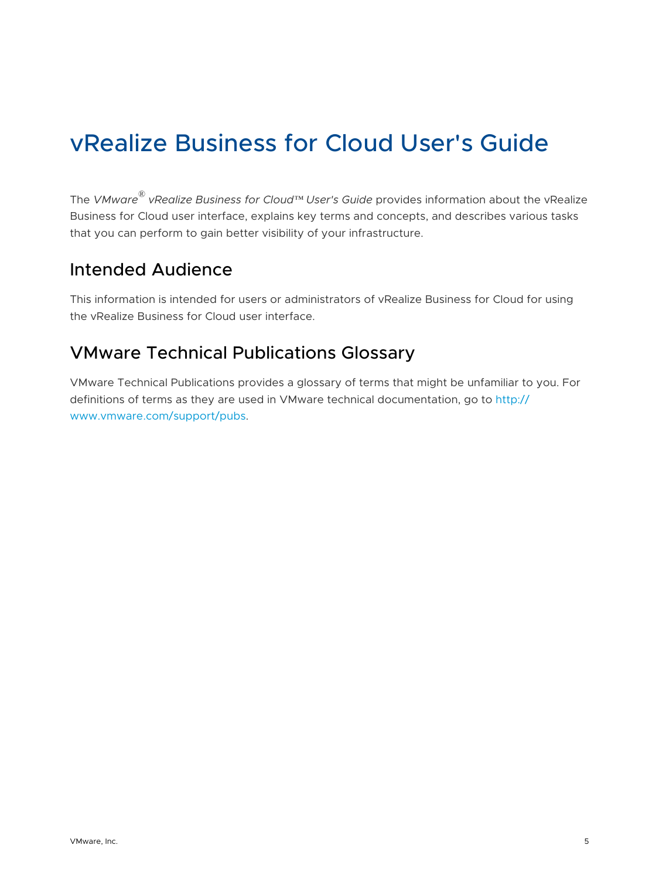# vRealize Business for Cloud User's Guide

The *VMware® vRealize Business for Cloud™ User's Guide* provides information about the vRealize Business for Cloud user interface, explains key terms and concepts, and describes various tasks that you can perform to gain better visibility of your infrastructure.

## Intended Audience

This information is intended for users or administrators of vRealize Business for Cloud for using the vRealize Business for Cloud user interface.

## VMware Technical Publications Glossary

VMware Technical Publications provides a glossary of terms that might be unfamiliar to you. For definitions of terms as they are used in VMware technical documentation, go to http://www.vmware.com/support/pubs.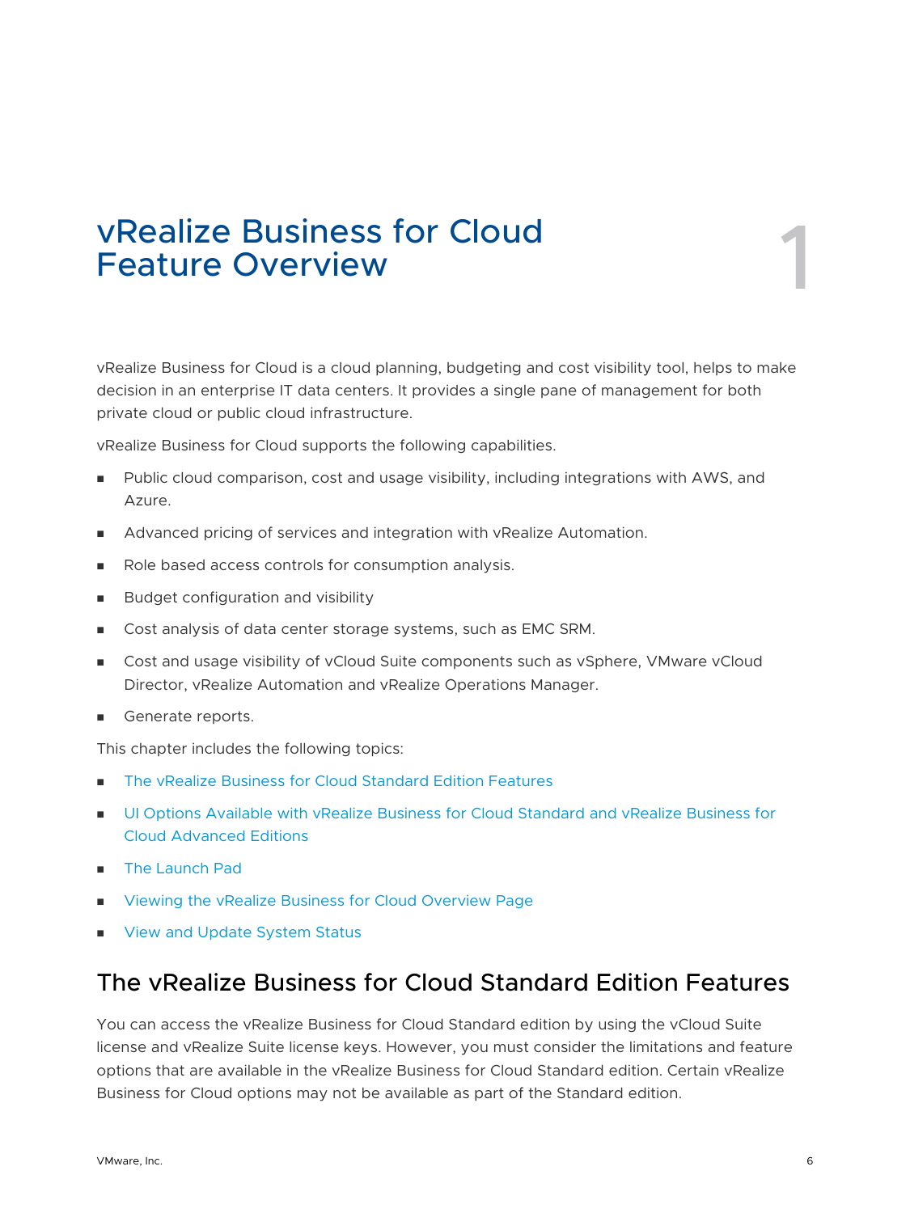# vRealize Business for Cloud Feature Overview

vRealize Business for Cloud is a cloud planning, budgeting and cost visibility tool, helps to make decision in an enterprise IT data centers. It provides a single pane of management for both private cloud or public cloud infrastructure.

vRealize Business for Cloud supports the following capabilities.

- Public cloud comparison, cost and usage visibility, including integrations with AWS, and Azure.
- Advanced pricing of services and integration with vRealize Automation.
- Role based access controls for consumption analysis.
- Budget configuration and visibility
- Cost analysis of data center storage systems, such as EMC SRM.
- Cost and usage visibility of vCloud Suite components such as vSphere, VMware vCloud Director, vRealize Automation and vRealize Operations Manager.
- Generate reports.

This chapter includes the following topics:

- The vRealize Business for Cloud Standard Edition Features
- UI Options Available with vRealize Business for Cloud Standard and vRealize Business for Cloud Advanced Editions
- The Launch Pad
- Viewing the vRealize Business for Cloud Overview Page
- View and Update System Status

## The vRealize Business for Cloud Standard Edition Features

You can access the vRealize Business for Cloud Standard edition by using the vCloud Suite license and vRealize Suite license keys. However, you must consider the limitations and feature options that are available in the vRealize Business for Cloud Standard edition. Certain vRealize Business for Cloud options may not be available as part of the Standard edition.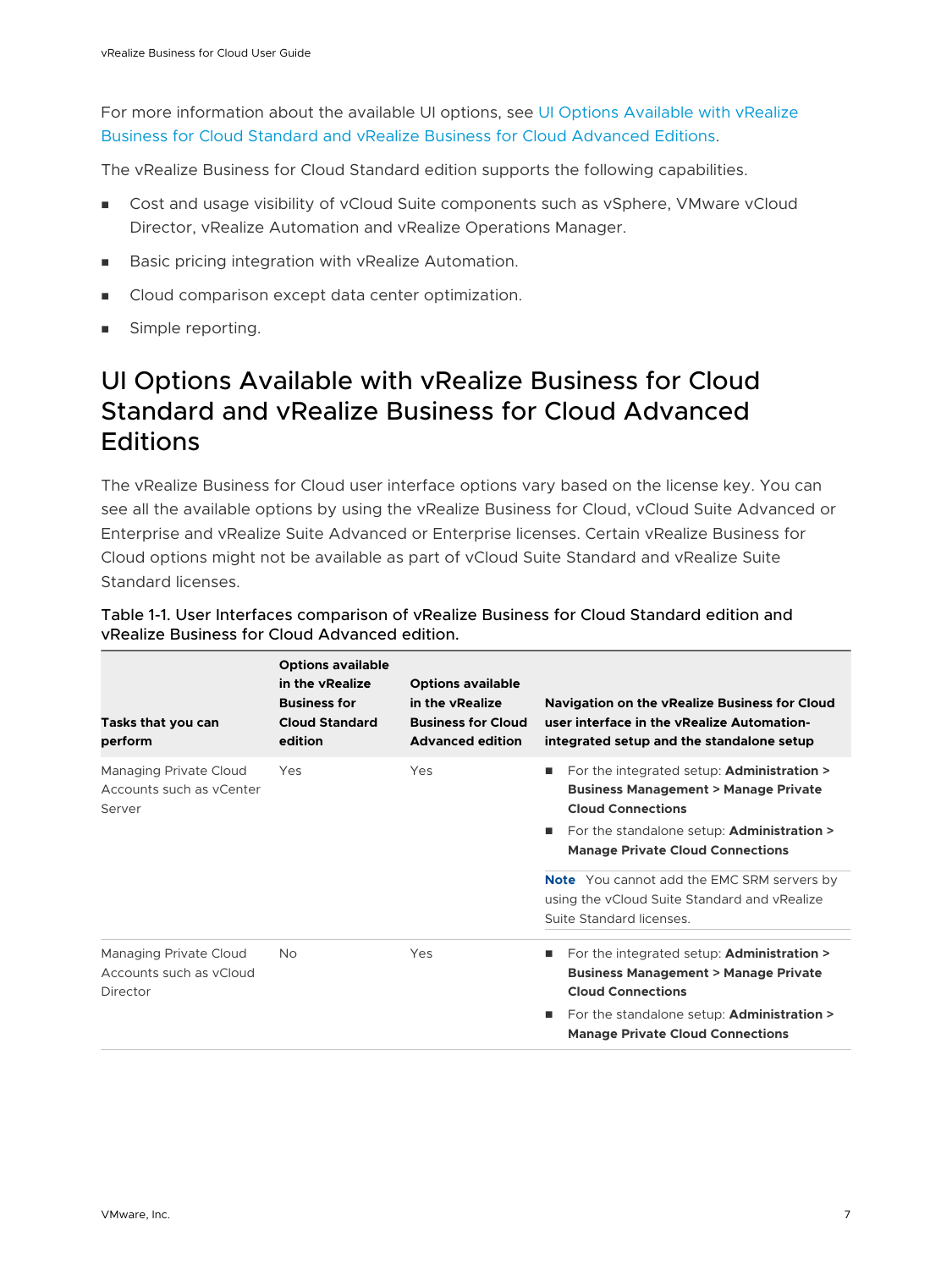For more information about the available UI options, see UI Options Available with vRealize Business for Cloud Standard and vRealize Business for Cloud Advanced Editions.

The vRealize Business for Cloud Standard edition supports the following capabilities.

- Cost and usage visibility of vCloud Suite components such as vSphere, VMware vCloud Director, vRealize Automation and vRealize Operations Manager.
- Basic pricing integration with vRealize Automation.
- Cloud comparison except data center optimization.
- Simple reporting.

# UI Options Available with vRealize Business for Cloud Standard and vRealize Business for Cloud Advanced Editions

The vRealize Business for Cloud user interface options vary based on the license key. You can see all the available options by using the vRealize Business for Cloud, vCloud Suite Advanced or Enterprise and vRealize Suite Advanced or Enterprise licenses. Certain vRealize Business for Cloud options might not be available as part of vCloud Suite Standard and vRealize Suite Standard licenses.

Table 1-1. User Interfaces comparison of vRealize Business for Cloud Standard edition and vRealize Business for Cloud Advanced edition.

| Tasks that you can perform | Options available in the vRealize Business for Cloud Standard edition | Options available in the vRealize Business for Cloud Advanced edition | Navigation on the vRealize Business for Cloud user interface in the vRealize Automation-integrated setup and the standalone setup |
| --- | --- | --- | --- |
| Managing Private Cloud Accounts such as vCenter Server | Yes | Yes | ■ For the integrated setup: **Administration > Business Management > Manage Private Cloud Connections**<br>■ For the standalone setup: **Administration > Manage Private Cloud Connections**<br>**Note** You cannot add the EMC SRM servers by using the vCloud Suite Standard and vRealize Suite Standard licenses. |
| Managing Private Cloud Accounts such as vCloud Director | No | Yes | ■ For the integrated setup: **Administration > Business Management > Manage Private Cloud Connections**<br>■ For the standalone setup: **Administration > Manage Private Cloud Connections** |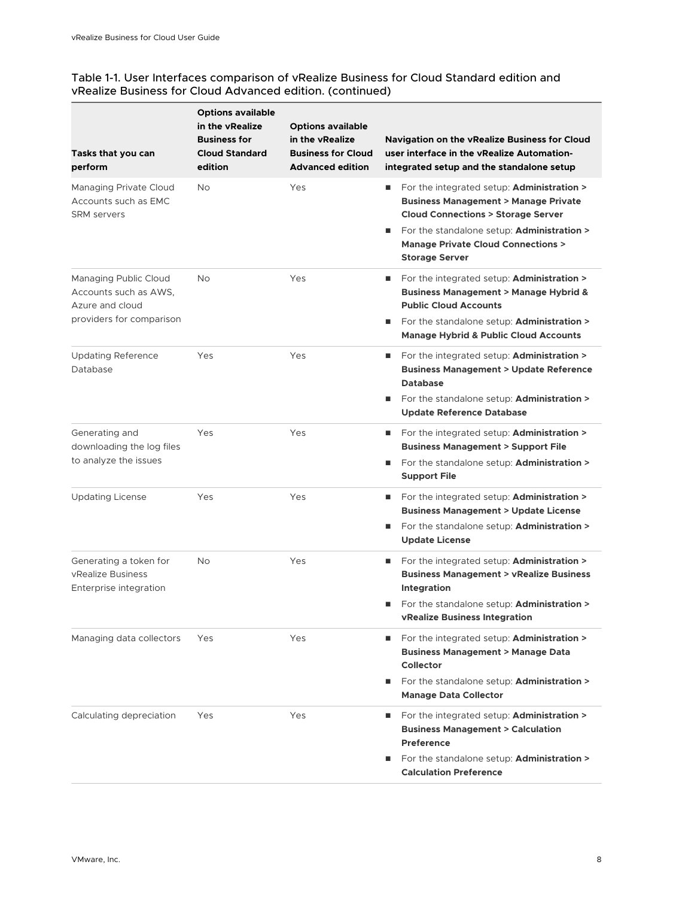Table 1-1. User Interfaces comparison of vRealize Business for Cloud Standard edition and vRealize Business for Cloud Advanced edition. (continued)

| Tasks that you can perform | Options available in the vRealize Business for Cloud Standard edition | Options available in the vRealize Business for Cloud Advanced edition | Navigation on the vRealize Business for Cloud user interface in the vRealize Automation-integrated setup and the standalone setup |
|---|---|---|---|
| Managing Private Cloud Accounts such as EMC SRM servers | No | Yes | ■ For the integrated setup: **Administration > Business Management > Manage Private Cloud Connections > Storage Server**<br>■ For the standalone setup: **Administration > Manage Private Cloud Connections > Storage Server** |
| Managing Public Cloud Accounts such as AWS, Azure and cloud providers for comparison | No | Yes | ■ For the integrated setup: **Administration > Business Management > Manage Hybrid & Public Cloud Accounts**<br>■ For the standalone setup: **Administration > Manage Hybrid & Public Cloud Accounts** |
| Updating Reference Database | Yes | Yes | ■ For the integrated setup: **Administration > Business Management > Update Reference Database**<br>■ For the standalone setup: **Administration > Update Reference Database** |
| Generating and downloading the log files to analyze the issues | Yes | Yes | ■ For the integrated setup: **Administration > Business Management > Support File**<br>■ For the standalone setup: **Administration > Support File** |
| Updating License | Yes | Yes | ■ For the integrated setup: **Administration > Business Management > Update License**<br>■ For the standalone setup: **Administration > Update License** |
| Generating a token for vRealize Business Enterprise integration | No | Yes | ■ For the integrated setup: **Administration > Business Management > vRealize Business Integration**<br>■ For the standalone setup: **Administration > vRealize Business Integration** |
| Managing data collectors | Yes | Yes | ■ For the integrated setup: **Administration > Business Management > Manage Data Collector**<br>■ For the standalone setup: **Administration > Manage Data Collector** |
| Calculating depreciation | Yes | Yes | ■ For the integrated setup: **Administration > Business Management > Calculation Preference**<br>■ For the standalone setup: **Administration > Calculation Preference** |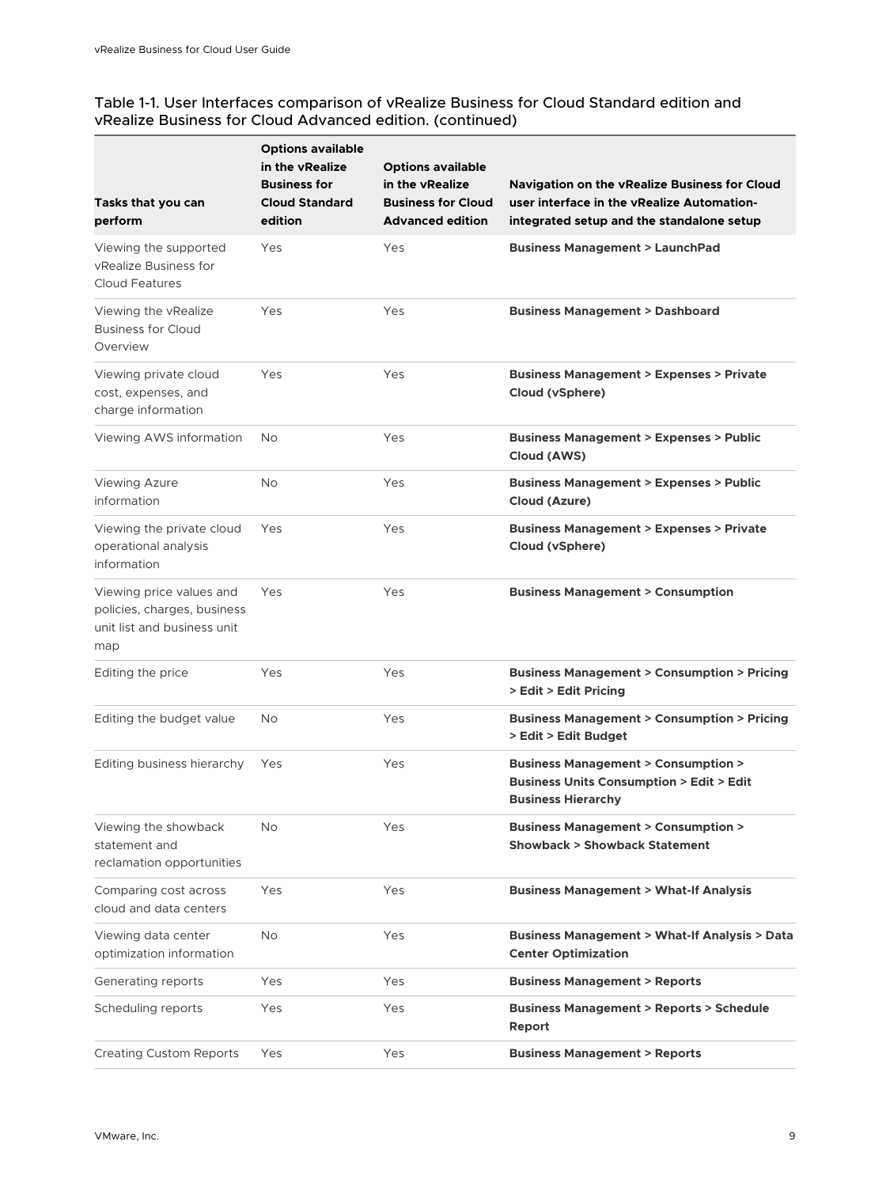Table 1-1. User Interfaces comparison of vRealize Business for Cloud Standard edition and vRealize Business for Cloud Advanced edition. (continued)

| Tasks that you can perform | Options available in the vRealize Business for Cloud Standard edition | Options available in the vRealize Business for Cloud Advanced edition | Navigation on the vRealize Business for Cloud user interface in the vRealize Automation-integrated setup and the standalone setup |
| --- | --- | --- | --- |
| Viewing the supported vRealize Business for Cloud Features | Yes | Yes | **Business Management > LaunchPad** |
| Viewing the vRealize Business for Cloud Overview | Yes | Yes | **Business Management > Dashboard** |
| Viewing private cloud cost, expenses, and charge information | Yes | Yes | **Business Management > Expenses > Private Cloud (vSphere)** |
| Viewing AWS information | No | Yes | **Business Management > Expenses > Public Cloud (AWS)** |
| Viewing Azure information | No | Yes | **Business Management > Expenses > Public Cloud (Azure)** |
| Viewing the private cloud operational analysis information | Yes | Yes | **Business Management > Expenses > Private Cloud (vSphere)** |
| Viewing price values and policies, charges, business unit list and business unit map | Yes | Yes | **Business Management > Consumption** |
| Editing the price | Yes | Yes | **Business Management > Consumption > Pricing > Edit > Edit Pricing** |
| Editing the budget value | No | Yes | **Business Management > Consumption > Pricing > Edit > Edit Budget** |
| Editing business hierarchy | Yes | Yes | **Business Management > Consumption > Business Units Consumption > Edit > Edit Business Hierarchy** |
| Viewing the showback statement and reclamation opportunities | No | Yes | **Business Management > Consumption > Showback > Showback Statement** |
| Comparing cost across cloud and data centers | Yes | Yes | **Business Management > What-If Analysis** |
| Viewing data center optimization information | No | Yes | **Business Management > What-If Analysis > Data Center Optimization** |
| Generating reports | Yes | Yes | **Business Management > Reports** |
| Scheduling reports | Yes | Yes | **Business Management > Reports > Schedule Report** |
| Creating Custom Reports | Yes | Yes | **Business Management > Reports** |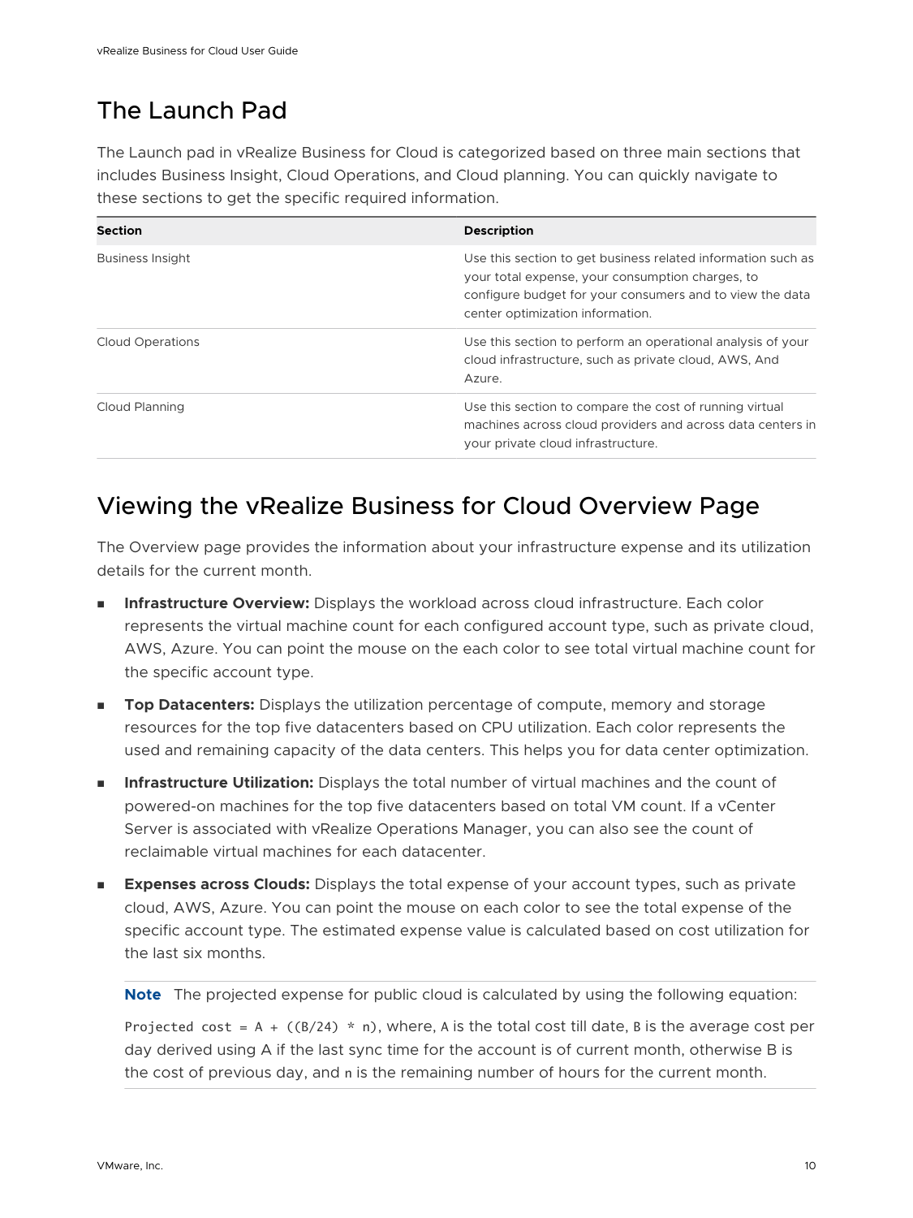## The Launch Pad

The Launch pad in vRealize Business for Cloud is categorized based on three main sections that includes Business Insight, Cloud Operations, and Cloud planning. You can quickly navigate to these sections to get the specific required information.

| Section | Description |
|---|---|
| Business Insight | Use this section to get business related information such as your total expense, your consumption charges, to configure budget for your consumers and to view the data center optimization information. |
| Cloud Operations | Use this section to perform an operational analysis of your cloud infrastructure, such as private cloud, AWS, And Azure. |
| Cloud Planning | Use this section to compare the cost of running virtual machines across cloud providers and across data centers in your private cloud infrastructure. |

## Viewing the vRealize Business for Cloud Overview Page

The Overview page provides the information about your infrastructure expense and its utilization details for the current month.

- **Infrastructure Overview:** Displays the workload across cloud infrastructure. Each color represents the virtual machine count for each configured account type, such as private cloud, AWS, Azure. You can point the mouse on the each color to see total virtual machine count for the specific account type.
- **Top Datacenters:** Displays the utilization percentage of compute, memory and storage resources for the top five datacenters based on CPU utilization. Each color represents the used and remaining capacity of the data centers. This helps you for data center optimization.
- **Infrastructure Utilization:** Displays the total number of virtual machines and the count of powered-on machines for the top five datacenters based on total VM count. If a vCenter Server is associated with vRealize Operations Manager, you can also see the count of reclaimable virtual machines for each datacenter.
- **Expenses across Clouds:** Displays the total expense of your account types, such as private cloud, AWS, Azure. You can point the mouse on each color to see the total expense of the specific account type. The estimated expense value is calculated based on cost utilization for the last six months.

  **Note** The projected expense for public cloud is calculated by using the following equation:

  `Projected cost = A + ((B/24) * n)`, where, `A` is the total cost till date, `B` is the average cost per day derived using A if the last sync time for the account is of current month, otherwise B is the cost of previous day, and `n` is the remaining number of hours for the current month.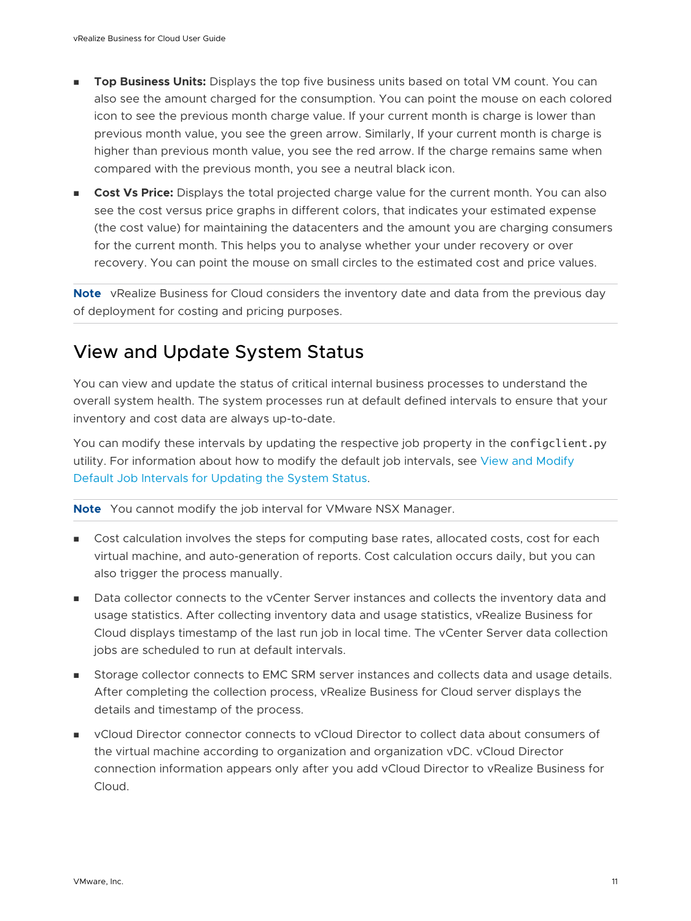- **Top Business Units:** Displays the top five business units based on total VM count. You can also see the amount charged for the consumption. You can point the mouse on each colored icon to see the previous month charge value. If your current month is charge is lower than previous month value, you see the green arrow. Similarly, If your current month is charge is higher than previous month value, you see the red arrow. If the charge remains same when compared with the previous month, you see a neutral black icon.
- **Cost Vs Price:** Displays the total projected charge value for the current month. You can also see the cost versus price graphs in different colors, that indicates your estimated expense (the cost value) for maintaining the datacenters and the amount you are charging consumers for the current month. This helps you to analyse whether your under recovery or over recovery. You can point the mouse on small circles to the estimated cost and price values.

**Note** vRealize Business for Cloud considers the inventory date and data from the previous day of deployment for costing and pricing purposes.

## View and Update System Status

You can view and update the status of critical internal business processes to understand the overall system health. The system processes run at default defined intervals to ensure that your inventory and cost data are always up-to-date.

You can modify these intervals by updating the respective job property in the `configclient.py` utility. For information about how to modify the default job intervals, see View and Modify Default Job Intervals for Updating the System Status.

**Note** You cannot modify the job interval for VMware NSX Manager.

- Cost calculation involves the steps for computing base rates, allocated costs, cost for each virtual machine, and auto-generation of reports. Cost calculation occurs daily, but you can also trigger the process manually.
- Data collector connects to the vCenter Server instances and collects the inventory data and usage statistics. After collecting inventory data and usage statistics, vRealize Business for Cloud displays timestamp of the last run job in local time. The vCenter Server data collection jobs are scheduled to run at default intervals.
- Storage collector connects to EMC SRM server instances and collects data and usage details. After completing the collection process, vRealize Business for Cloud server displays the details and timestamp of the process.
- vCloud Director connector connects to vCloud Director to collect data about consumers of the virtual machine according to organization and organization vDC. vCloud Director connection information appears only after you add vCloud Director to vRealize Business for Cloud.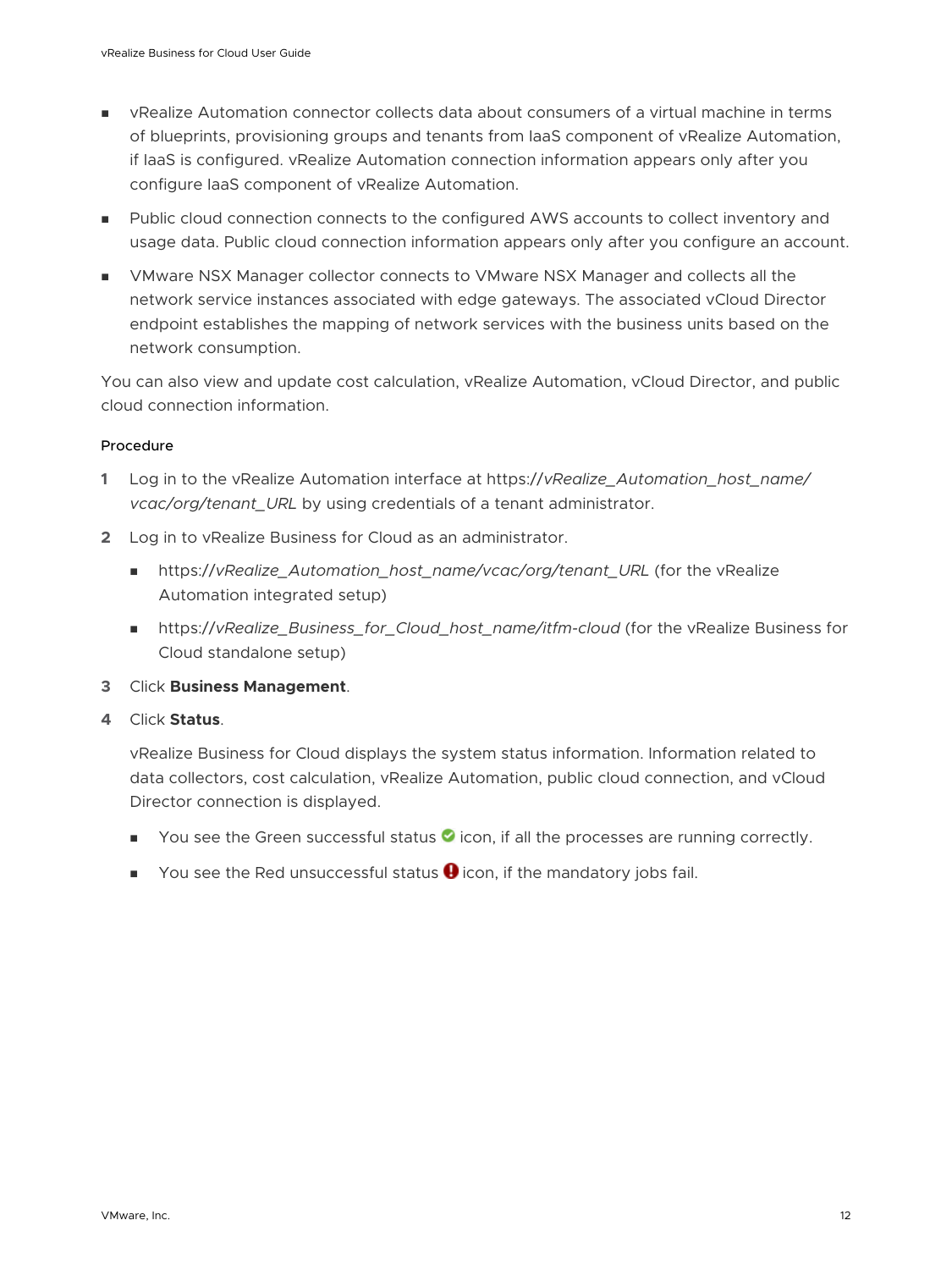- vRealize Automation connector collects data about consumers of a virtual machine in terms of blueprints, provisioning groups and tenants from IaaS component of vRealize Automation, if IaaS is configured. vRealize Automation connection information appears only after you configure IaaS component of vRealize Automation.
- Public cloud connection connects to the configured AWS accounts to collect inventory and usage data. Public cloud connection information appears only after you configure an account.
- VMware NSX Manager collector connects to VMware NSX Manager and collects all the network service instances associated with edge gateways. The associated vCloud Director endpoint establishes the mapping of network services with the business units based on the network consumption.

You can also view and update cost calculation, vRealize Automation, vCloud Director, and public cloud connection information.

#### Procedure

1. Log in to the vRealize Automation interface at https://*vRealize_Automation_host_name/vcac/org/tenant_URL* by using credentials of a tenant administrator.
2. Log in to vRealize Business for Cloud as an administrator.
   - https://*vRealize_Automation_host_name/vcac/org/tenant_URL* (for the vRealize Automation integrated setup)
   - https://*vRealize_Business_for_Cloud_host_name/itfm-cloud* (for the vRealize Business for Cloud standalone setup)
3. Click **Business Management**.
4. Click **Status**.

   vRealize Business for Cloud displays the system status information. Information related to data collectors, cost calculation, vRealize Automation, public cloud connection, and vCloud Director connection is displayed.

   - You see the Green successful status icon, if all the processes are running correctly.
   - You see the Red unsuccessful status icon, if the mandatory jobs fail.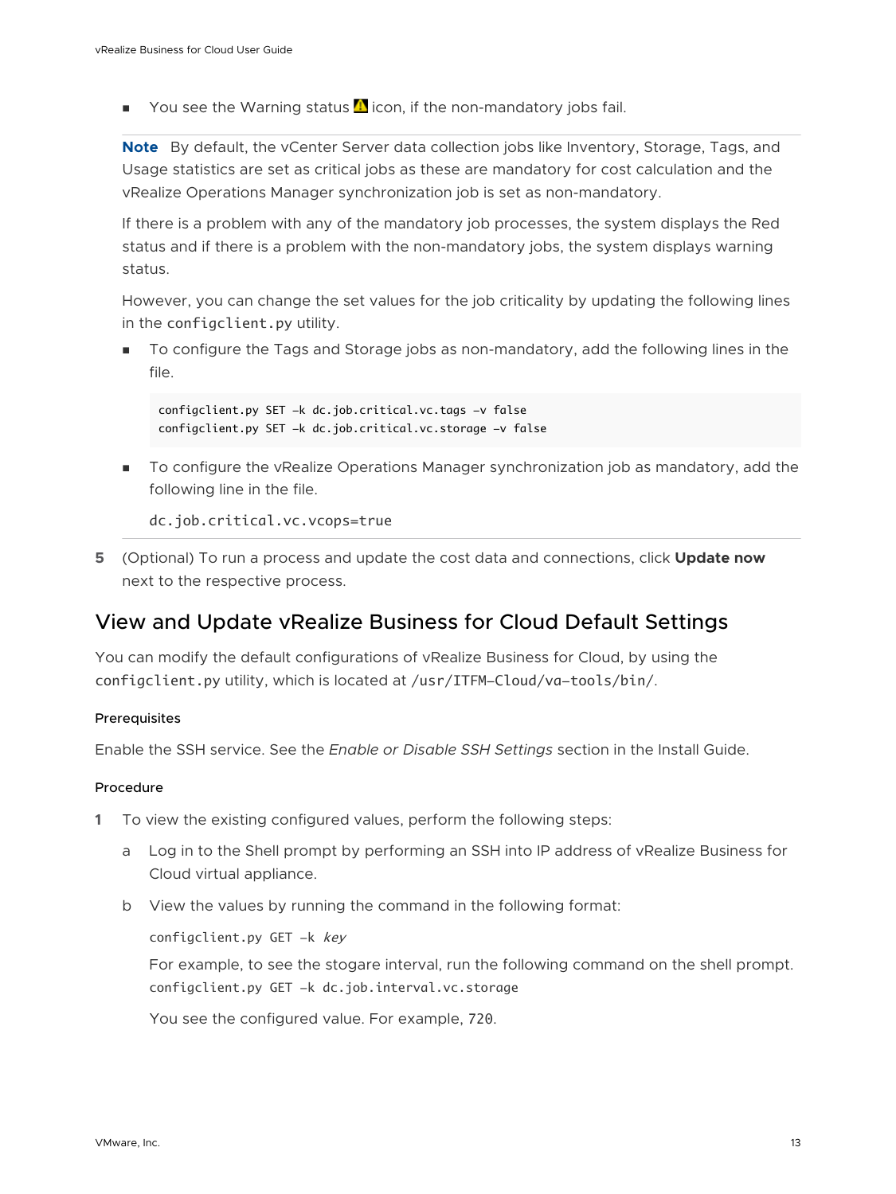- You see the Warning status ⚠ icon, if the non-mandatory jobs fail.

**Note** By default, the vCenter Server data collection jobs like Inventory, Storage, Tags, and Usage statistics are set as critical jobs as these are mandatory for cost calculation and the vRealize Operations Manager synchronization job is set as non-mandatory.

If there is a problem with any of the mandatory job processes, the system displays the Red status and if there is a problem with the non-mandatory jobs, the system displays warning status.

However, you can change the set values for the job criticality by updating the following lines in the `configclient.py` utility.

- To configure the Tags and Storage jobs as non-mandatory, add the following lines in the file.

```
configclient.py SET –k dc.job.critical.vc.tags –v false
configclient.py SET –k dc.job.critical.vc.storage –v false
```

- To configure the vRealize Operations Manager synchronization job as mandatory, add the following line in the file.

  `dc.job.critical.vc.vcops=true`

5 (Optional) To run a process and update the cost data and connections, click **Update now** next to the respective process.

## View and Update vRealize Business for Cloud Default Settings

You can modify the default configurations of vRealize Business for Cloud, by using the `configclient.py` utility, which is located at `/usr/ITFM–Cloud/va–tools/bin/`.

### Prerequisites

Enable the SSH service. See the *Enable or Disable SSH Settings* section in the Install Guide.

### Procedure

1 To view the existing configured values, perform the following steps:

   a Log in to the Shell prompt by performing an SSH into IP address of vRealize Business for Cloud virtual appliance.

   b View the values by running the command in the following format:

   `configclient.py GET –k` *key*

   For example, to see the stogare interval, run the following command on the shell prompt.
   `configclient.py GET –k dc.job.interval.vc.storage`

   You see the configured value. For example, `720`.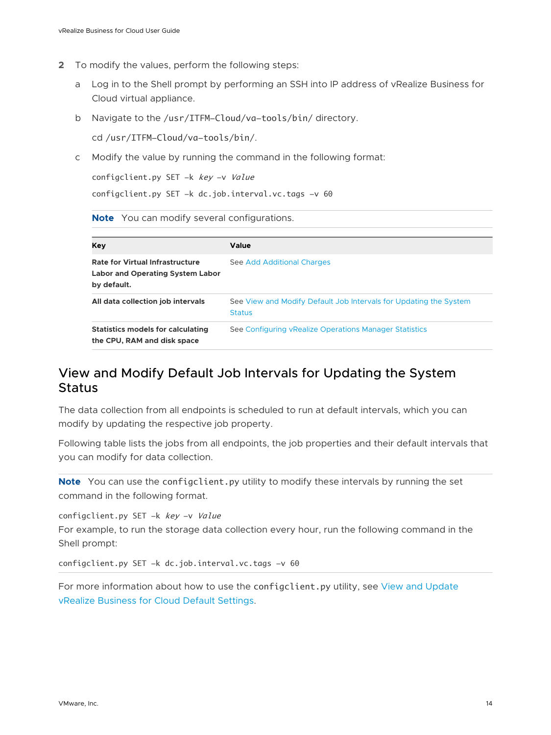2 To modify the values, perform the following steps:

   a Log in to the Shell prompt by performing an SSH into IP address of vRealize Business for Cloud virtual appliance.

   b Navigate to the `/usr/ITFM-Cloud/va-tools/bin/` directory.

      cd `/usr/ITFM-Cloud/va-tools/bin/`.

   c Modify the value by running the command in the following format:

      `configclient.py SET -k` *key* `-v` *Value*

      `configclient.py SET -k dc.job.interval.vc.tags -v 60`

      **Note** You can modify several configurations.

| Key | Value |
| --- | --- |
| **Rate for Virtual Infrastructure Labor and Operating System Labor by default.** | See Add Additional Charges |
| **All data collection job intervals** | See View and Modify Default Job Intervals for Updating the System Status |
| **Statistics models for calculating the CPU, RAM and disk space** | See Configuring vRealize Operations Manager Statistics |

## View and Modify Default Job Intervals for Updating the System Status

The data collection from all endpoints is scheduled to run at default intervals, which you can modify by updating the respective job property.

Following table lists the jobs from all endpoints, the job properties and their default intervals that you can modify for data collection.

**Note** You can use the `configclient.py` utility to modify these intervals by running the set command in the following format.

`configclient.py SET -k` *key* `-v` *Value*

For example, to run the storage data collection every hour, run the following command in the Shell prompt:

```
configclient.py SET -k dc.job.interval.vc.tags -v 60
```

For more information about how to use the `configclient.py` utility, see View and Update vRealize Business for Cloud Default Settings.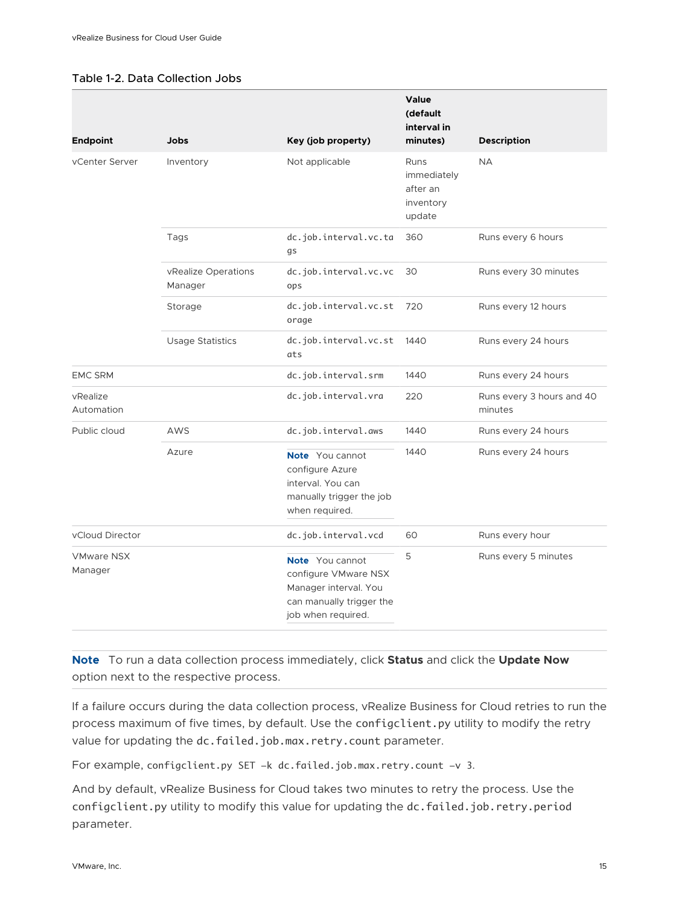Table 1-2. Data Collection Jobs

| Endpoint | Jobs | Key (job property) | Value (default interval in minutes) | Description |
| --- | --- | --- | --- | --- |
| vCenter Server | Inventory | Not applicable | Runs immediately after an inventory update | NA |
| | Tags | `dc.job.interval.vc.tags` | 360 | Runs every 6 hours |
| | vRealize Operations Manager | `dc.job.interval.vc.vcops` | 30 | Runs every 30 minutes |
| | Storage | `dc.job.interval.vc.storage` | 720 | Runs every 12 hours |
| | Usage Statistics | `dc.job.interval.vc.stats` | 1440 | Runs every 24 hours |
| EMC SRM | | `dc.job.interval.srm` | 1440 | Runs every 24 hours |
| vRealize Automation | | `dc.job.interval.vra` | 220 | Runs every 3 hours and 40 minutes |
| Public cloud | AWS | `dc.job.interval.aws` | 1440 | Runs every 24 hours |
| | Azure | **Note** You cannot configure Azure interval. You can manually trigger the job when required. | 1440 | Runs every 24 hours |
| vCloud Director | | `dc.job.interval.vcd` | 60 | Runs every hour |
| VMware NSX Manager | | **Note** You cannot configure VMware NSX Manager interval. You can manually trigger the job when required. | 5 | Runs every 5 minutes |

**Note** To run a data collection process immediately, click **Status** and click the **Update Now** option next to the respective process.

If a failure occurs during the data collection process, vRealize Business for Cloud retries to run the process maximum of five times, by default. Use the `configclient.py` utility to modify the retry value for updating the `dc.failed.job.max.retry.count` parameter.

For example, `configclient.py SET –k dc.failed.job.max.retry.count –v 3`.

And by default, vRealize Business for Cloud takes two minutes to retry the process. Use the `configclient.py` utility to modify this value for updating the `dc.failed.job.retry.period` parameter.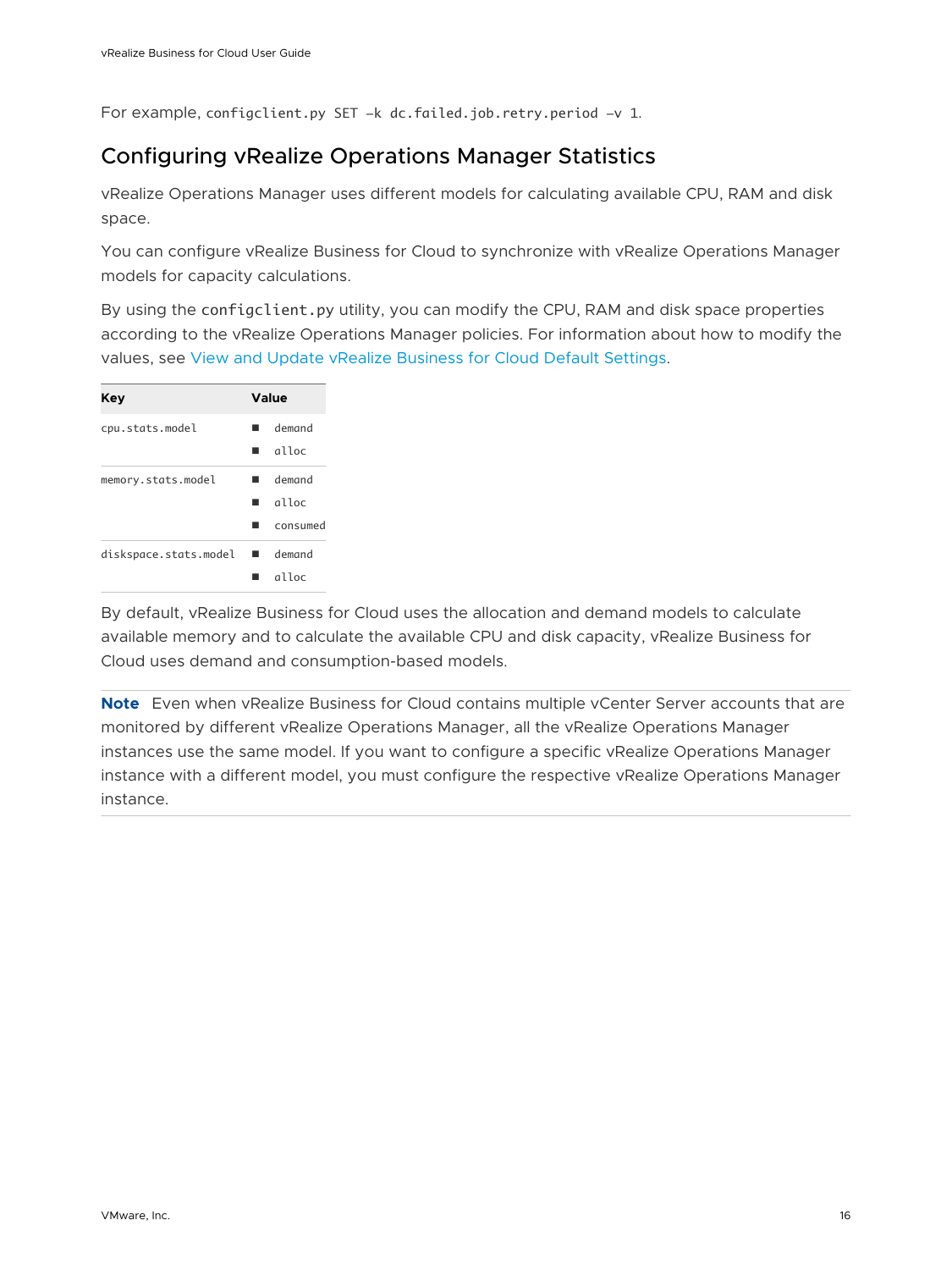For example, `configclient.py SET –k dc.failed.job.retry.period –v 1`.

## Configuring vRealize Operations Manager Statistics

vRealize Operations Manager uses different models for calculating available CPU, RAM and disk space.

You can configure vRealize Business for Cloud to synchronize with vRealize Operations Manager models for capacity calculations.

By using the `configclient.py` utility, you can modify the CPU, RAM and disk space properties according to the vRealize Operations Manager policies. For information about how to modify the values, see View and Update vRealize Business for Cloud Default Settings.

| Key | Value |
| --- | --- |
| `cpu.stats.model` | ■ `demand`<br>■ `alloc` |
| `memory.stats.model` | ■ `demand`<br>■ `alloc`<br>■ `consumed` |
| `diskspace.stats.model` | ■ `demand`<br>■ `alloc` |

By default, vRealize Business for Cloud uses the allocation and demand models to calculate available memory and to calculate the available CPU and disk capacity, vRealize Business for Cloud uses demand and consumption-based models.

**Note** Even when vRealize Business for Cloud contains multiple vCenter Server accounts that are monitored by different vRealize Operations Manager, all the vRealize Operations Manager instances use the same model. If you want to configure a specific vRealize Operations Manager instance with a different model, you must configure the respective vRealize Operations Manager instance.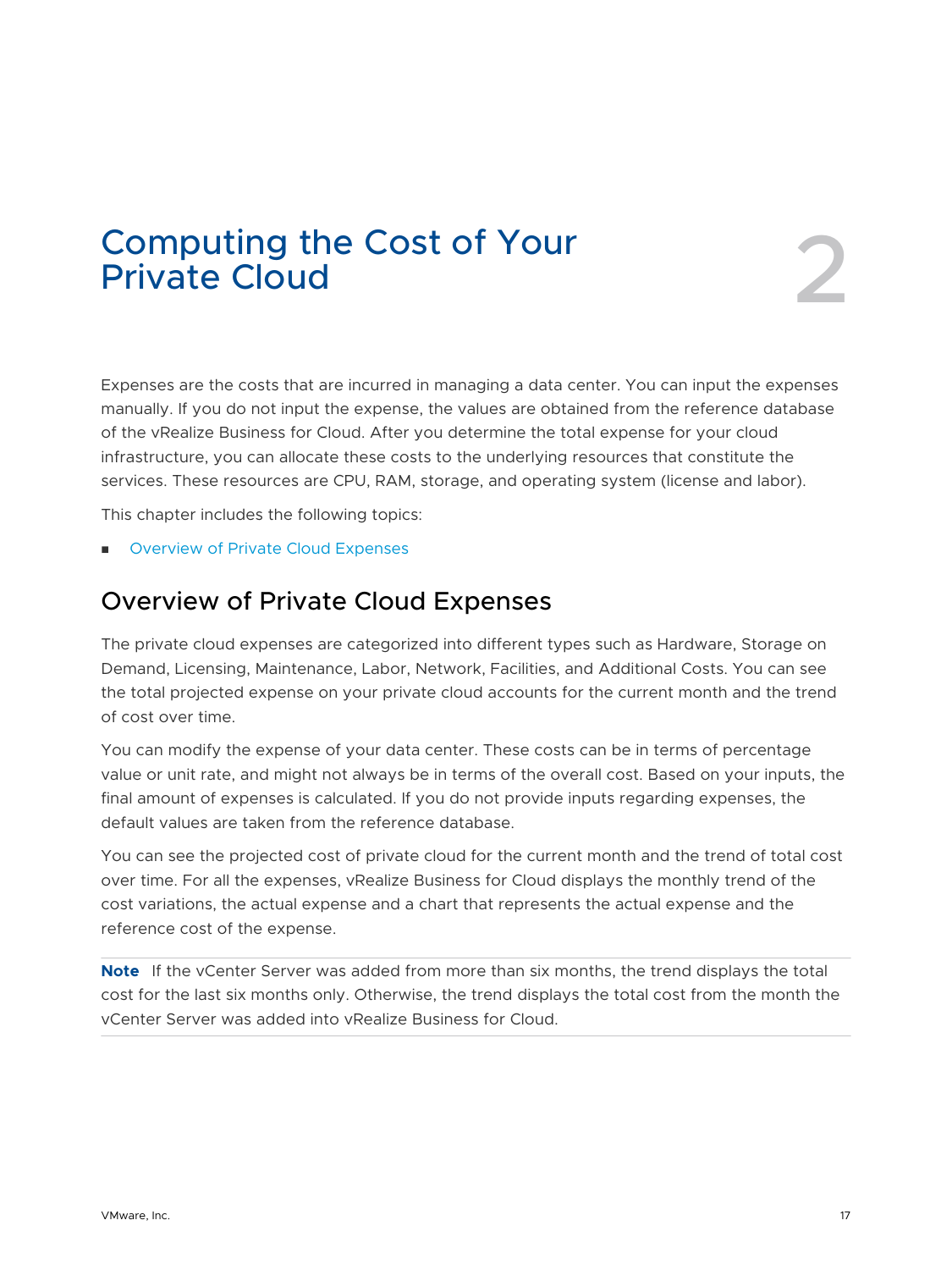# Computing the Cost of Your Private Cloud

2

Expenses are the costs that are incurred in managing a data center. You can input the expenses manually. If you do not input the expense, the values are obtained from the reference database of the vRealize Business for Cloud. After you determine the total expense for your cloud infrastructure, you can allocate these costs to the underlying resources that constitute the services. These resources are CPU, RAM, storage, and operating system (license and labor).

This chapter includes the following topics:

- Overview of Private Cloud Expenses

## Overview of Private Cloud Expenses

The private cloud expenses are categorized into different types such as Hardware, Storage on Demand, Licensing, Maintenance, Labor, Network, Facilities, and Additional Costs. You can see the total projected expense on your private cloud accounts for the current month and the trend of cost over time.

You can modify the expense of your data center. These costs can be in terms of percentage value or unit rate, and might not always be in terms of the overall cost. Based on your inputs, the final amount of expenses is calculated. If you do not provide inputs regarding expenses, the default values are taken from the reference database.

You can see the projected cost of private cloud for the current month and the trend of total cost over time. For all the expenses, vRealize Business for Cloud displays the monthly trend of the cost variations, the actual expense and a chart that represents the actual expense and the reference cost of the expense.

**Note** If the vCenter Server was added from more than six months, the trend displays the total cost for the last six months only. Otherwise, the trend displays the total cost from the month the vCenter Server was added into vRealize Business for Cloud.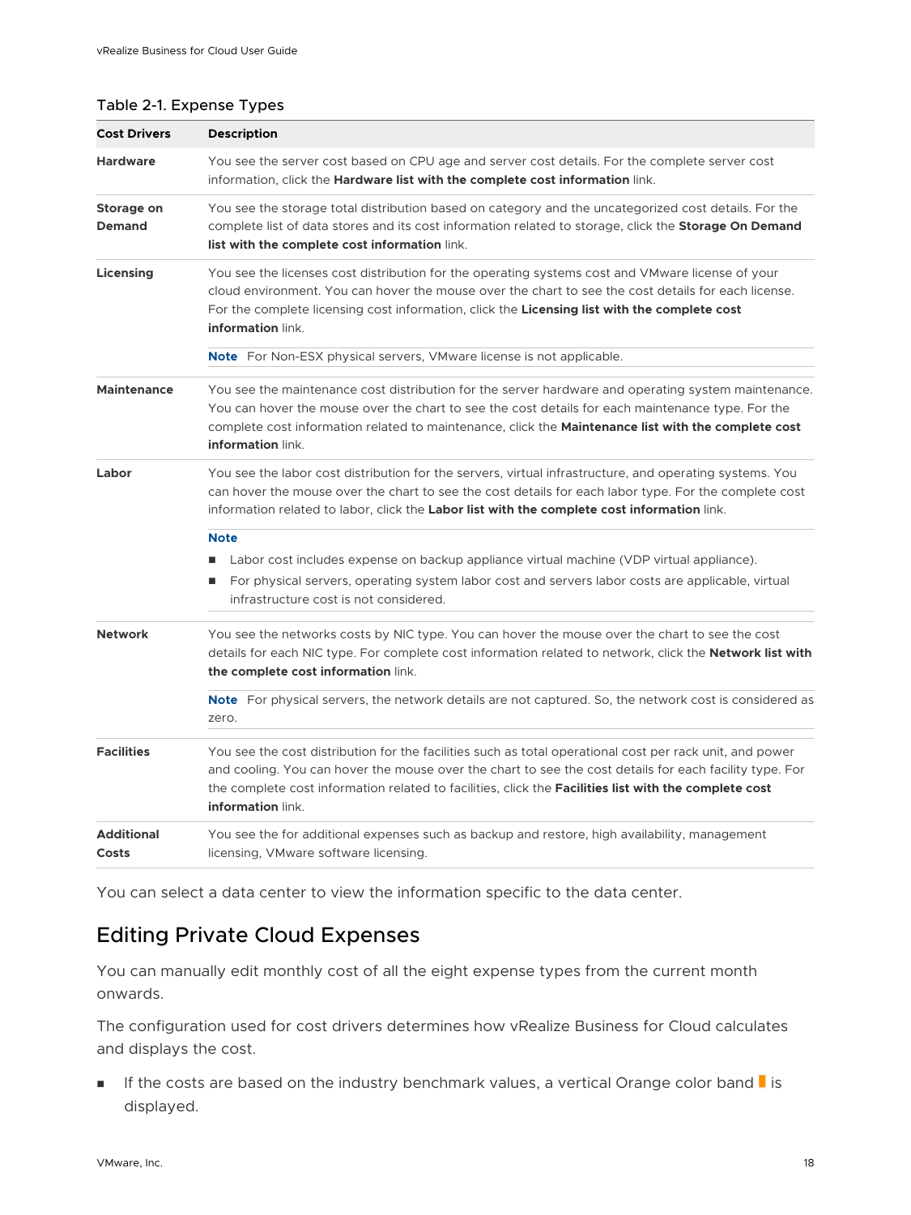Table 2-1. Expense Types

| Cost Drivers | Description |
| --- | --- |
| **Hardware** | You see the server cost based on CPU age and server cost details. For the complete server cost information, click the **Hardware list with the complete cost information** link. |
| **Storage on Demand** | You see the storage total distribution based on category and the uncategorized cost details. For the complete list of data stores and its cost information related to storage, click the **Storage On Demand list with the complete cost information** link. |
| **Licensing** | You see the licenses cost distribution for the operating systems cost and VMware license of your cloud environment. You can hover the mouse over the chart to see the cost details for each license. For the complete licensing cost information, click the **Licensing list with the complete cost information** link.<br><br>**Note** For Non-ESX physical servers, VMware license is not applicable. |
| **Maintenance** | You see the maintenance cost distribution for the server hardware and operating system maintenance. You can hover the mouse over the chart to see the cost details for each maintenance type. For the complete cost information related to maintenance, click the **Maintenance list with the complete cost information** link. |
| **Labor** | You see the labor cost distribution for the servers, virtual infrastructure, and operating systems. You can hover the mouse over the chart to see the cost details for each labor type. For the complete cost information related to labor, click the **Labor list with the complete cost information** link.<br><br>**Note**<br>■ Labor cost includes expense on backup appliance virtual machine (VDP virtual appliance).<br>■ For physical servers, operating system labor cost and servers labor costs are applicable, virtual infrastructure cost is not considered. |
| **Network** | You see the networks costs by NIC type. You can hover the mouse over the chart to see the cost details for each NIC type. For complete cost information related to network, click the **Network list with the complete cost information** link.<br><br>**Note** For physical servers, the network details are not captured. So, the network cost is considered as zero. |
| **Facilities** | You see the cost distribution for the facilities such as total operational cost per rack unit, and power and cooling. You can hover the mouse over the chart to see the cost details for each facility type. For the complete cost information related to facilities, click the **Facilities list with the complete cost information** link. |
| **Additional Costs** | You see the for additional expenses such as backup and restore, high availability, management licensing, VMware software licensing. |

You can select a data center to view the information specific to the data center.

## Editing Private Cloud Expenses

You can manually edit monthly cost of all the eight expense types from the current month onwards.

The configuration used for cost drivers determines how vRealize Business for Cloud calculates and displays the cost.

- If the costs are based on the industry benchmark values, a vertical Orange color band is displayed.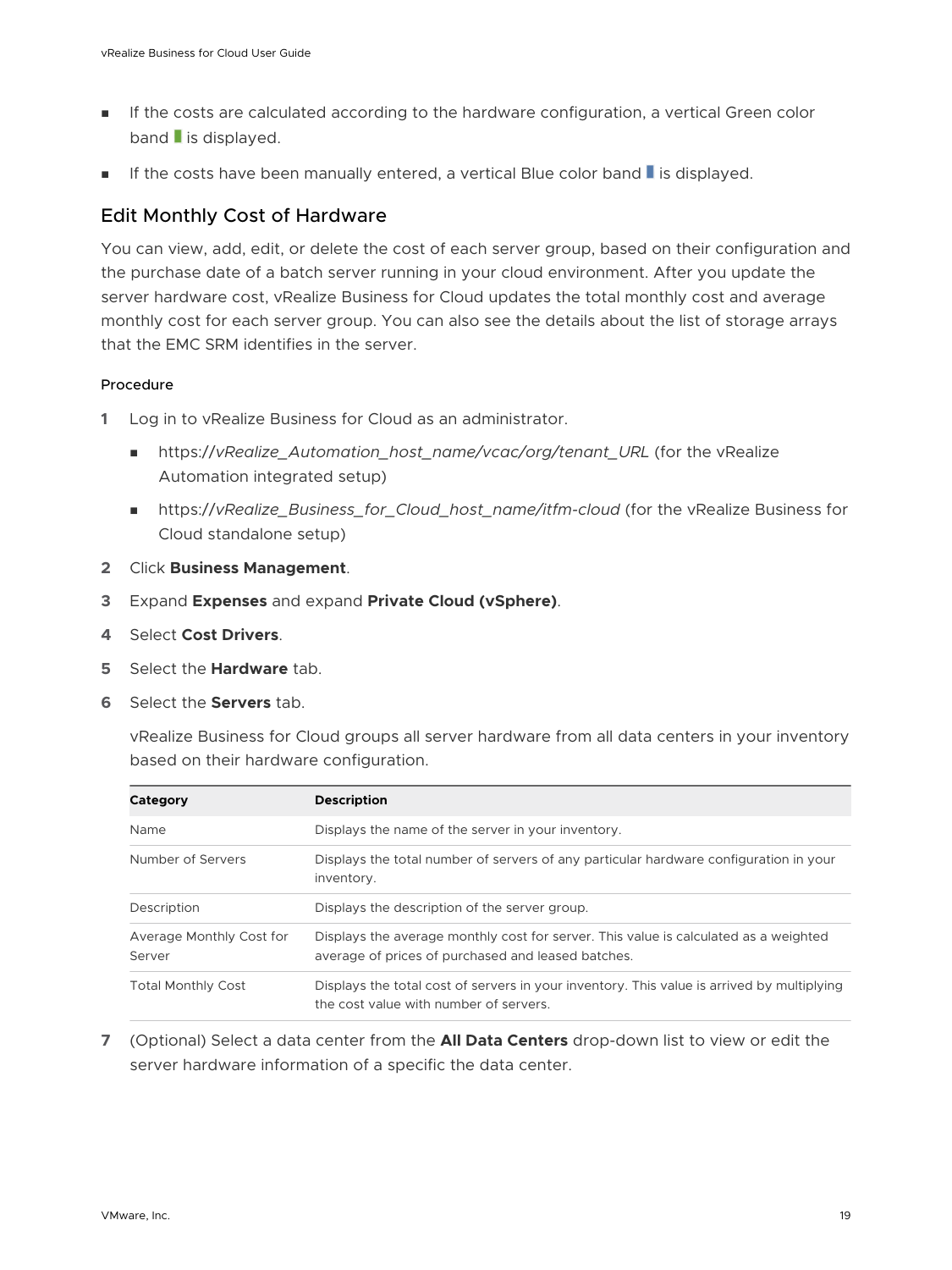- If the costs are calculated according to the hardware configuration, a vertical Green color band is displayed.
- If the costs have been manually entered, a vertical Blue color band is displayed.

## Edit Monthly Cost of Hardware

You can view, add, edit, or delete the cost of each server group, based on their configuration and the purchase date of a batch server running in your cloud environment. After you update the server hardware cost, vRealize Business for Cloud updates the total monthly cost and average monthly cost for each server group. You can also see the details about the list of storage arrays that the EMC SRM identifies in the server.

#### Procedure

1. Log in to vRealize Business for Cloud as an administrator.
   - https://*vRealize_Automation_host_name/vcac/org/tenant_URL* (for the vRealize Automation integrated setup)
   - https://*vRealize_Business_for_Cloud_host_name/itfm-cloud* (for the vRealize Business for Cloud standalone setup)
2. Click **Business Management**.
3. Expand **Expenses** and expand **Private Cloud (vSphere)**.
4. Select **Cost Drivers**.
5. Select the **Hardware** tab.
6. Select the **Servers** tab.

   vRealize Business for Cloud groups all server hardware from all data centers in your inventory based on their hardware configuration.

   | Category | Description |
   | --- | --- |
   | Name | Displays the name of the server in your inventory. |
   | Number of Servers | Displays the total number of servers of any particular hardware configuration in your inventory. |
   | Description | Displays the description of the server group. |
   | Average Monthly Cost for Server | Displays the average monthly cost for server. This value is calculated as a weighted average of prices of purchased and leased batches. |
   | Total Monthly Cost | Displays the total cost of servers in your inventory. This value is arrived by multiplying the cost value with number of servers. |

7. (Optional) Select a data center from the **All Data Centers** drop-down list to view or edit the server hardware information of a specific the data center.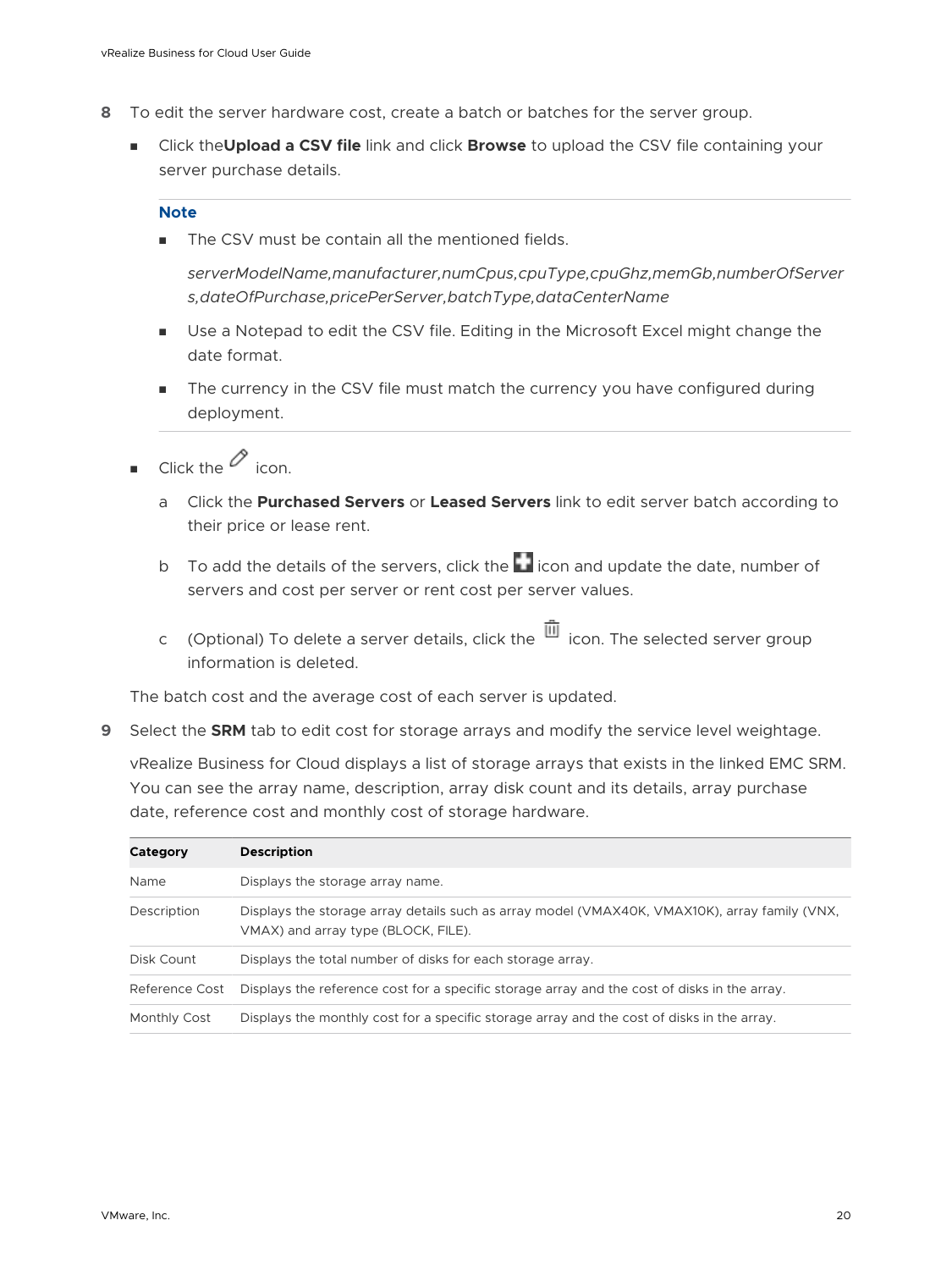8 To edit the server hardware cost, create a batch or batches for the server group.

- Click the**Upload a CSV file** link and click **Browse** to upload the CSV file containing your server purchase details.

  **Note**

  - The CSV must be contain all the mentioned fields.

    *serverModelName,manufacturer,numCpus,cpuType,cpuGhz,memGb,numberOfServers,dateOfPurchase,pricePerServer,batchType,dataCenterName*

  - Use a Notepad to edit the CSV file. Editing in the Microsoft Excel might change the date format.
  - The currency in the CSV file must match the currency you have configured during deployment.

- Click the icon.

  a Click the **Purchased Servers** or **Leased Servers** link to edit server batch according to their price or lease rent.

  b To add the details of the servers, click the icon and update the date, number of servers and cost per server or rent cost per server values.

  c (Optional) To delete a server details, click the icon. The selected server group information is deleted.

The batch cost and the average cost of each server is updated.

9 Select the **SRM** tab to edit cost for storage arrays and modify the service level weightage.

vRealize Business for Cloud displays a list of storage arrays that exists in the linked EMC SRM. You can see the array name, description, array disk count and its details, array purchase date, reference cost and monthly cost of storage hardware.

| Category | Description |
| --- | --- |
| Name | Displays the storage array name. |
| Description | Displays the storage array details such as array model (VMAX40K, VMAX10K), array family (VNX, VMAX) and array type (BLOCK, FILE). |
| Disk Count | Displays the total number of disks for each storage array. |
| Reference Cost | Displays the reference cost for a specific storage array and the cost of disks in the array. |
| Monthly Cost | Displays the monthly cost for a specific storage array and the cost of disks in the array. |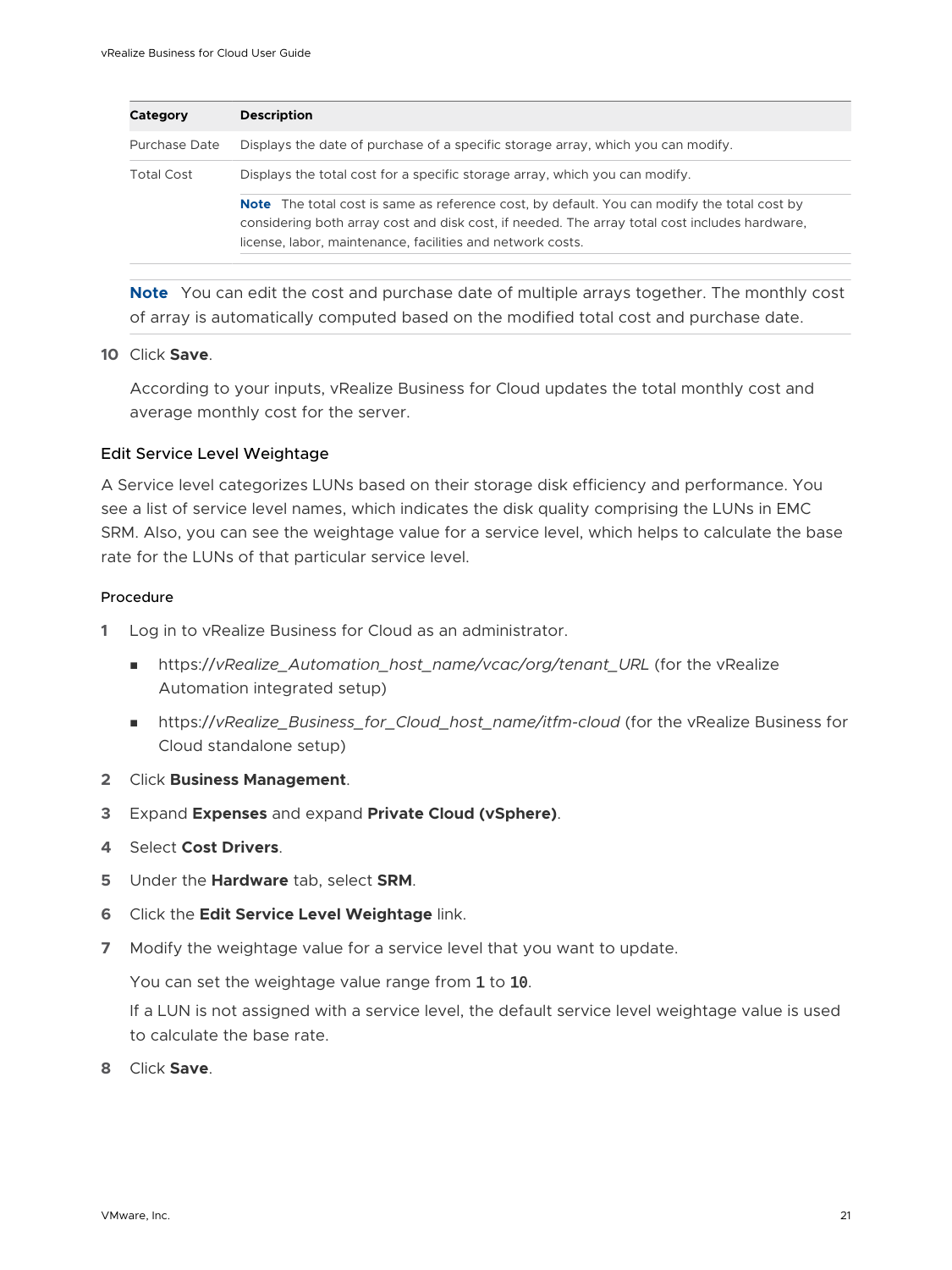| Category | Description |
| --- | --- |
| Purchase Date | Displays the date of purchase of a specific storage array, which you can modify. |
| Total Cost | Displays the total cost for a specific storage array, which you can modify. **Note** The total cost is same as reference cost, by default. You can modify the total cost by considering both array cost and disk cost, if needed. The array total cost includes hardware, license, labor, maintenance, facilities and network costs. |

**Note** You can edit the cost and purchase date of multiple arrays together. The monthly cost of array is automatically computed based on the modified total cost and purchase date.

10 Click **Save**.

According to your inputs, vRealize Business for Cloud updates the total monthly cost and average monthly cost for the server.

### Edit Service Level Weightage

A Service level categorizes LUNs based on their storage disk efficiency and performance. You see a list of service level names, which indicates the disk quality comprising the LUNs in EMC SRM. Also, you can see the weightage value for a service level, which helps to calculate the base rate for the LUNs of that particular service level.

#### Procedure

1 Log in to vRealize Business for Cloud as an administrator.

   - https://*vRealize_Automation_host_name/vcac/org/tenant_URL* (for the vRealize Automation integrated setup)
   - https://*vRealize_Business_for_Cloud_host_name/itfm-cloud* (for the vRealize Business for Cloud standalone setup)

2 Click **Business Management**.

3 Expand **Expenses** and expand **Private Cloud (vSphere)**.

4 Select **Cost Drivers**.

5 Under the **Hardware** tab, select **SRM**.

6 Click the **Edit Service Level Weightage** link.

7 Modify the weightage value for a service level that you want to update.

   You can set the weightage value range from `1` to `10`.

   If a LUN is not assigned with a service level, the default service level weightage value is used to calculate the base rate.

8 Click **Save**.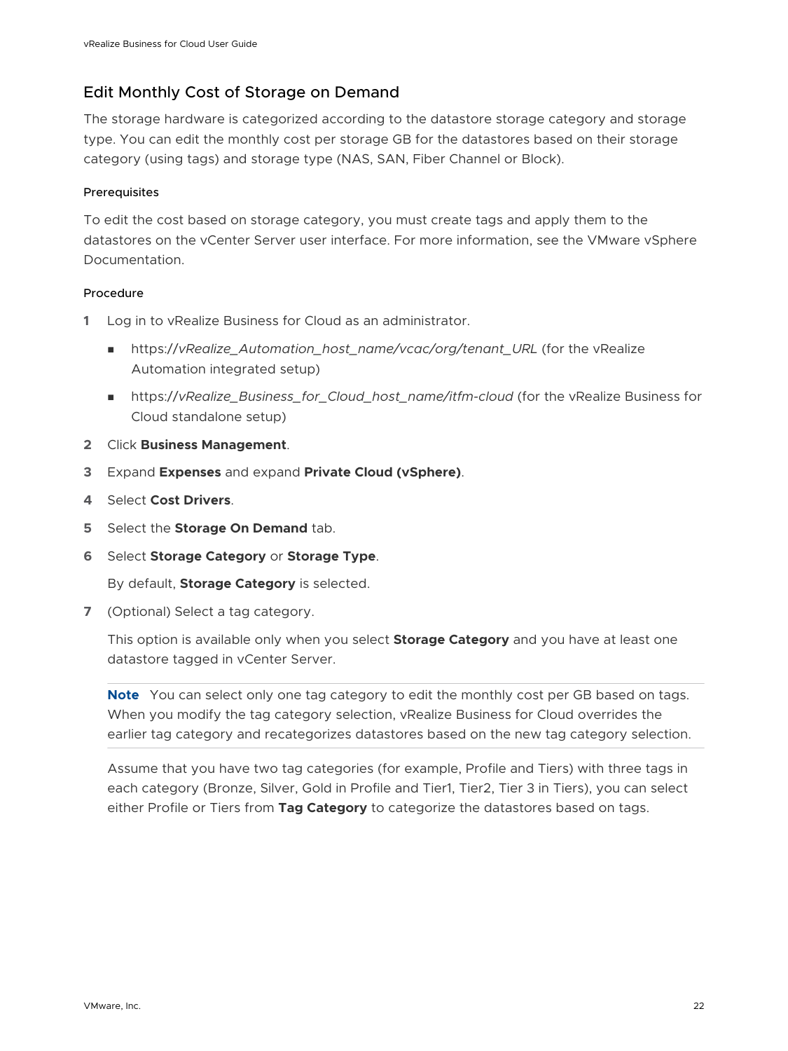## Edit Monthly Cost of Storage on Demand

The storage hardware is categorized according to the datastore storage category and storage type. You can edit the monthly cost per storage GB for the datastores based on their storage category (using tags) and storage type (NAS, SAN, Fiber Channel or Block).

#### Prerequisites

To edit the cost based on storage category, you must create tags and apply them to the datastores on the vCenter Server user interface. For more information, see the VMware vSphere Documentation.

#### Procedure

1. Log in to vRealize Business for Cloud as an administrator.
   - https://*vRealize_Automation_host_name/vcac/org/tenant_URL* (for the vRealize Automation integrated setup)
   - https://*vRealize_Business_for_Cloud_host_name/itfm-cloud* (for the vRealize Business for Cloud standalone setup)
2. Click **Business Management**.
3. Expand **Expenses** and expand **Private Cloud (vSphere)**.
4. Select **Cost Drivers**.
5. Select the **Storage On Demand** tab.
6. Select **Storage Category** or **Storage Type**.

   By default, **Storage Category** is selected.
7. (Optional) Select a tag category.

   This option is available only when you select **Storage Category** and you have at least one datastore tagged in vCenter Server.

   **Note** You can select only one tag category to edit the monthly cost per GB based on tags. When you modify the tag category selection, vRealize Business for Cloud overrides the earlier tag category and recategorizes datastores based on the new tag category selection.

   Assume that you have two tag categories (for example, Profile and Tiers) with three tags in each category (Bronze, Silver, Gold in Profile and Tier1, Tier2, Tier 3 in Tiers), you can select either Profile or Tiers from **Tag Category** to categorize the datastores based on tags.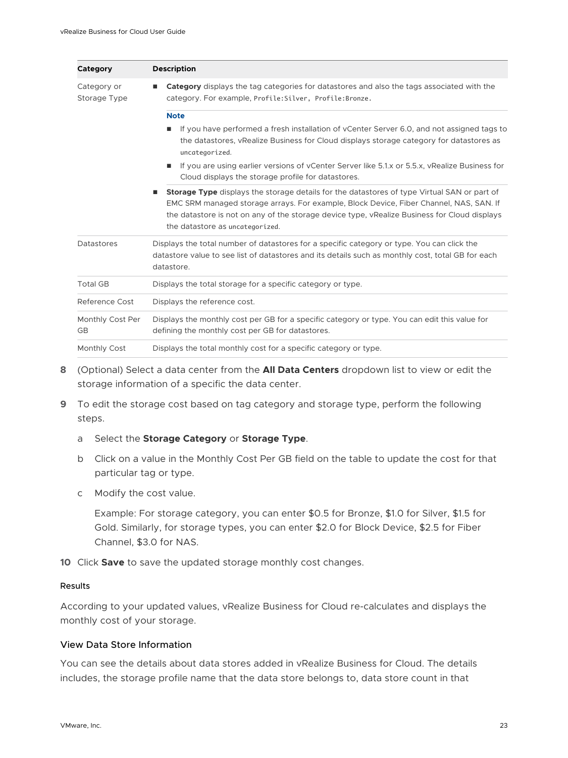| Category | Description |
| --- | --- |
| Category or Storage Type | ■ **Category** displays the tag categories for datastores and also the tags associated with the category. For example, `Profile:Silver, Profile:Bronze`.<br><br>**Note**<br>■ If you have performed a fresh installation of vCenter Server 6.0, and not assigned tags to the datastores, vRealize Business for Cloud displays storage category for datastores as `uncategorized`.<br>■ If you are using earlier versions of vCenter Server like 5.1.x or 5.5.x, vRealize Business for Cloud displays the storage profile for datastores.<br><br>■ **Storage Type** displays the storage details for the datastores of type Virtual SAN or part of EMC SRM managed storage arrays. For example, Block Device, Fiber Channel, NAS, SAN. If the datastore is not on any of the storage device type, vRealize Business for Cloud displays the datastore as `uncategorized`. |
| Datastores | Displays the total number of datastores for a specific category or type. You can click the datastore value to see list of datastores and its details such as monthly cost, total GB for each datastore. |
| Total GB | Displays the total storage for a specific category or type. |
| Reference Cost | Displays the reference cost. |
| Monthly Cost Per GB | Displays the monthly cost per GB for a specific category or type. You can edit this value for defining the monthly cost per GB for datastores. |
| Monthly Cost | Displays the total monthly cost for a specific category or type. |

8 (Optional) Select a data center from the **All Data Centers** dropdown list to view or edit the storage information of a specific the data center.

9 To edit the storage cost based on tag category and storage type, perform the following steps.

   a Select the **Storage Category** or **Storage Type**.

   b Click on a value in the Monthly Cost Per GB field on the table to update the cost for that particular tag or type.

   c Modify the cost value.

   Example: For storage category, you can enter $0.5 for Bronze, $1.0 for Silver, $1.5 for Gold. Similarly, for storage types, you can enter $2.0 for Block Device, $2.5 for Fiber Channel, $3.0 for NAS.

10 Click **Save** to save the updated storage monthly cost changes.

#### Results

According to your updated values, vRealize Business for Cloud re-calculates and displays the monthly cost of your storage.

### View Data Store Information

You can see the details about data stores added in vRealize Business for Cloud. The details includes, the storage profile name that the data store belongs to, data store count in that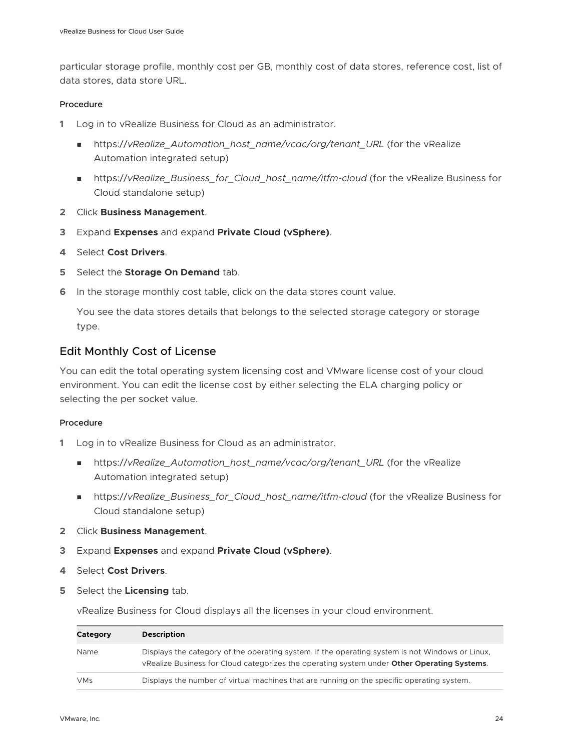particular storage profile, monthly cost per GB, monthly cost of data stores, reference cost, list of data stores, data store URL.

#### Procedure

1 Log in to vRealize Business for Cloud as an administrator.

   - https://*vRealize_Automation_host_name/vcac/org/tenant_URL* (for the vRealize Automation integrated setup)
   - https://*vRealize_Business_for_Cloud_host_name/itfm-cloud* (for the vRealize Business for Cloud standalone setup)

2 Click **Business Management**.

3 Expand **Expenses** and expand **Private Cloud (vSphere)**.

4 Select **Cost Drivers**.

5 Select the **Storage On Demand** tab.

6 In the storage monthly cost table, click on the data stores count value.

   You see the data stores details that belongs to the selected storage category or storage type.

## Edit Monthly Cost of License

You can edit the total operating system licensing cost and VMware license cost of your cloud environment. You can edit the license cost by either selecting the ELA charging policy or selecting the per socket value.

#### Procedure

1 Log in to vRealize Business for Cloud as an administrator.

   - https://*vRealize_Automation_host_name/vcac/org/tenant_URL* (for the vRealize Automation integrated setup)
   - https://*vRealize_Business_for_Cloud_host_name/itfm-cloud* (for the vRealize Business for Cloud standalone setup)

2 Click **Business Management**.

3 Expand **Expenses** and expand **Private Cloud (vSphere)**.

4 Select **Cost Drivers**.

5 Select the **Licensing** tab.

   vRealize Business for Cloud displays all the licenses in your cloud environment.

| Category | Description |
| --- | --- |
| Name | Displays the category of the operating system. If the operating system is not Windows or Linux, vRealize Business for Cloud categorizes the operating system under **Other Operating Systems**. |
| VMs | Displays the number of virtual machines that are running on the specific operating system. |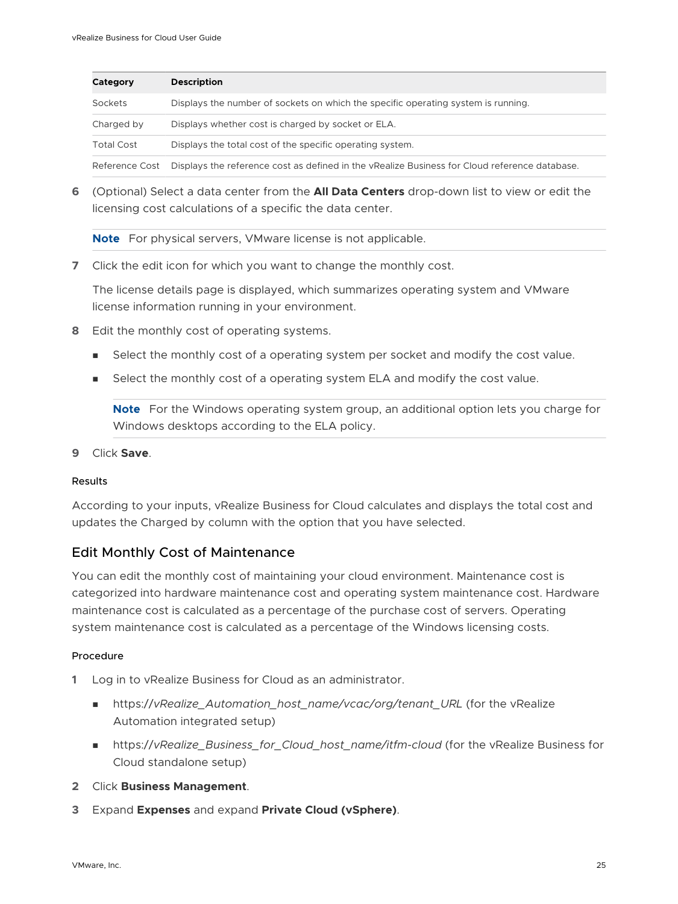| Category | Description |
| --- | --- |
| Sockets | Displays the number of sockets on which the specific operating system is running. |
| Charged by | Displays whether cost is charged by socket or ELA. |
| Total Cost | Displays the total cost of the specific operating system. |
| Reference Cost | Displays the reference cost as defined in the vRealize Business for Cloud reference database. |

6 (Optional) Select a data center from the **All Data Centers** drop-down list to view or edit the licensing cost calculations of a specific the data center.

**Note** For physical servers, VMware license is not applicable.

7 Click the edit icon for which you want to change the monthly cost.

The license details page is displayed, which summarizes operating system and VMware license information running in your environment.

8 Edit the monthly cost of operating systems.

- Select the monthly cost of a operating system per socket and modify the cost value.
- Select the monthly cost of a operating system ELA and modify the cost value.

**Note** For the Windows operating system group, an additional option lets you charge for Windows desktops according to the ELA policy.

9 Click **Save**.

#### Results

According to your inputs, vRealize Business for Cloud calculates and displays the total cost and updates the Charged by column with the option that you have selected.

## Edit Monthly Cost of Maintenance

You can edit the monthly cost of maintaining your cloud environment. Maintenance cost is categorized into hardware maintenance cost and operating system maintenance cost. Hardware maintenance cost is calculated as a percentage of the purchase cost of servers. Operating system maintenance cost is calculated as a percentage of the Windows licensing costs.

#### Procedure

1 Log in to vRealize Business for Cloud as an administrator.

- https://*vRealize_Automation_host_name/vcac/org/tenant_URL* (for the vRealize Automation integrated setup)
- https://*vRealize_Business_for_Cloud_host_name/itfm-cloud* (for the vRealize Business for Cloud standalone setup)

2 Click **Business Management**.

3 Expand **Expenses** and expand **Private Cloud (vSphere)**.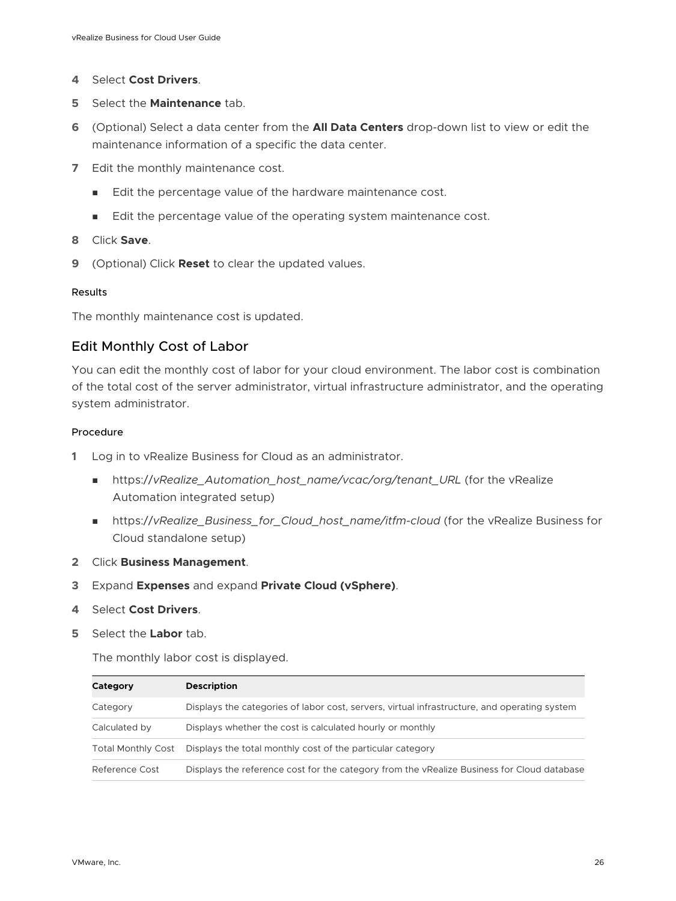4 Select **Cost Drivers**.

5 Select the **Maintenance** tab.

6 (Optional) Select a data center from the **All Data Centers** drop-down list to view or edit the maintenance information of a specific the data center.

7 Edit the monthly maintenance cost.

   - Edit the percentage value of the hardware maintenance cost.
   - Edit the percentage value of the operating system maintenance cost.

8 Click **Save**.

9 (Optional) Click **Reset** to clear the updated values.

#### Results

The monthly maintenance cost is updated.

## Edit Monthly Cost of Labor

You can edit the monthly cost of labor for your cloud environment. The labor cost is combination of the total cost of the server administrator, virtual infrastructure administrator, and the operating system administrator.

#### Procedure

1 Log in to vRealize Business for Cloud as an administrator.

   - https://*vRealize_Automation_host_name/vcac/org/tenant_URL* (for the vRealize Automation integrated setup)
   - https://*vRealize_Business_for_Cloud_host_name/itfm-cloud* (for the vRealize Business for Cloud standalone setup)

2 Click **Business Management**.

3 Expand **Expenses** and expand **Private Cloud (vSphere)**.

4 Select **Cost Drivers**.

5 Select the **Labor** tab.

   The monthly labor cost is displayed.

| Category | Description |
| --- | --- |
| Category | Displays the categories of labor cost, servers, virtual infrastructure, and operating system |
| Calculated by | Displays whether the cost is calculated hourly or monthly |
| Total Monthly Cost | Displays the total monthly cost of the particular category |
| Reference Cost | Displays the reference cost for the category from the vRealize Business for Cloud database |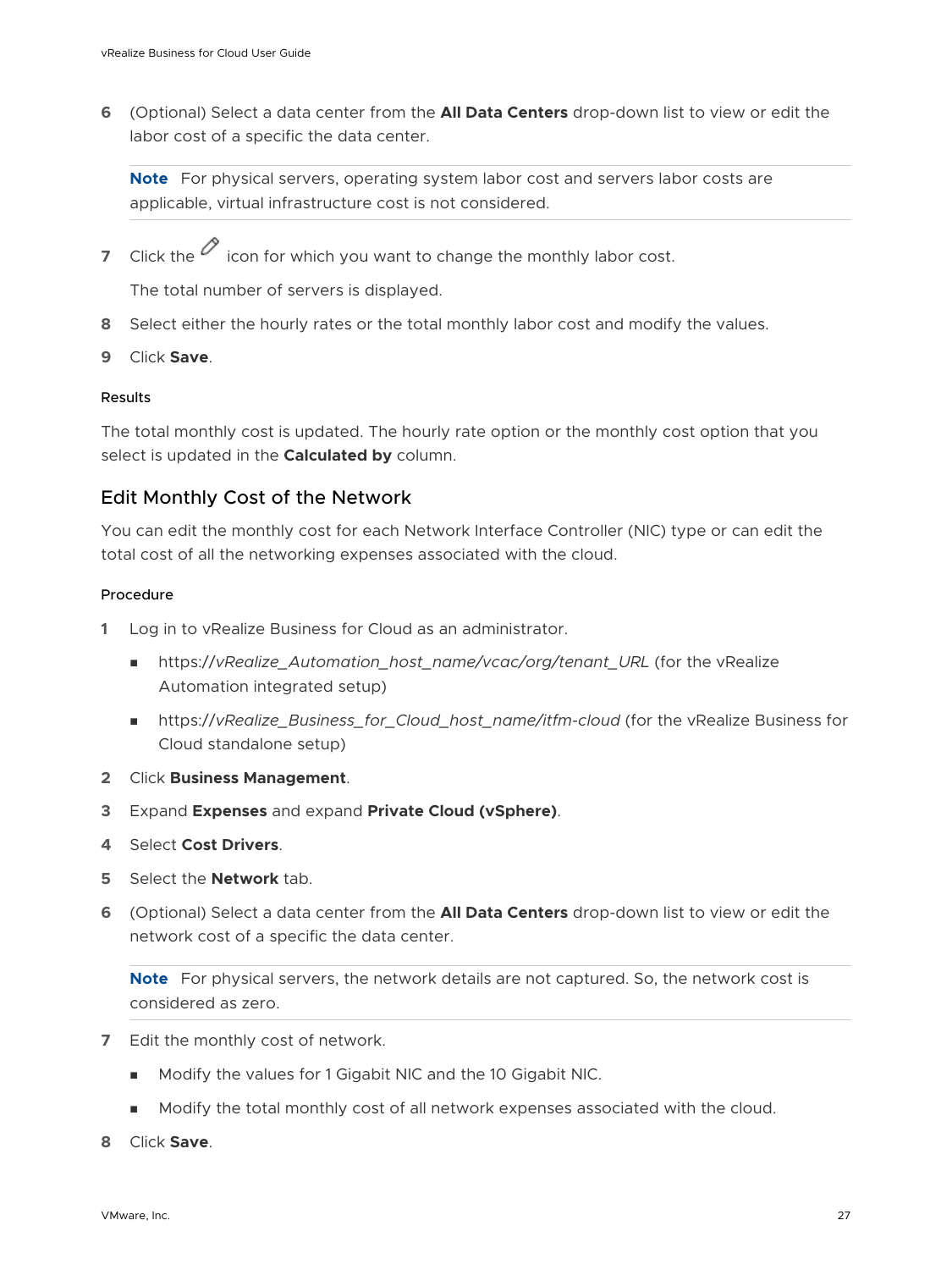6 (Optional) Select a data center from the **All Data Centers** drop-down list to view or edit the labor cost of a specific the data center.

   **Note** For physical servers, operating system labor cost and servers labor costs are applicable, virtual infrastructure cost is not considered.

7 Click the ✎ icon for which you want to change the monthly labor cost.

   The total number of servers is displayed.

8 Select either the hourly rates or the total monthly labor cost and modify the values.

9 Click **Save**.

#### Results

The total monthly cost is updated. The hourly rate option or the monthly cost option that you select is updated in the **Calculated by** column.

### Edit Monthly Cost of the Network

You can edit the monthly cost for each Network Interface Controller (NIC) type or can edit the total cost of all the networking expenses associated with the cloud.

#### Procedure

1 Log in to vRealize Business for Cloud as an administrator.

   - https://*vRealize_Automation_host_name/vcac/org/tenant_URL* (for the vRealize Automation integrated setup)
   - https://*vRealize_Business_for_Cloud_host_name/itfm-cloud* (for the vRealize Business for Cloud standalone setup)

2 Click **Business Management**.

3 Expand **Expenses** and expand **Private Cloud (vSphere)**.

4 Select **Cost Drivers**.

5 Select the **Network** tab.

6 (Optional) Select a data center from the **All Data Centers** drop-down list to view or edit the network cost of a specific the data center.

   **Note** For physical servers, the network details are not captured. So, the network cost is considered as zero.

7 Edit the monthly cost of network.

   - Modify the values for 1 Gigabit NIC and the 10 Gigabit NIC.
   - Modify the total monthly cost of all network expenses associated with the cloud.

8 Click **Save**.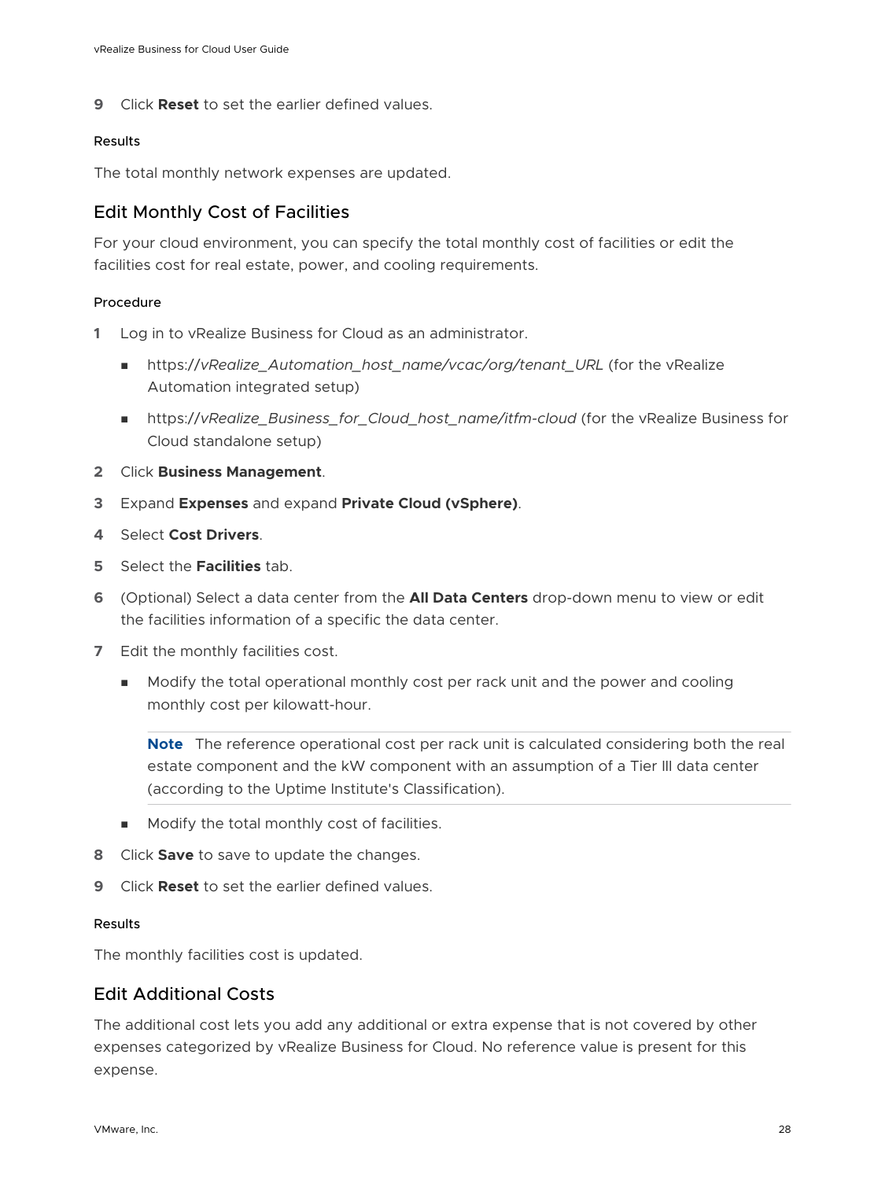9. Click **Reset** to set the earlier defined values.

#### Results

The total monthly network expenses are updated.

## Edit Monthly Cost of Facilities

For your cloud environment, you can specify the total monthly cost of facilities or edit the facilities cost for real estate, power, and cooling requirements.

#### Procedure

1. Log in to vRealize Business for Cloud as an administrator.
   - https://*vRealize_Automation_host_name/vcac/org/tenant_URL* (for the vRealize Automation integrated setup)
   - https://*vRealize_Business_for_Cloud_host_name/itfm-cloud* (for the vRealize Business for Cloud standalone setup)
2. Click **Business Management**.
3. Expand **Expenses** and expand **Private Cloud (vSphere)**.
4. Select **Cost Drivers**.
5. Select the **Facilities** tab.
6. (Optional) Select a data center from the **All Data Centers** drop-down menu to view or edit the facilities information of a specific the data center.
7. Edit the monthly facilities cost.
   - Modify the total operational monthly cost per rack unit and the power and cooling monthly cost per kilowatt-hour.

     **Note** The reference operational cost per rack unit is calculated considering both the real estate component and the kW component with an assumption of a Tier III data center (according to the Uptime Institute's Classification).

   - Modify the total monthly cost of facilities.
8. Click **Save** to save to update the changes.
9. Click **Reset** to set the earlier defined values.

#### Results

The monthly facilities cost is updated.

## Edit Additional Costs

The additional cost lets you add any additional or extra expense that is not covered by other expenses categorized by vRealize Business for Cloud. No reference value is present for this expense.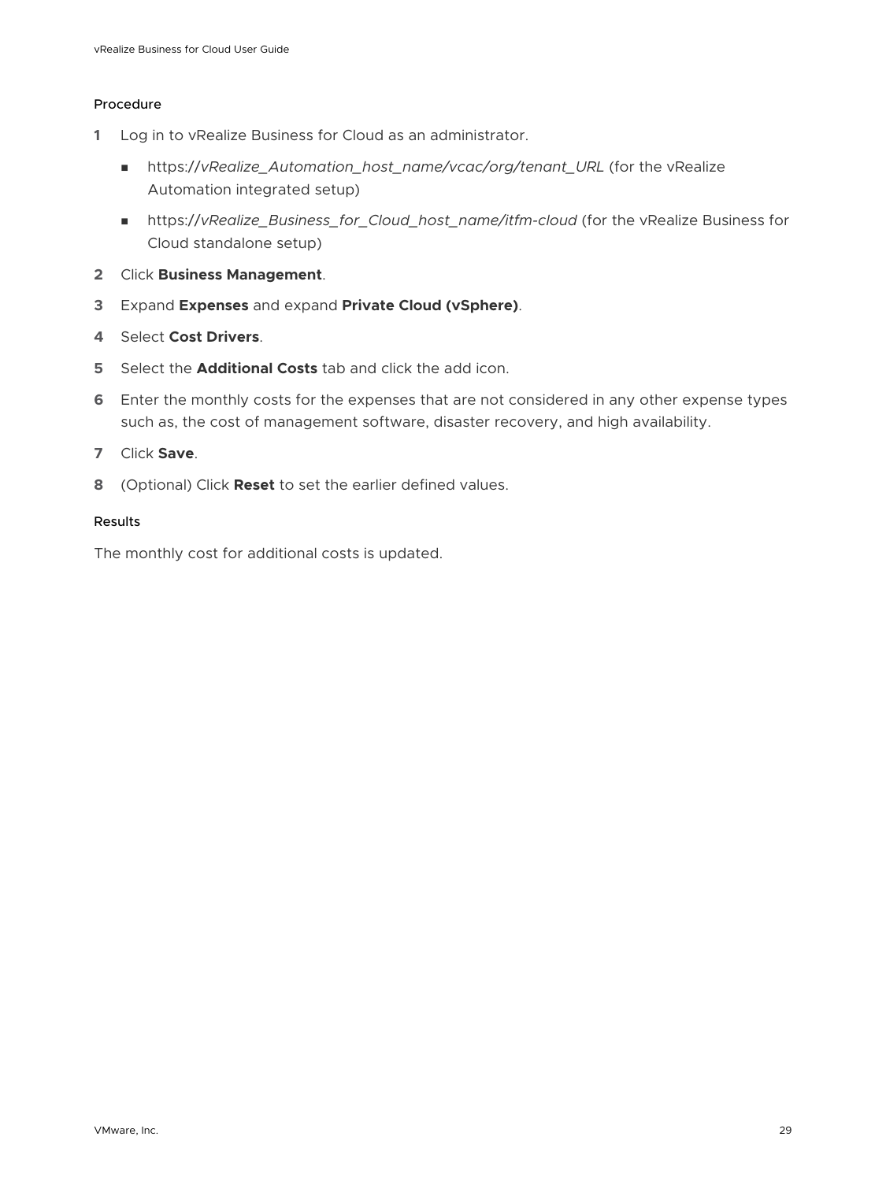#### Procedure

1. Log in to vRealize Business for Cloud as an administrator.
   - https://*vRealize_Automation_host_name/vcac/org/tenant_URL* (for the vRealize Automation integrated setup)
   - https://*vRealize_Business_for_Cloud_host_name/itfm-cloud* (for the vRealize Business for Cloud standalone setup)
2. Click **Business Management**.
3. Expand **Expenses** and expand **Private Cloud (vSphere)**.
4. Select **Cost Drivers**.
5. Select the **Additional Costs** tab and click the add icon.
6. Enter the monthly costs for the expenses that are not considered in any other expense types such as, the cost of management software, disaster recovery, and high availability.
7. Click **Save**.
8. (Optional) Click **Reset** to set the earlier defined values.

#### Results

The monthly cost for additional costs is updated.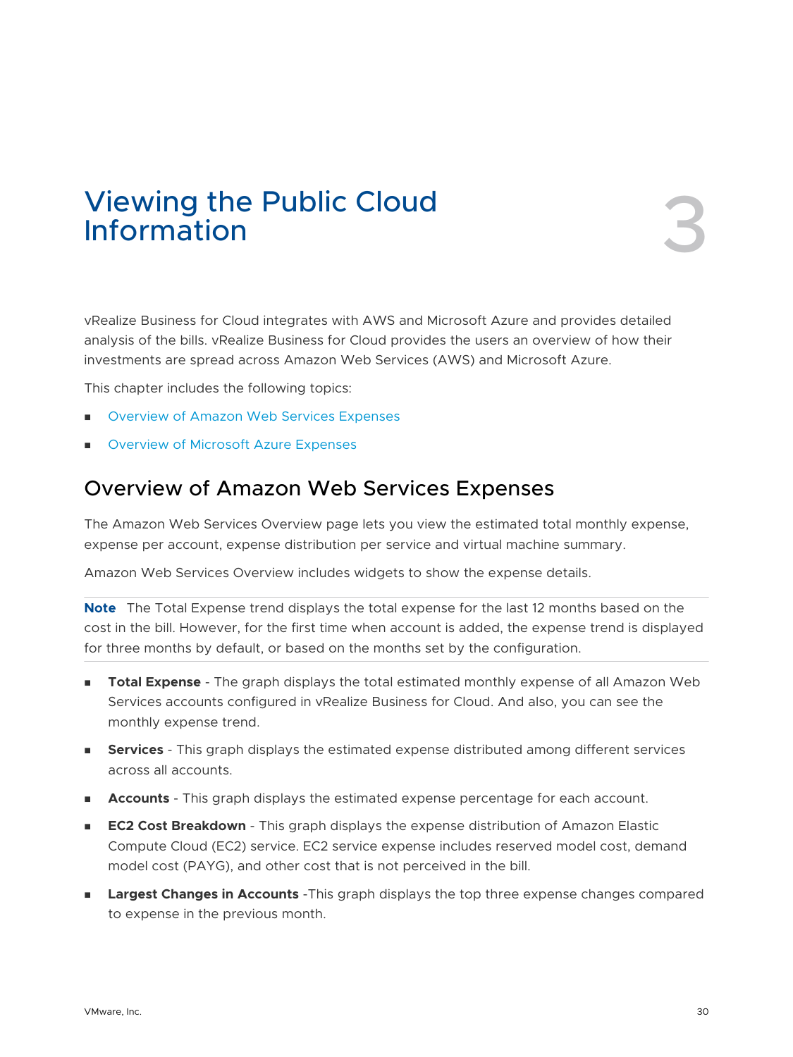# 3 Viewing the Public Cloud Information

vRealize Business for Cloud integrates with AWS and Microsoft Azure and provides detailed analysis of the bills. vRealize Business for Cloud provides the users an overview of how their investments are spread across Amazon Web Services (AWS) and Microsoft Azure.

This chapter includes the following topics:

- Overview of Amazon Web Services Expenses
- Overview of Microsoft Azure Expenses

## Overview of Amazon Web Services Expenses

The Amazon Web Services Overview page lets you view the estimated total monthly expense, expense per account, expense distribution per service and virtual machine summary.

Amazon Web Services Overview includes widgets to show the expense details.

**Note** The Total Expense trend displays the total expense for the last 12 months based on the cost in the bill. However, for the first time when account is added, the expense trend is displayed for three months by default, or based on the months set by the configuration.

- **Total Expense** - The graph displays the total estimated monthly expense of all Amazon Web Services accounts configured in vRealize Business for Cloud. And also, you can see the monthly expense trend.
- **Services** - This graph displays the estimated expense distributed among different services across all accounts.
- **Accounts** - This graph displays the estimated expense percentage for each account.
- **EC2 Cost Breakdown** - This graph displays the expense distribution of Amazon Elastic Compute Cloud (EC2) service. EC2 service expense includes reserved model cost, demand model cost (PAYG), and other cost that is not perceived in the bill.
- **Largest Changes in Accounts** -This graph displays the top three expense changes compared to expense in the previous month.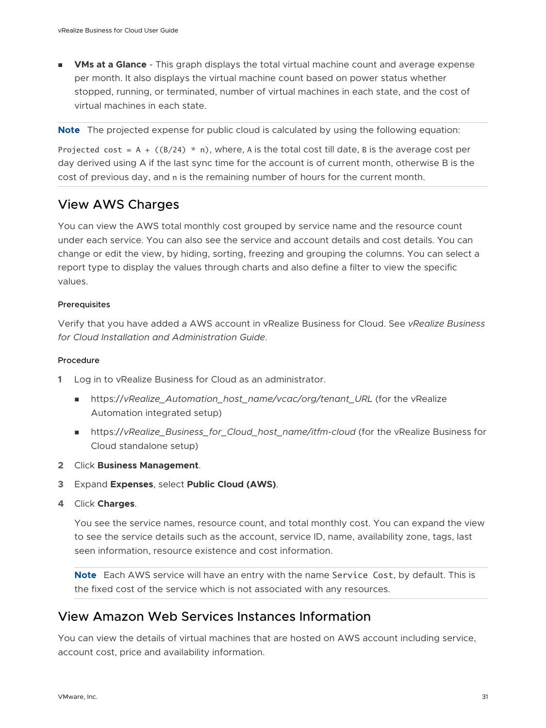- **VMs at a Glance** - This graph displays the total virtual machine count and average expense per month. It also displays the virtual machine count based on power status whether stopped, running, or terminated, number of virtual machines in each state, and the cost of virtual machines in each state.

**Note** The projected expense for public cloud is calculated by using the following equation:

`Projected cost = A + ((B/24) * n)`, where, `A` is the total cost till date, `B` is the average cost per day derived using A if the last sync time for the account is of current month, otherwise B is the cost of previous day, and `n` is the remaining number of hours for the current month.

## View AWS Charges

You can view the AWS total monthly cost grouped by service name and the resource count under each service. You can also see the service and account details and cost details. You can change or edit the view, by hiding, sorting, freezing and grouping the columns. You can select a report type to display the values through charts and also define a filter to view the specific values.

#### Prerequisites

Verify that you have added a AWS account in vRealize Business for Cloud. See *vRealize Business for Cloud Installation and Administration Guide*.

#### Procedure

1. Log in to vRealize Business for Cloud as an administrator.
   - https://*vRealize_Automation_host_name/vcac/org/tenant_URL* (for the vRealize Automation integrated setup)
   - https://*vRealize_Business_for_Cloud_host_name/itfm-cloud* (for the vRealize Business for Cloud standalone setup)
2. Click **Business Management**.
3. Expand **Expenses**, select **Public Cloud (AWS)**.
4. Click **Charges**.

   You see the service names, resource count, and total monthly cost. You can expand the view to see the service details such as the account, service ID, name, availability zone, tags, last seen information, resource existence and cost information.

   **Note** Each AWS service will have an entry with the name `Service Cost`, by default. This is the fixed cost of the service which is not associated with any resources.

## View Amazon Web Services Instances Information

You can view the details of virtual machines that are hosted on AWS account including service, account cost, price and availability information.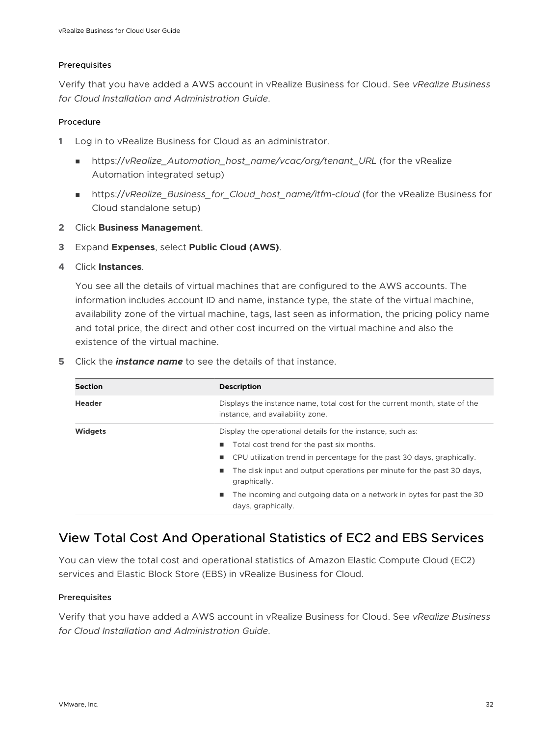#### Prerequisites

Verify that you have added a AWS account in vRealize Business for Cloud. See *vRealize Business for Cloud Installation and Administration Guide*.

#### Procedure

1. Log in to vRealize Business for Cloud as an administrator.
   - https://*vRealize_Automation_host_name/vcac/org/tenant_URL* (for the vRealize Automation integrated setup)
   - https://*vRealize_Business_for_Cloud_host_name/itfm-cloud* (for the vRealize Business for Cloud standalone setup)
2. Click **Business Management**.
3. Expand **Expenses**, select **Public Cloud (AWS)**.
4. Click **Instances**.

   You see all the details of virtual machines that are configured to the AWS accounts. The information includes account ID and name, instance type, the state of the virtual machine, availability zone of the virtual machine, tags, last seen as information, the pricing policy name and total price, the direct and other cost incurred on the virtual machine and also the existence of the virtual machine.
5. Click the ***instance name*** to see the details of that instance.

| Section | Description |
| --- | --- |
| **Header** | Displays the instance name, total cost for the current month, state of the instance, and availability zone. |
| **Widgets** | Display the operational details for the instance, such as:<br>- Total cost trend for the past six months.<br>- CPU utilization trend in percentage for the past 30 days, graphically.<br>- The disk input and output operations per minute for the past 30 days, graphically.<br>- The incoming and outgoing data on a network in bytes for past the 30 days, graphically. |

## View Total Cost And Operational Statistics of EC2 and EBS Services

You can view the total cost and operational statistics of Amazon Elastic Compute Cloud (EC2) services and Elastic Block Store (EBS) in vRealize Business for Cloud.

#### Prerequisites

Verify that you have added a AWS account in vRealize Business for Cloud. See *vRealize Business for Cloud Installation and Administration Guide*.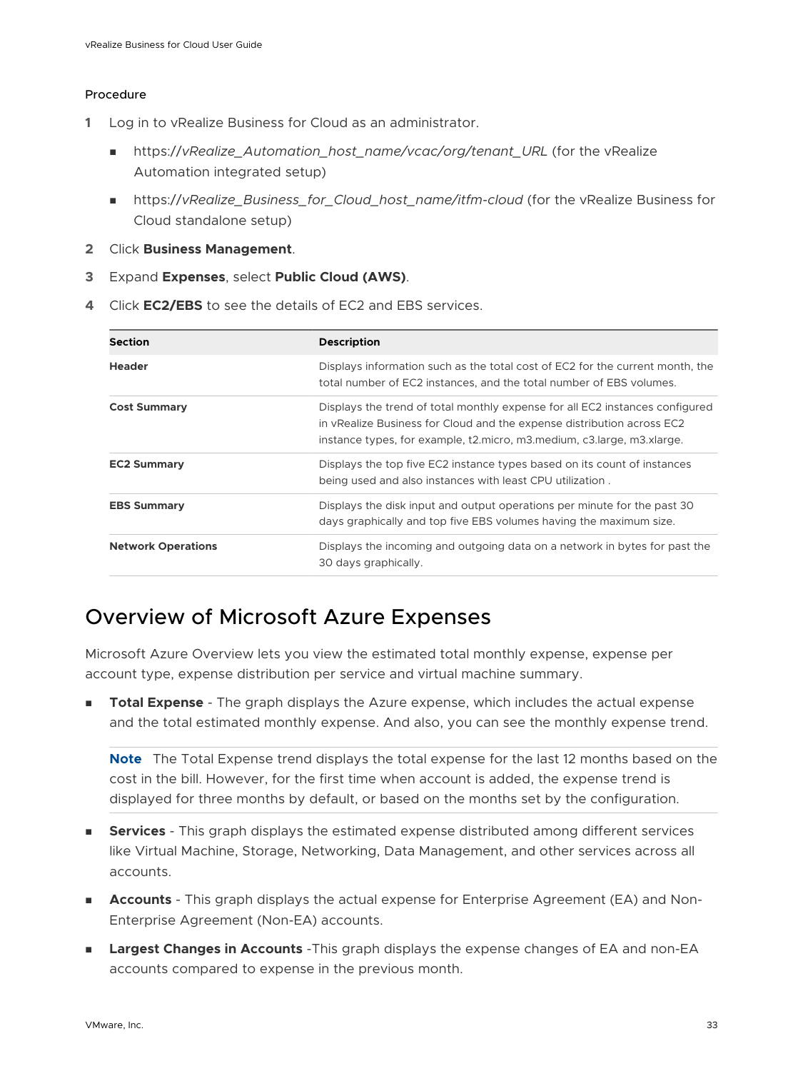Procedure

1. Log in to vRealize Business for Cloud as an administrator.

   - https://*vRealize_Automation_host_name/vcac/org/tenant_URL* (for the vRealize Automation integrated setup)
   - https://*vRealize_Business_for_Cloud_host_name/itfm-cloud* (for the vRealize Business for Cloud standalone setup)

2. Click **Business Management**.
3. Expand **Expenses**, select **Public Cloud (AWS)**.
4. Click **EC2/EBS** to see the details of EC2 and EBS services.

| Section | Description |
| --- | --- |
| **Header** | Displays information such as the total cost of EC2 for the current month, the total number of EC2 instances, and the total number of EBS volumes. |
| **Cost Summary** | Displays the trend of total monthly expense for all EC2 instances configured in vRealize Business for Cloud and the expense distribution across EC2 instance types, for example, t2.micro, m3.medium, c3.large, m3.xlarge. |
| **EC2 Summary** | Displays the top five EC2 instance types based on its count of instances being used and also instances with least CPU utilization . |
| **EBS Summary** | Displays the disk input and output operations per minute for the past 30 days graphically and top five EBS volumes having the maximum size. |
| **Network Operations** | Displays the incoming and outgoing data on a network in bytes for past the 30 days graphically. |

## Overview of Microsoft Azure Expenses

Microsoft Azure Overview lets you view the estimated total monthly expense, expense per account type, expense distribution per service and virtual machine summary.

- **Total Expense** - The graph displays the Azure expense, which includes the actual expense and the total estimated monthly expense. And also, you can see the monthly expense trend.

  **Note** The Total Expense trend displays the total expense for the last 12 months based on the cost in the bill. However, for the first time when account is added, the expense trend is displayed for three months by default, or based on the months set by the configuration.

- **Services** - This graph displays the estimated expense distributed among different services like Virtual Machine, Storage, Networking, Data Management, and other services across all accounts.
- **Accounts** - This graph displays the actual expense for Enterprise Agreement (EA) and Non-Enterprise Agreement (Non-EA) accounts.
- **Largest Changes in Accounts** -This graph displays the expense changes of EA and non-EA accounts compared to expense in the previous month.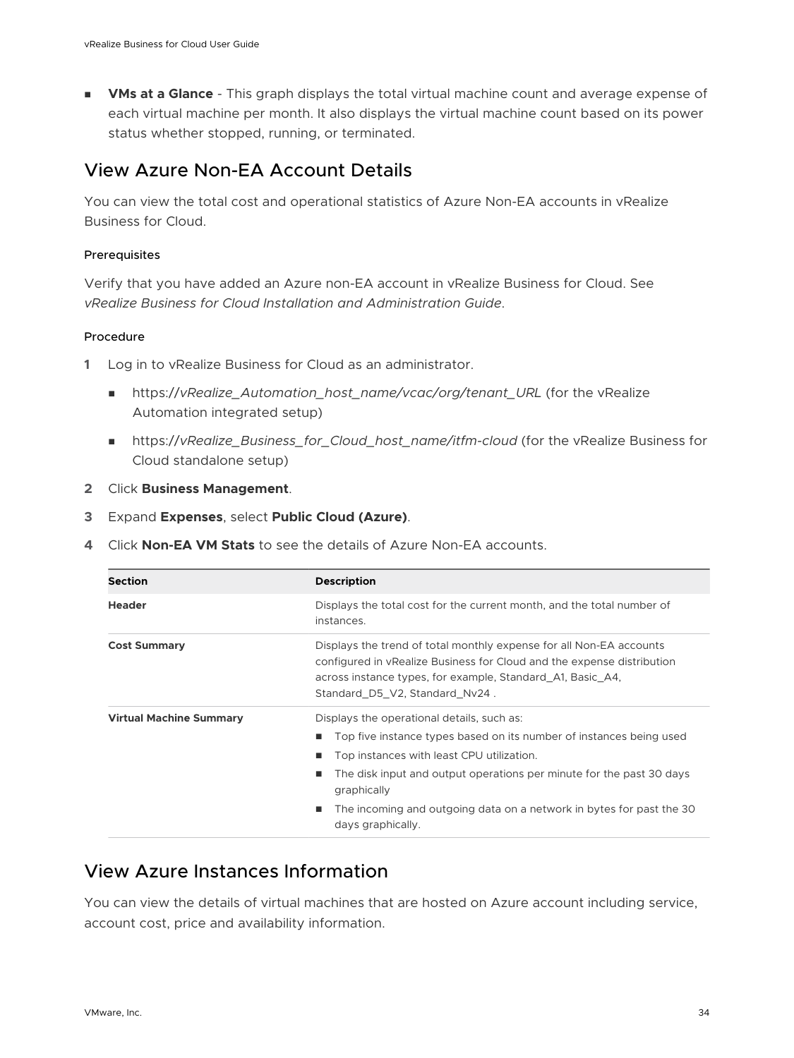- **VMs at a Glance** - This graph displays the total virtual machine count and average expense of each virtual machine per month. It also displays the virtual machine count based on its power status whether stopped, running, or terminated.

## View Azure Non-EA Account Details

You can view the total cost and operational statistics of Azure Non-EA accounts in vRealize Business for Cloud.

#### Prerequisites

Verify that you have added an Azure non-EA account in vRealize Business for Cloud. See *vRealize Business for Cloud Installation and Administration Guide*.

#### Procedure

1. Log in to vRealize Business for Cloud as an administrator.
   - https://*vRealize_Automation_host_name/vcac/org/tenant_URL* (for the vRealize Automation integrated setup)
   - https://*vRealize_Business_for_Cloud_host_name/itfm-cloud* (for the vRealize Business for Cloud standalone setup)
2. Click **Business Management**.
3. Expand **Expenses**, select **Public Cloud (Azure)**.
4. Click **Non-EA VM Stats** to see the details of Azure Non-EA accounts.

| Section | Description |
| --- | --- |
| **Header** | Displays the total cost for the current month, and the total number of instances. |
| **Cost Summary** | Displays the trend of total monthly expense for all Non-EA accounts configured in vRealize Business for Cloud and the expense distribution across instance types, for example, Standard_A1, Basic_A4, Standard_D5_V2, Standard_Nv24 . |
| **Virtual Machine Summary** | Displays the operational details, such as:<br>- Top five instance types based on its number of instances being used<br>- Top instances with least CPU utilization.<br>- The disk input and output operations per minute for the past 30 days graphically<br>- The incoming and outgoing data on a network in bytes for past the 30 days graphically. |

## View Azure Instances Information

You can view the details of virtual machines that are hosted on Azure account including service, account cost, price and availability information.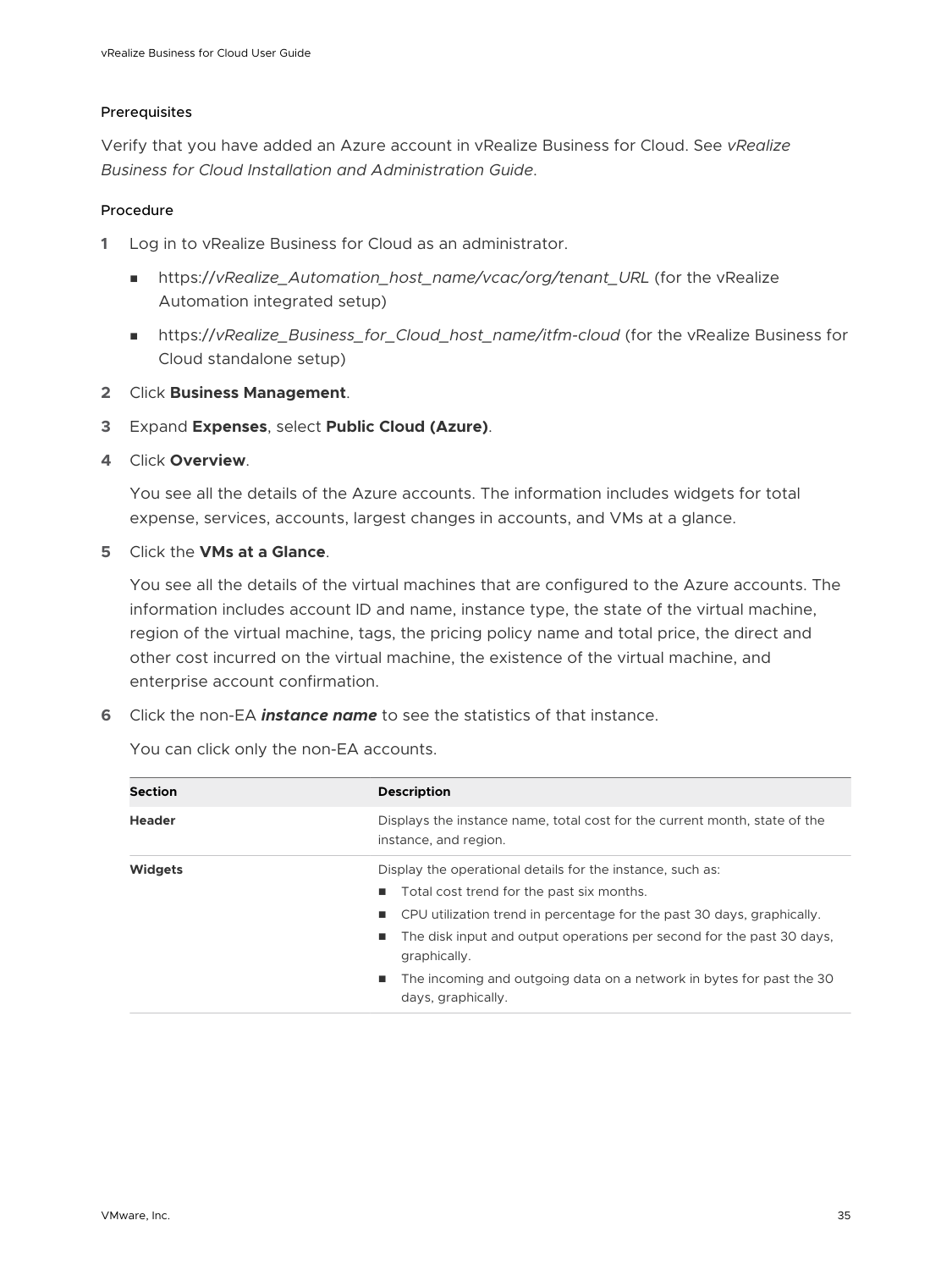#### Prerequisites

Verify that you have added an Azure account in vRealize Business for Cloud. See *vRealize Business for Cloud Installation and Administration Guide*.

#### Procedure

1. Log in to vRealize Business for Cloud as an administrator.
   - https://*vRealize_Automation_host_name/vcac/org/tenant_URL* (for the vRealize Automation integrated setup)
   - https://*vRealize_Business_for_Cloud_host_name/itfm-cloud* (for the vRealize Business for Cloud standalone setup)
2. Click **Business Management**.
3. Expand **Expenses**, select **Public Cloud (Azure)**.
4. Click **Overview**.

   You see all the details of the Azure accounts. The information includes widgets for total expense, services, accounts, largest changes in accounts, and VMs at a glance.
5. Click the **VMs at a Glance**.

   You see all the details of the virtual machines that are configured to the Azure accounts. The information includes account ID and name, instance type, the state of the virtual machine, region of the virtual machine, tags, the pricing policy name and total price, the direct and other cost incurred on the virtual machine, the existence of the virtual machine, and enterprise account confirmation.
6. Click the non-EA ***instance name*** to see the statistics of that instance.

   You can click only the non-EA accounts.

| Section | Description |
| --- | --- |
| **Header** | Displays the instance name, total cost for the current month, state of the instance, and region. |
| **Widgets** | Display the operational details for the instance, such as:<br>■ Total cost trend for the past six months.<br>■ CPU utilization trend in percentage for the past 30 days, graphically.<br>■ The disk input and output operations per second for the past 30 days, graphically.<br>■ The incoming and outgoing data on a network in bytes for past the 30 days, graphically. |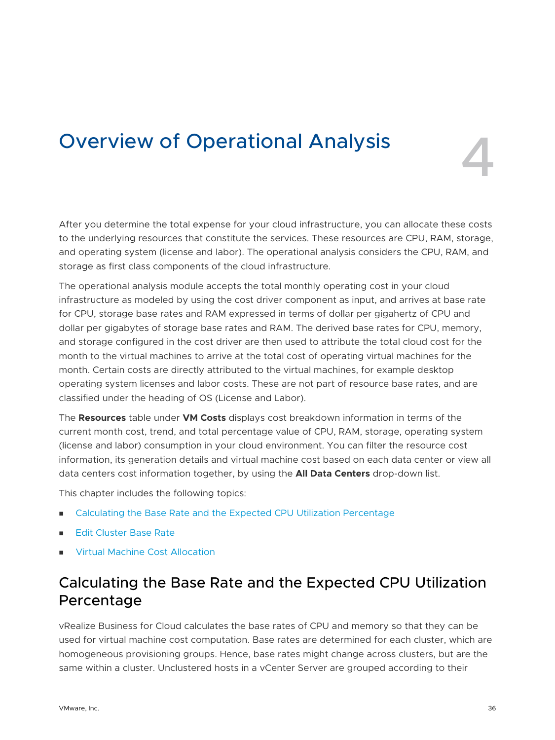# Overview of Operational Analysis

After you determine the total expense for your cloud infrastructure, you can allocate these costs to the underlying resources that constitute the services. These resources are CPU, RAM, storage, and operating system (license and labor). The operational analysis considers the CPU, RAM, and storage as first class components of the cloud infrastructure.

The operational analysis module accepts the total monthly operating cost in your cloud infrastructure as modeled by using the cost driver component as input, and arrives at base rate for CPU, storage base rates and RAM expressed in terms of dollar per gigahertz of CPU and dollar per gigabytes of storage base rates and RAM. The derived base rates for CPU, memory, and storage configured in the cost driver are then used to attribute the total cloud cost for the month to the virtual machines to arrive at the total cost of operating virtual machines for the month. Certain costs are directly attributed to the virtual machines, for example desktop operating system licenses and labor costs. These are not part of resource base rates, and are classified under the heading of OS (License and Labor).

The **Resources** table under **VM Costs** displays cost breakdown information in terms of the current month cost, trend, and total percentage value of CPU, RAM, storage, operating system (license and labor) consumption in your cloud environment. You can filter the resource cost information, its generation details and virtual machine cost based on each data center or view all data centers cost information together, by using the **All Data Centers** drop-down list.

This chapter includes the following topics:

- Calculating the Base Rate and the Expected CPU Utilization Percentage
- Edit Cluster Base Rate
- Virtual Machine Cost Allocation

## Calculating the Base Rate and the Expected CPU Utilization Percentage

vRealize Business for Cloud calculates the base rates of CPU and memory so that they can be used for virtual machine cost computation. Base rates are determined for each cluster, which are homogeneous provisioning groups. Hence, base rates might change across clusters, but are the same within a cluster. Unclustered hosts in a vCenter Server are grouped according to their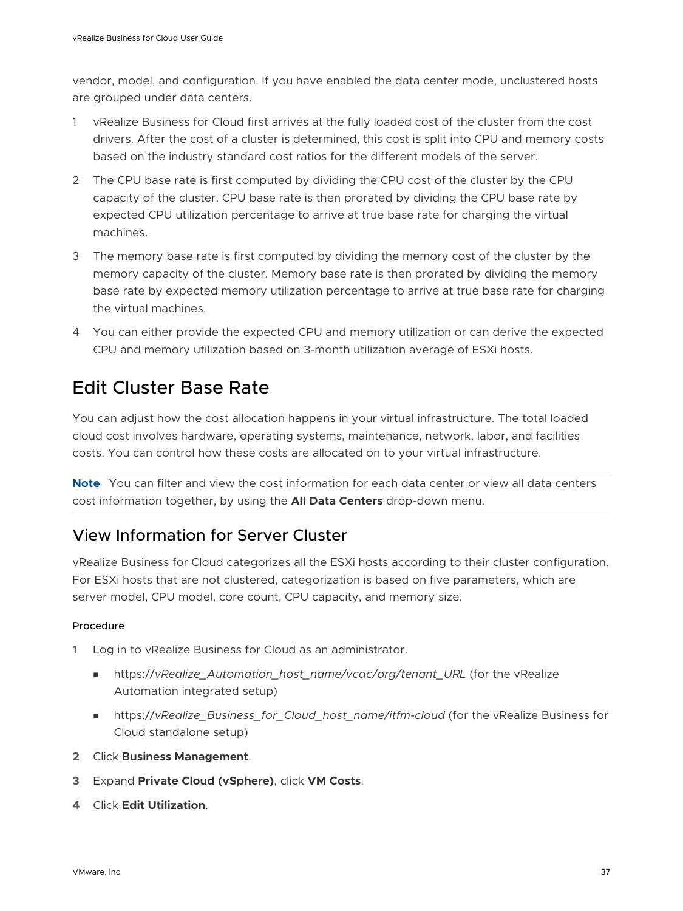vendor, model, and configuration. If you have enabled the data center mode, unclustered hosts are grouped under data centers.

1 vRealize Business for Cloud first arrives at the fully loaded cost of the cluster from the cost drivers. After the cost of a cluster is determined, this cost is split into CPU and memory costs based on the industry standard cost ratios for the different models of the server.
2 The CPU base rate is first computed by dividing the CPU cost of the cluster by the CPU capacity of the cluster. CPU base rate is then prorated by dividing the CPU base rate by expected CPU utilization percentage to arrive at true base rate for charging the virtual machines.
3 The memory base rate is first computed by dividing the memory cost of the cluster by the memory capacity of the cluster. Memory base rate is then prorated by dividing the memory base rate by expected memory utilization percentage to arrive at true base rate for charging the virtual machines.
4 You can either provide the expected CPU and memory utilization or can derive the expected CPU and memory utilization based on 3-month utilization average of ESXi hosts.

# Edit Cluster Base Rate

You can adjust how the cost allocation happens in your virtual infrastructure. The total loaded cloud cost involves hardware, operating systems, maintenance, network, labor, and facilities costs. You can control how these costs are allocated on to your virtual infrastructure.

**Note** You can filter and view the cost information for each data center or view all data centers cost information together, by using the **All Data Centers** drop-down menu.

## View Information for Server Cluster

vRealize Business for Cloud categorizes all the ESXi hosts according to their cluster configuration. For ESXi hosts that are not clustered, categorization is based on five parameters, which are server model, CPU model, core count, CPU capacity, and memory size.

#### Procedure

**1** Log in to vRealize Business for Cloud as an administrator.

- https://*vRealize_Automation_host_name/vcac/org/tenant_URL* (for the vRealize Automation integrated setup)
- https://*vRealize_Business_for_Cloud_host_name/itfm-cloud* (for the vRealize Business for Cloud standalone setup)

**2** Click **Business Management**.

**3** Expand **Private Cloud (vSphere)**, click **VM Costs**.

**4** Click **Edit Utilization**.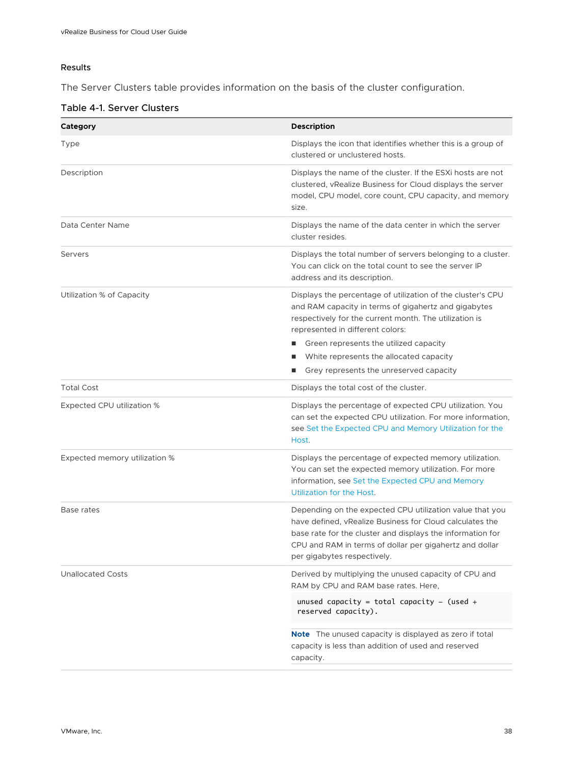### Results

The Server Clusters table provides information on the basis of the cluster configuration.

**Table 4-1. Server Clusters**

| Category | Description |
| --- | --- |
| Type | Displays the icon that identifies whether this is a group of clustered or unclustered hosts. |
| Description | Displays the name of the cluster. If the ESXi hosts are not clustered, vRealize Business for Cloud displays the server model, CPU model, core count, CPU capacity, and memory size. |
| Data Center Name | Displays the name of the data center in which the server cluster resides. |
| Servers | Displays the total number of servers belonging to a cluster. You can click on the total count to see the server IP address and its description. |
| Utilization % of Capacity | Displays the percentage of utilization of the cluster's CPU and RAM capacity in terms of gigahertz and gigabytes respectively for the current month. The utilization is represented in different colors:<br>■ Green represents the utilized capacity<br>■ White represents the allocated capacity<br>■ Grey represents the unreserved capacity |
| Total Cost | Displays the total cost of the cluster. |
| Expected CPU utilization % | Displays the percentage of expected CPU utilization. You can set the expected CPU utilization. For more information, see Set the Expected CPU and Memory Utilization for the Host. |
| Expected memory utilization % | Displays the percentage of expected memory utilization. You can set the expected memory utilization. For more information, see Set the Expected CPU and Memory Utilization for the Host. |
| Base rates | Depending on the expected CPU utilization value that you have defined, vRealize Business for Cloud calculates the base rate for the cluster and displays the information for CPU and RAM in terms of dollar per gigahertz and dollar per gigabytes respectively. |
| Unallocated Costs | Derived by multiplying the unused capacity of CPU and RAM by CPU and RAM base rates. Here,<br>`unused capacity = total capacity – (used + reserved capacity).`<br>**Note** The unused capacity is displayed as zero if total capacity is less than addition of used and reserved capacity. |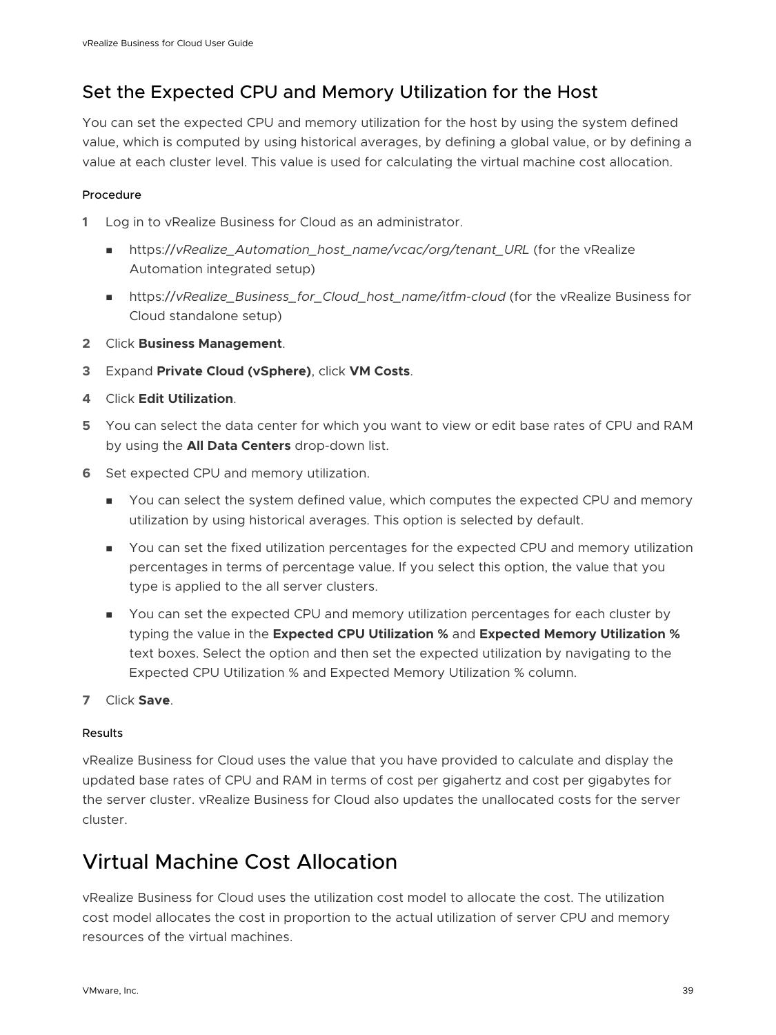## Set the Expected CPU and Memory Utilization for the Host

You can set the expected CPU and memory utilization for the host by using the system defined value, which is computed by using historical averages, by defining a global value, or by defining a value at each cluster level. This value is used for calculating the virtual machine cost allocation.

#### Procedure

1. Log in to vRealize Business for Cloud as an administrator.
   - https://*vRealize_Automation_host_name/vcac/org/tenant_URL* (for the vRealize Automation integrated setup)
   - https://*vRealize_Business_for_Cloud_host_name/itfm-cloud* (for the vRealize Business for Cloud standalone setup)
2. Click **Business Management**.
3. Expand **Private Cloud (vSphere)**, click **VM Costs**.
4. Click **Edit Utilization**.
5. You can select the data center for which you want to view or edit base rates of CPU and RAM by using the **All Data Centers** drop-down list.
6. Set expected CPU and memory utilization.
   - You can select the system defined value, which computes the expected CPU and memory utilization by using historical averages. This option is selected by default.
   - You can set the fixed utilization percentages for the expected CPU and memory utilization percentages in terms of percentage value. If you select this option, the value that you type is applied to the all server clusters.
   - You can set the expected CPU and memory utilization percentages for each cluster by typing the value in the **Expected CPU Utilization %** and **Expected Memory Utilization %** text boxes. Select the option and then set the expected utilization by navigating to the Expected CPU Utilization % and Expected Memory Utilization % column.
7. Click **Save**.

#### Results

vRealize Business for Cloud uses the value that you have provided to calculate and display the updated base rates of CPU and RAM in terms of cost per gigahertz and cost per gigabytes for the server cluster. vRealize Business for Cloud also updates the unallocated costs for the server cluster.

# Virtual Machine Cost Allocation

vRealize Business for Cloud uses the utilization cost model to allocate the cost. The utilization cost model allocates the cost in proportion to the actual utilization of server CPU and memory resources of the virtual machines.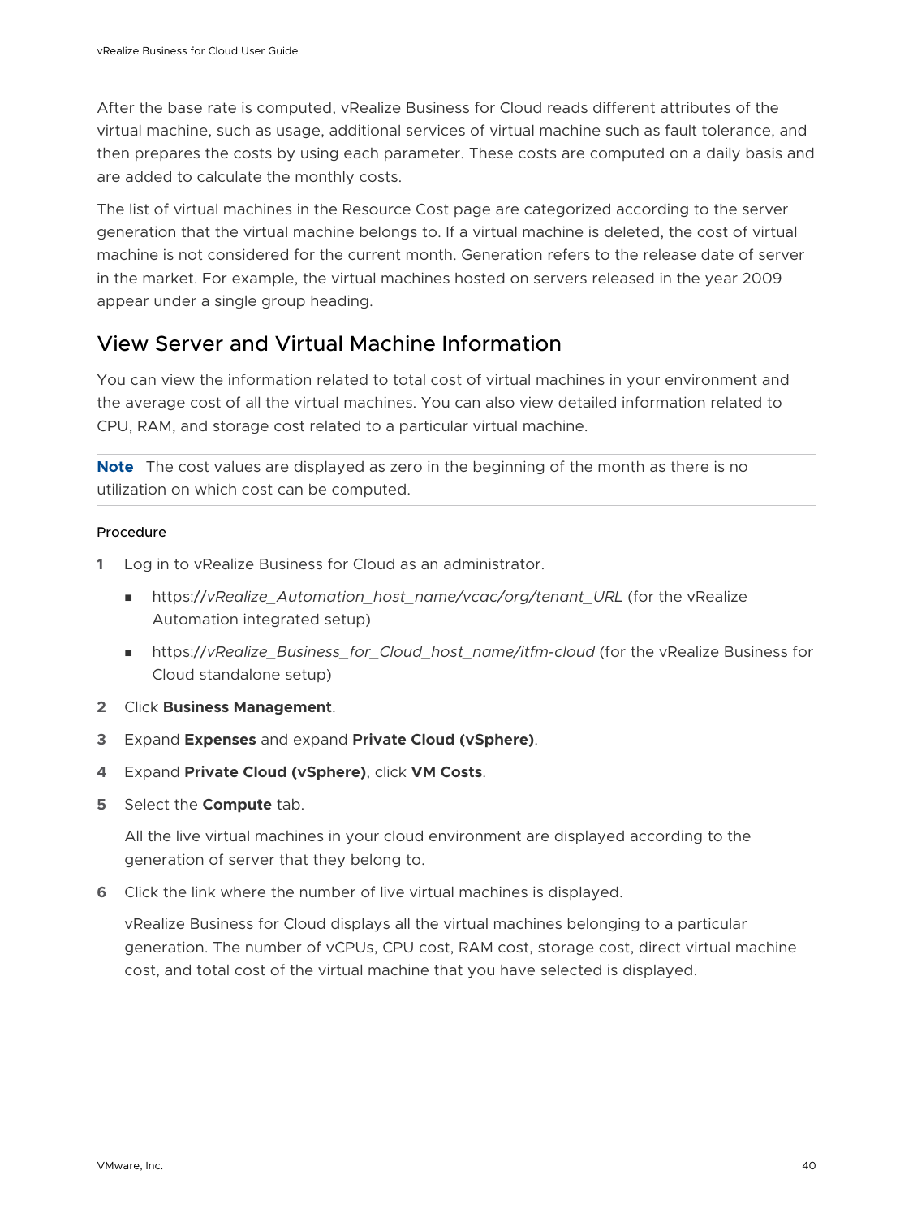After the base rate is computed, vRealize Business for Cloud reads different attributes of the virtual machine, such as usage, additional services of virtual machine such as fault tolerance, and then prepares the costs by using each parameter. These costs are computed on a daily basis and are added to calculate the monthly costs.

The list of virtual machines in the Resource Cost page are categorized according to the server generation that the virtual machine belongs to. If a virtual machine is deleted, the cost of virtual machine is not considered for the current month. Generation refers to the release date of server in the market. For example, the virtual machines hosted on servers released in the year 2009 appear under a single group heading.

## View Server and Virtual Machine Information

You can view the information related to total cost of virtual machines in your environment and the average cost of all the virtual machines. You can also view detailed information related to CPU, RAM, and storage cost related to a particular virtual machine.

**Note** The cost values are displayed as zero in the beginning of the month as there is no utilization on which cost can be computed.

#### Procedure

1. Log in to vRealize Business for Cloud as an administrator.
   - https://*vRealize_Automation_host_name/vcac/org/tenant_URL* (for the vRealize Automation integrated setup)
   - https://*vRealize_Business_for_Cloud_host_name/itfm-cloud* (for the vRealize Business for Cloud standalone setup)
2. Click **Business Management**.
3. Expand **Expenses** and expand **Private Cloud (vSphere)**.
4. Expand **Private Cloud (vSphere)**, click **VM Costs**.
5. Select the **Compute** tab.

   All the live virtual machines in your cloud environment are displayed according to the generation of server that they belong to.
6. Click the link where the number of live virtual machines is displayed.

   vRealize Business for Cloud displays all the virtual machines belonging to a particular generation. The number of vCPUs, CPU cost, RAM cost, storage cost, direct virtual machine cost, and total cost of the virtual machine that you have selected is displayed.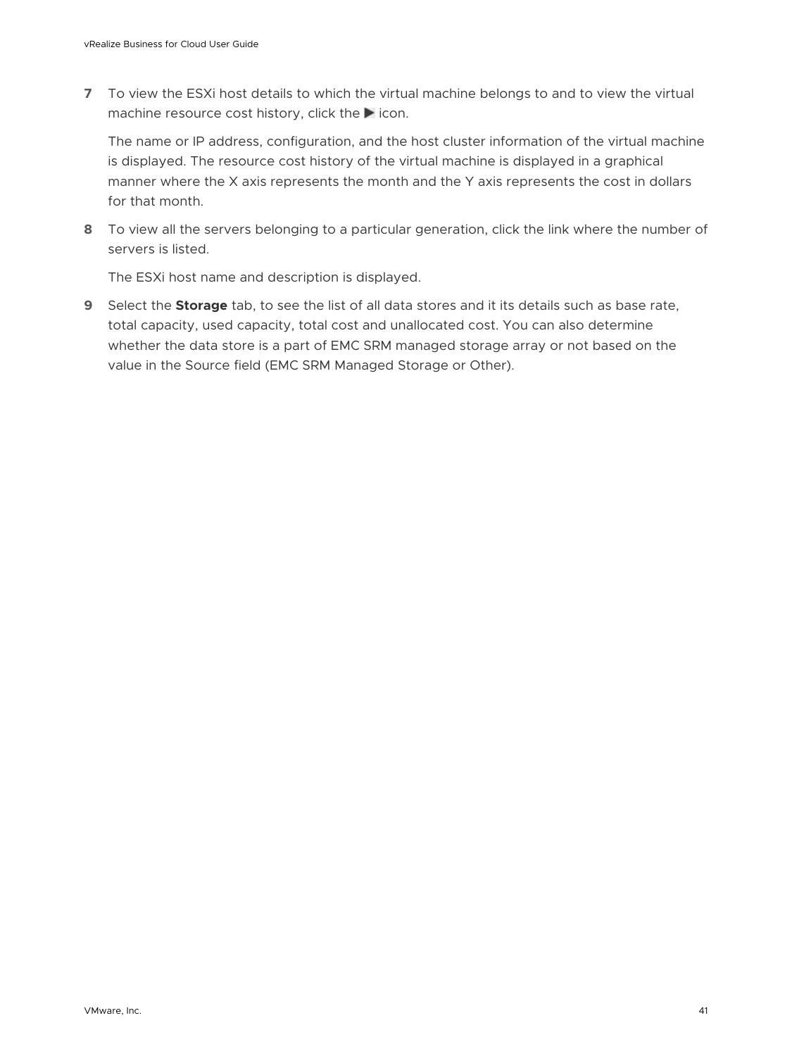7. To view the ESXi host details to which the virtual machine belongs to and to view the virtual machine resource cost history, click the ▶ icon.

   The name or IP address, configuration, and the host cluster information of the virtual machine is displayed. The resource cost history of the virtual machine is displayed in a graphical manner where the X axis represents the month and the Y axis represents the cost in dollars for that month.

8. To view all the servers belonging to a particular generation, click the link where the number of servers is listed.

   The ESXi host name and description is displayed.

9. Select the **Storage** tab, to see the list of all data stores and it its details such as base rate, total capacity, used capacity, total cost and unallocated cost. You can also determine whether the data store is a part of EMC SRM managed storage array or not based on the value in the Source field (EMC SRM Managed Storage or Other).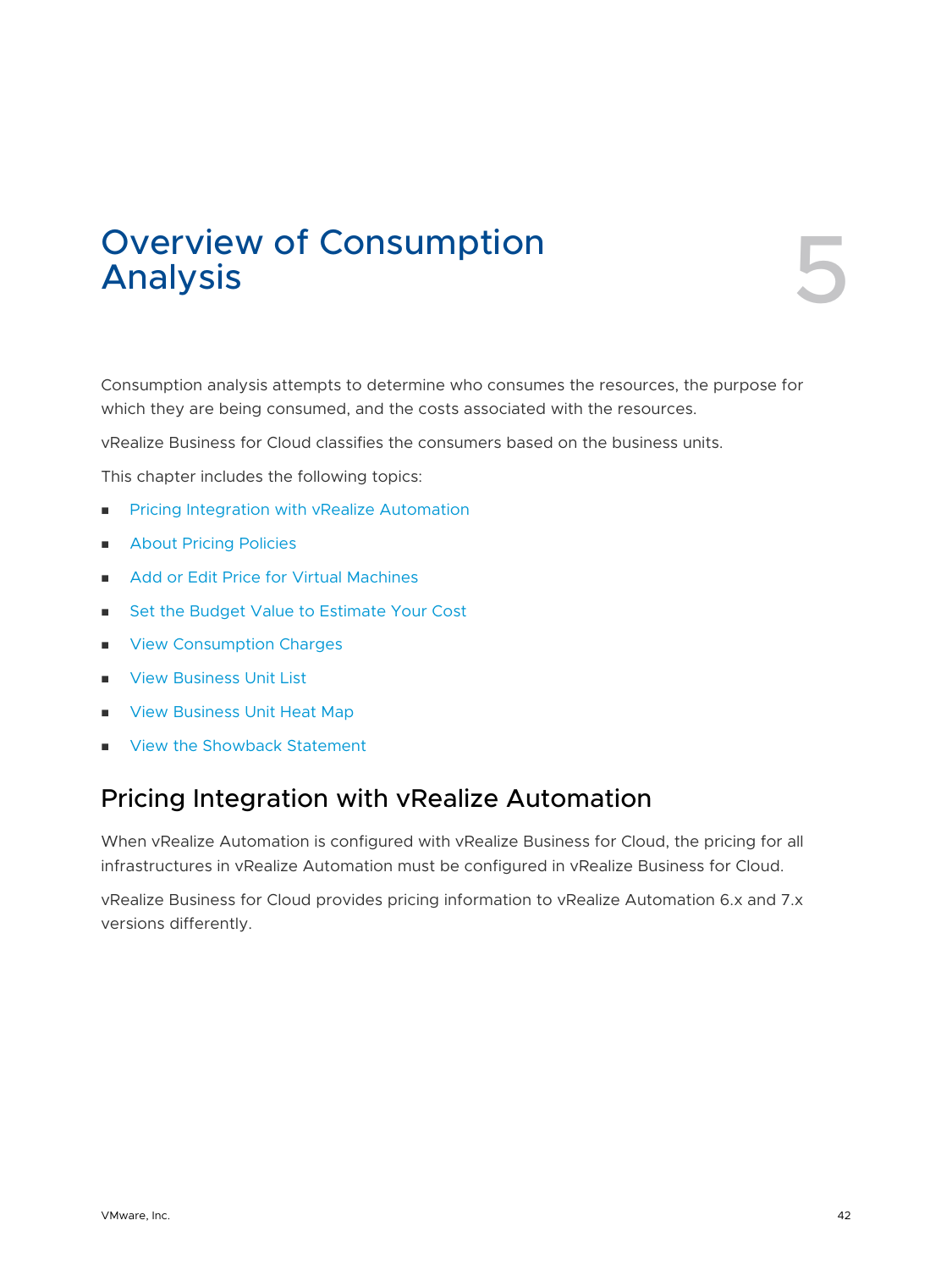# Overview of Consumption Analysis

Consumption analysis attempts to determine who consumes the resources, the purpose for which they are being consumed, and the costs associated with the resources.

vRealize Business for Cloud classifies the consumers based on the business units.

This chapter includes the following topics:

- Pricing Integration with vRealize Automation
- About Pricing Policies
- Add or Edit Price for Virtual Machines
- Set the Budget Value to Estimate Your Cost
- View Consumption Charges
- View Business Unit List
- View Business Unit Heat Map
- View the Showback Statement

## Pricing Integration with vRealize Automation

When vRealize Automation is configured with vRealize Business for Cloud, the pricing for all infrastructures in vRealize Automation must be configured in vRealize Business for Cloud.

vRealize Business for Cloud provides pricing information to vRealize Automation 6.x and 7.x versions differently.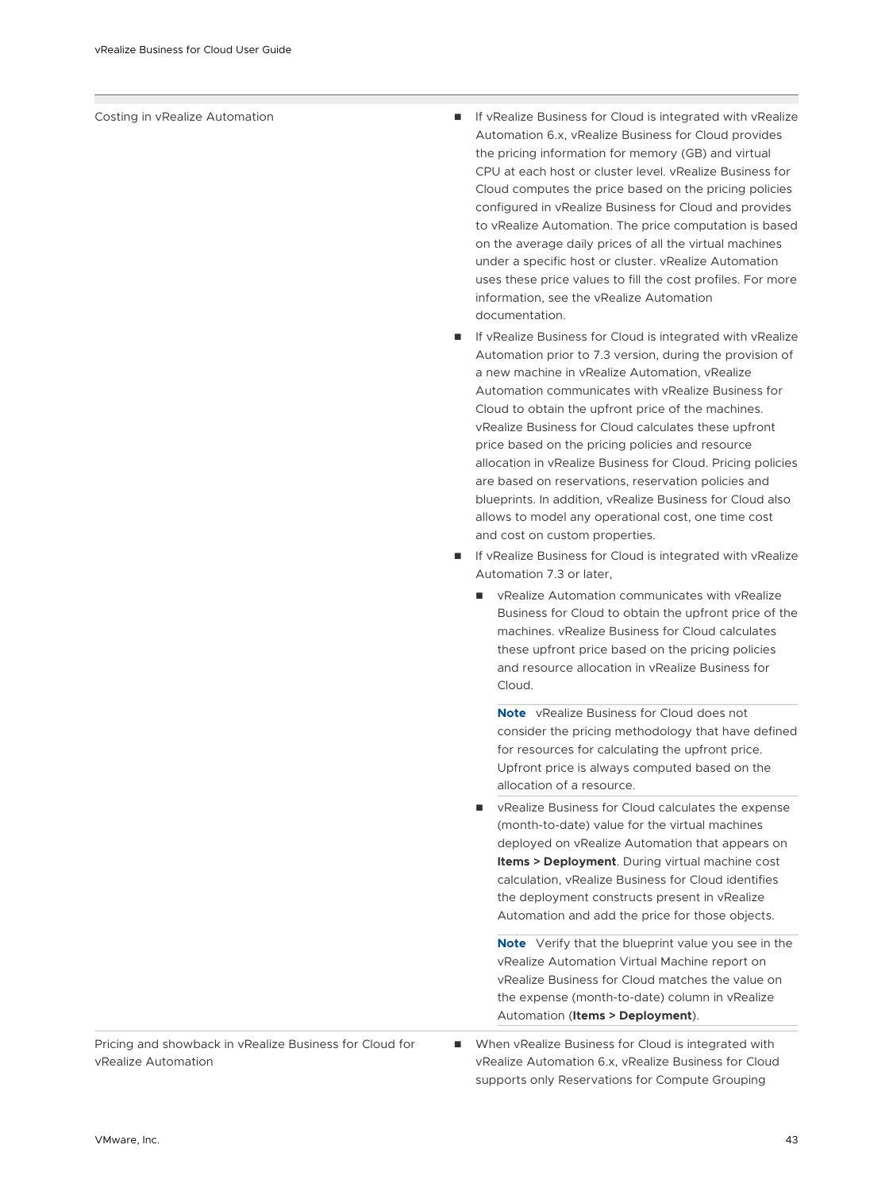| | |
|---|---|
| Costing in vRealize Automation | ■ If vRealize Business for Cloud is integrated with vRealize Automation 6.x, vRealize Business for Cloud provides the pricing information for memory (GB) and virtual CPU at each host or cluster level. vRealize Business for Cloud computes the price based on the pricing policies configured in vRealize Business for Cloud and provides to vRealize Automation. The price computation is based on the average daily prices of all the virtual machines under a specific host or cluster. vRealize Automation uses these price values to fill the cost profiles. For more information, see the vRealize Automation documentation.<br>■ If vRealize Business for Cloud is integrated with vRealize Automation prior to 7.3 version, during the provision of a new machine in vRealize Automation, vRealize Automation communicates with vRealize Business for Cloud to obtain the upfront price of the machines. vRealize Business for Cloud calculates these upfront price based on the pricing policies and resource allocation in vRealize Business for Cloud. Pricing policies are based on reservations, reservation policies and blueprints. In addition, vRealize Business for Cloud also allows to model any operational cost, one time cost and cost on custom properties.<br>■ If vRealize Business for Cloud is integrated with vRealize Automation 7.3 or later,<br>&nbsp;&nbsp;■ vRealize Automation communicates with vRealize Business for Cloud to obtain the upfront price of the machines. vRealize Business for Cloud calculates these upfront price based on the pricing policies and resource allocation in vRealize Business for Cloud.<br>&nbsp;&nbsp;**Note** vRealize Business for Cloud does not consider the pricing methodology that have defined for resources for calculating the upfront price. Upfront price is always computed based on the allocation of a resource.<br>&nbsp;&nbsp;■ vRealize Business for Cloud calculates the expense (month-to-date) value for the virtual machines deployed on vRealize Automation that appears on **Items > Deployment**. During virtual machine cost calculation, vRealize Business for Cloud identifies the deployment constructs present in vRealize Automation and add the price for those objects.<br>&nbsp;&nbsp;**Note** Verify that the blueprint value you see in the vRealize Automation Virtual Machine report on vRealize Business for Cloud matches the value on the expense (month-to-date) column in vRealize Automation (**Items > Deployment**). |
| Pricing and showback in vRealize Business for Cloud for vRealize Automation | ■ When vRealize Business for Cloud is integrated with vRealize Automation 6.x, vRealize Business for Cloud supports only Reservations for Compute Grouping |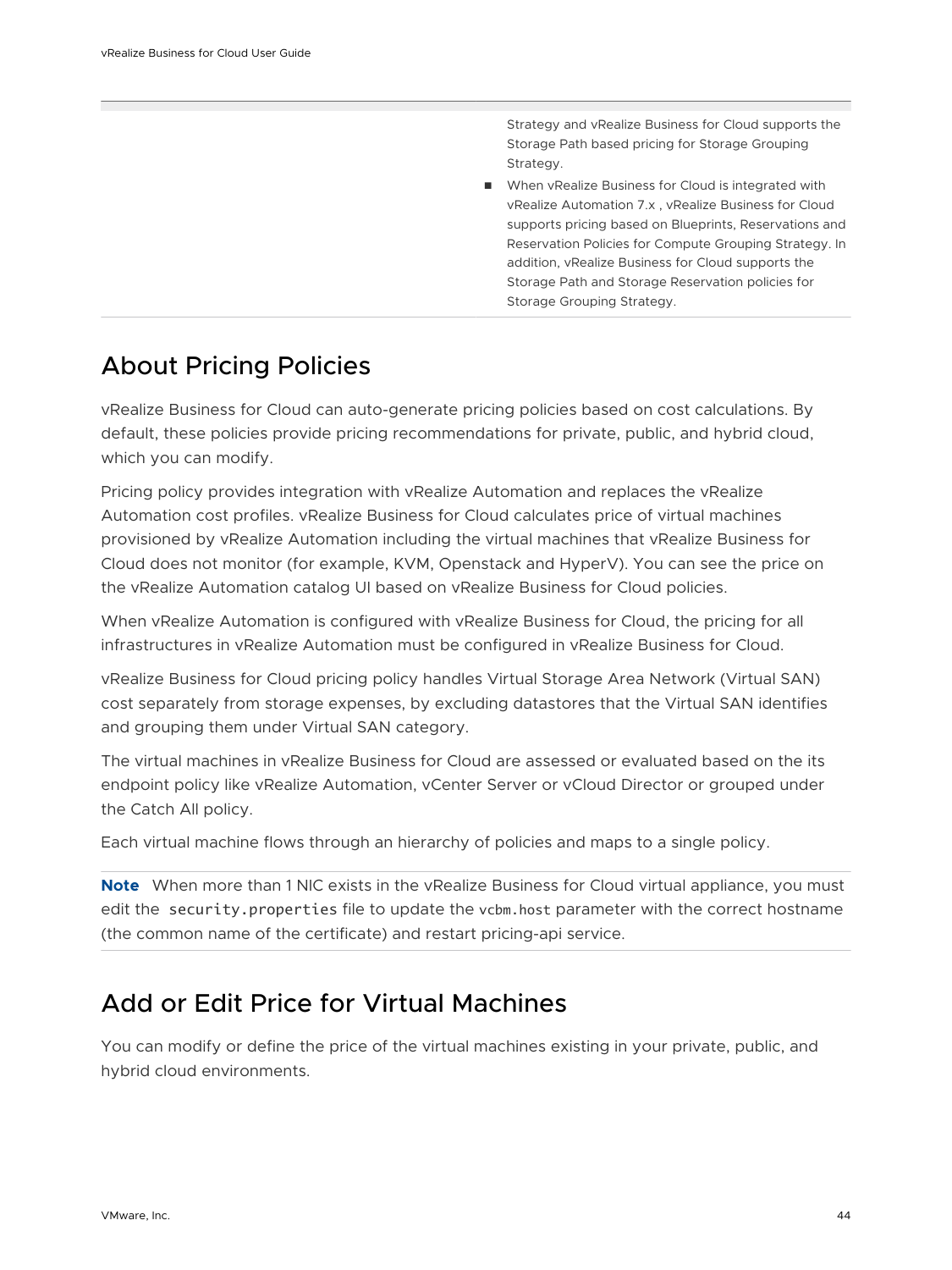| | |
|---|---|
| | Strategy and vRealize Business for Cloud supports the Storage Path based pricing for Storage Grouping Strategy.<br>■ When vRealize Business for Cloud is integrated with vRealize Automation 7.x , vRealize Business for Cloud supports pricing based on Blueprints, Reservations and Reservation Policies for Compute Grouping Strategy. In addition, vRealize Business for Cloud supports the Storage Path and Storage Reservation policies for Storage Grouping Strategy. |

## About Pricing Policies

vRealize Business for Cloud can auto-generate pricing policies based on cost calculations. By default, these policies provide pricing recommendations for private, public, and hybrid cloud, which you can modify.

Pricing policy provides integration with vRealize Automation and replaces the vRealize Automation cost profiles. vRealize Business for Cloud calculates price of virtual machines provisioned by vRealize Automation including the virtual machines that vRealize Business for Cloud does not monitor (for example, KVM, Openstack and HyperV). You can see the price on the vRealize Automation catalog UI based on vRealize Business for Cloud policies.

When vRealize Automation is configured with vRealize Business for Cloud, the pricing for all infrastructures in vRealize Automation must be configured in vRealize Business for Cloud.

vRealize Business for Cloud pricing policy handles Virtual Storage Area Network (Virtual SAN) cost separately from storage expenses, by excluding datastores that the Virtual SAN identifies and grouping them under Virtual SAN category.

The virtual machines in vRealize Business for Cloud are assessed or evaluated based on the its endpoint policy like vRealize Automation, vCenter Server or vCloud Director or grouped under the Catch All policy.

Each virtual machine flows through an hierarchy of policies and maps to a single policy.

**Note** When more than 1 NIC exists in the vRealize Business for Cloud virtual appliance, you must edit the `security.properties` file to update the `vcbm.host` parameter with the correct hostname (the common name of the certificate) and restart pricing-api service.

## Add or Edit Price for Virtual Machines

You can modify or define the price of the virtual machines existing in your private, public, and hybrid cloud environments.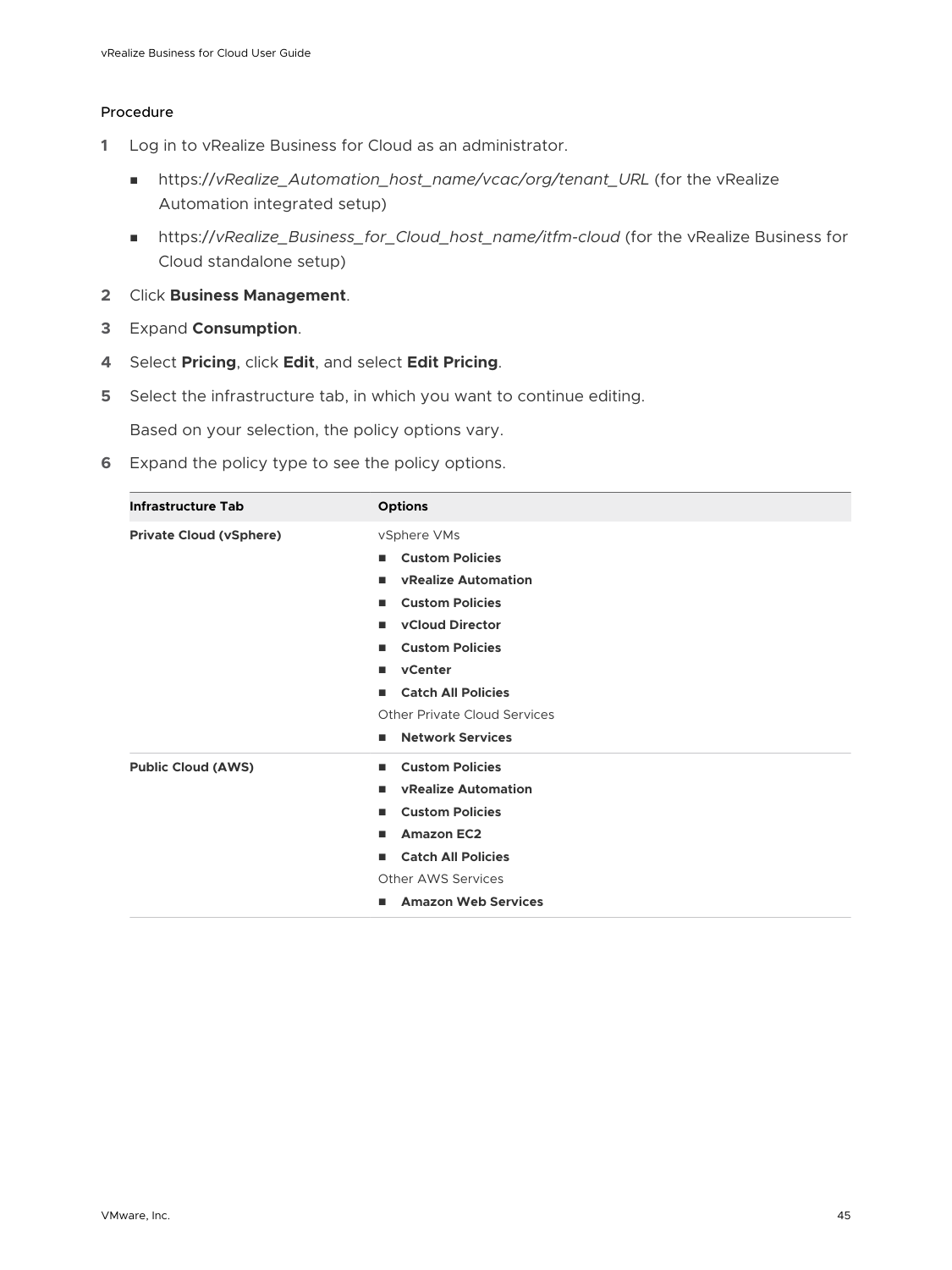Procedure

1. Log in to vRealize Business for Cloud as an administrator.
   - https://*vRealize_Automation_host_name/vcac/org/tenant_URL* (for the vRealize Automation integrated setup)
   - https://*vRealize_Business_for_Cloud_host_name/itfm-cloud* (for the vRealize Business for Cloud standalone setup)
2. Click **Business Management**.
3. Expand **Consumption**.
4. Select **Pricing**, click **Edit**, and select **Edit Pricing**.
5. Select the infrastructure tab, in which you want to continue editing.

   Based on your selection, the policy options vary.
6. Expand the policy type to see the policy options.

| Infrastructure Tab | Options |
| --- | --- |
| **Private Cloud (vSphere)** | vSphere VMs<br>■ **Custom Policies**<br>■ **vRealize Automation**<br>■ **Custom Policies**<br>■ **vCloud Director**<br>■ **Custom Policies**<br>■ **vCenter**<br>■ **Catch All Policies**<br>Other Private Cloud Services<br>■ **Network Services** |
| **Public Cloud (AWS)** | ■ **Custom Policies**<br>■ **vRealize Automation**<br>■ **Custom Policies**<br>■ **Amazon EC2**<br>■ **Catch All Policies**<br>Other AWS Services<br>■ **Amazon Web Services** |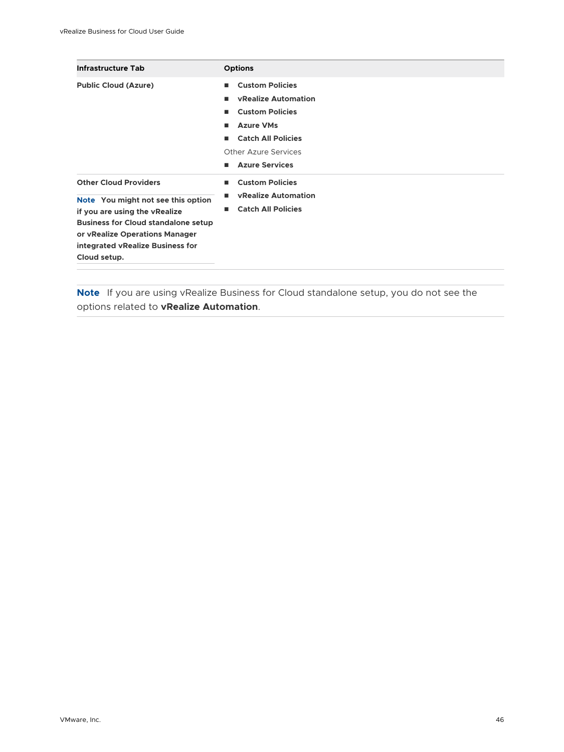| Infrastructure Tab | Options |
| --- | --- |
| **Public Cloud (Azure)** | ■ **Custom Policies**<br>■ **vRealize Automation**<br>■ **Custom Policies**<br>■ **Azure VMs**<br>■ **Catch All Policies**<br>Other Azure Services<br>■ **Azure Services** |
| **Other Cloud Providers**<br><br>**Note** **You might not see this option if you are using the vRealize Business for Cloud standalone setup or vRealize Operations Manager integrated vRealize Business for Cloud setup.** | ■ **Custom Policies**<br>■ **vRealize Automation**<br>■ **Catch All Policies** |

**Note** If you are using vRealize Business for Cloud standalone setup, you do not see the options related to **vRealize Automation**.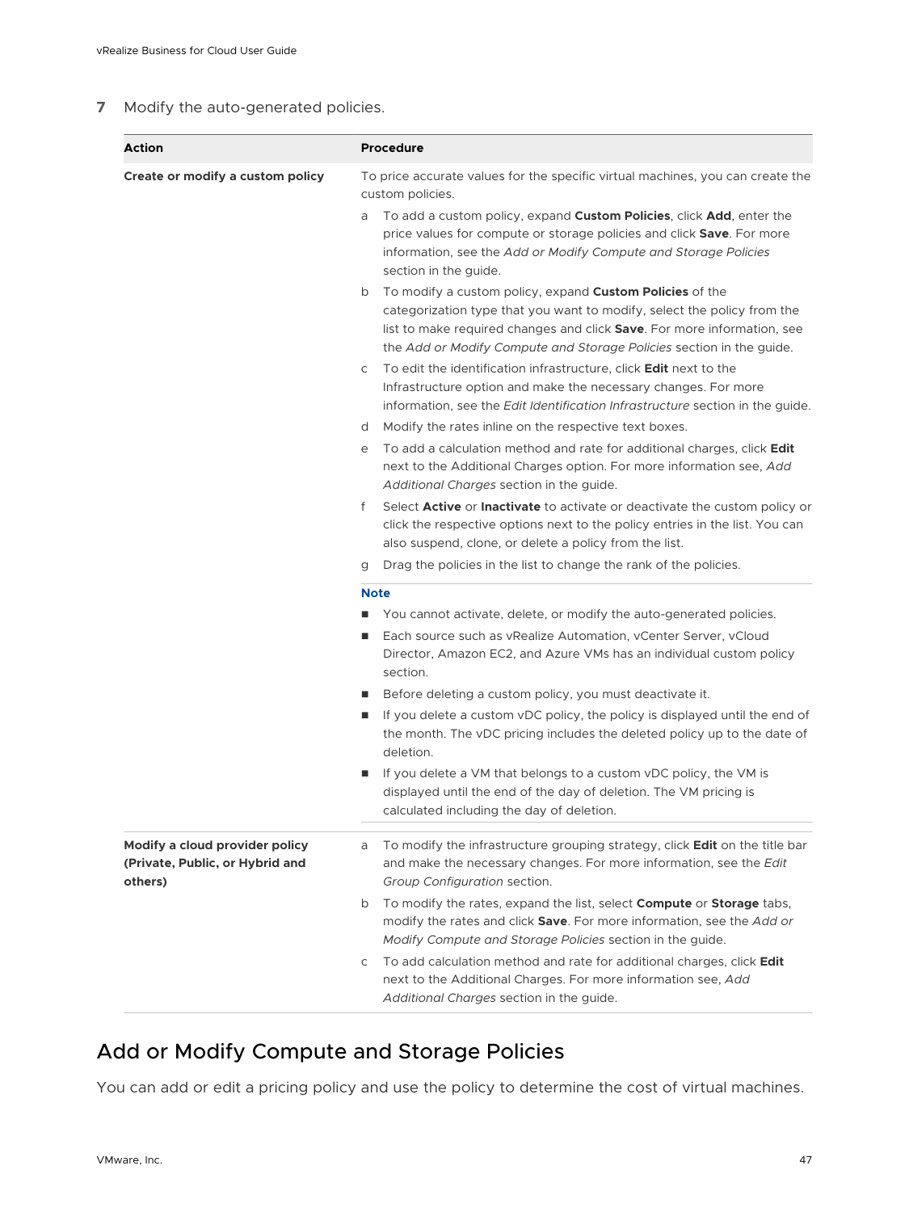7 Modify the auto-generated policies.

| Action | Procedure |
| --- | --- |
| **Create or modify a custom policy** | To price accurate values for the specific virtual machines, you can create the custom policies.<br>a To add a custom policy, expand **Custom Policies**, click **Add**, enter the price values for compute or storage policies and click **Save**. For more information, see the *Add or Modify Compute and Storage Policies* section in the guide.<br>b To modify a custom policy, expand **Custom Policies** of the categorization type that you want to modify, select the policy from the list to make required changes and click **Save**. For more information, see the *Add or Modify Compute and Storage Policies* section in the guide.<br>c To edit the identification infrastructure, click **Edit** next to the Infrastructure option and make the necessary changes. For more information, see the *Edit Identification Infrastructure* section in the guide.<br>d Modify the rates inline on the respective text boxes.<br>e To add a calculation method and rate for additional charges, click **Edit** next to the Additional Charges option. For more information see, *Add Additional Charges* section in the guide.<br>f Select **Active** or **Inactivate** to activate or deactivate the custom policy or click the respective options next to the policy entries in the list. You can also suspend, clone, or delete a policy from the list.<br>g Drag the policies in the list to change the rank of the policies.<br>**Note**<br>■ You cannot activate, delete, or modify the auto-generated policies.<br>■ Each source such as vRealize Automation, vCenter Server, vCloud Director, Amazon EC2, and Azure VMs has an individual custom policy section.<br>■ Before deleting a custom policy, you must deactivate it.<br>■ If you delete a custom vDC policy, the policy is displayed until the end of the month. The vDC pricing includes the deleted policy up to the date of deletion.<br>■ If you delete a VM that belongs to a custom vDC policy, the VM is displayed until the end of the day of deletion. The VM pricing is calculated including the day of deletion. |
| **Modify a cloud provider policy (Private, Public, or Hybrid and others)** | a To modify the infrastructure grouping strategy, click **Edit** on the title bar and make the necessary changes. For more information, see the *Edit Group Configuration* section.<br>b To modify the rates, expand the list, select **Compute** or **Storage** tabs, modify the rates and click **Save**. For more information, see the *Add or Modify Compute and Storage Policies* section in the guide.<br>c To add calculation method and rate for additional charges, click **Edit** next to the Additional Charges. For more information see, *Add Additional Charges* section in the guide. |

## Add or Modify Compute and Storage Policies

You can add or edit a pricing policy and use the policy to determine the cost of virtual machines.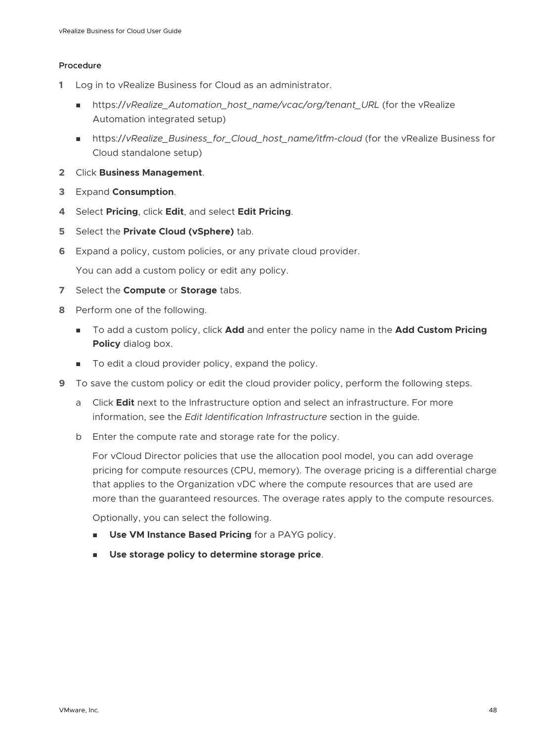#### Procedure

1. Log in to vRealize Business for Cloud as an administrator.

   - https://*vRealize_Automation_host_name/vcac/org/tenant_URL* (for the vRealize Automation integrated setup)
   - https://*vRealize_Business_for_Cloud_host_name/itfm-cloud* (for the vRealize Business for Cloud standalone setup)

2. Click **Business Management**.
3. Expand **Consumption**.
4. Select **Pricing**, click **Edit**, and select **Edit Pricing**.
5. Select the **Private Cloud (vSphere)** tab.
6. Expand a policy, custom policies, or any private cloud provider.

   You can add a custom policy or edit any policy.

7. Select the **Compute** or **Storage** tabs.
8. Perform one of the following.

   - To add a custom policy, click **Add** and enter the policy name in the **Add Custom Pricing Policy** dialog box.
   - To edit a cloud provider policy, expand the policy.

9. To save the custom policy or edit the cloud provider policy, perform the following steps.

   a. Click **Edit** next to the Infrastructure option and select an infrastructure. For more information, see the *Edit Identification Infrastructure* section in the guide.

   b. Enter the compute rate and storage rate for the policy.

      For vCloud Director policies that use the allocation pool model, you can add overage pricing for compute resources (CPU, memory). The overage pricing is a differential charge that applies to the Organization vDC where the compute resources that are used are more than the guaranteed resources. The overage rates apply to the compute resources.

      Optionally, you can select the following.

      - **Use VM Instance Based Pricing** for a PAYG policy.
      - **Use storage policy to determine storage price**.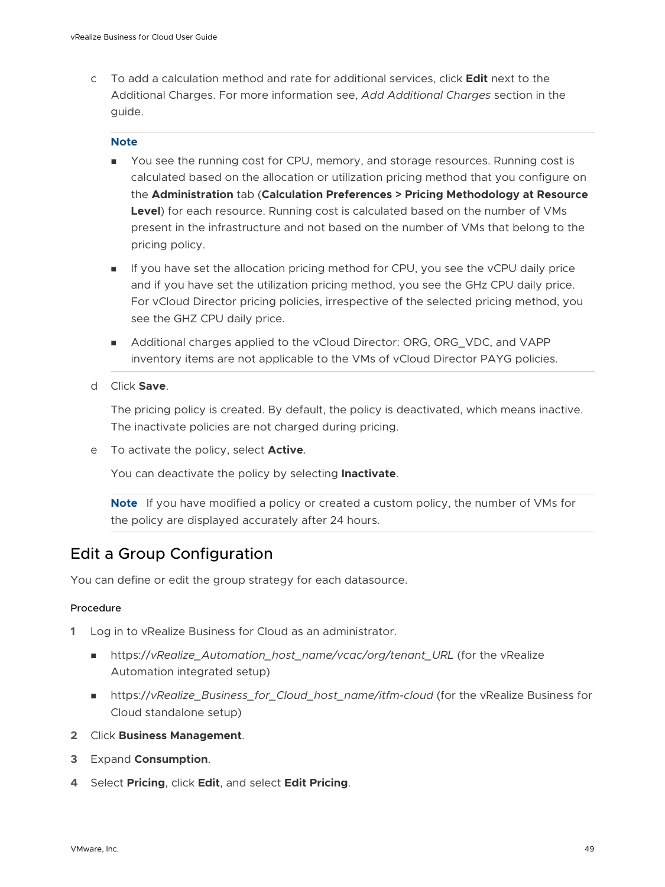c. To add a calculation method and rate for additional services, click **Edit** next to the Additional Charges. For more information see, *Add Additional Charges* section in the guide.

   **Note**

   - You see the running cost for CPU, memory, and storage resources. Running cost is calculated based on the allocation or utilization pricing method that you configure on the **Administration** tab (**Calculation Preferences > Pricing Methodology at Resource Level**) for each resource. Running cost is calculated based on the number of VMs present in the infrastructure and not based on the number of VMs that belong to the pricing policy.
   - If you have set the allocation pricing method for CPU, you see the vCPU daily price and if you have set the utilization pricing method, you see the GHz CPU daily price. For vCloud Director pricing policies, irrespective of the selected pricing method, you see the GHZ CPU daily price.
   - Additional charges applied to the vCloud Director: ORG, ORG_VDC, and VAPP inventory items are not applicable to the VMs of vCloud Director PAYG policies.

d. Click **Save**.

   The pricing policy is created. By default, the policy is deactivated, which means inactive. The inactivate policies are not charged during pricing.

e. To activate the policy, select **Active**.

   You can deactivate the policy by selecting **Inactivate**.

   **Note** If you have modified a policy or created a custom policy, the number of VMs for the policy are displayed accurately after 24 hours.

## Edit a Group Configuration

You can define or edit the group strategy for each datasource.

#### Procedure

1. Log in to vRealize Business for Cloud as an administrator.
   - https://*vRealize_Automation_host_name/vcac/org/tenant_URL* (for the vRealize Automation integrated setup)
   - https://*vRealize_Business_for_Cloud_host_name/itfm-cloud* (for the vRealize Business for Cloud standalone setup)
2. Click **Business Management**.
3. Expand **Consumption**.
4. Select **Pricing**, click **Edit**, and select **Edit Pricing**.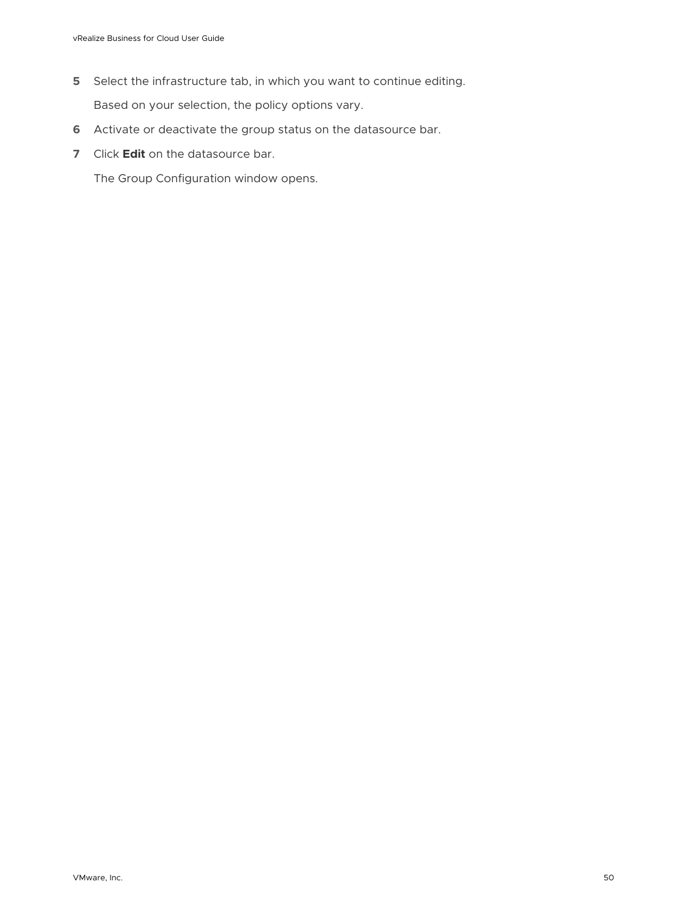5. Select the infrastructure tab, in which you want to continue editing.

   Based on your selection, the policy options vary.

6. Activate or deactivate the group status on the datasource bar.

7. Click **Edit** on the datasource bar.

   The Group Configuration window opens.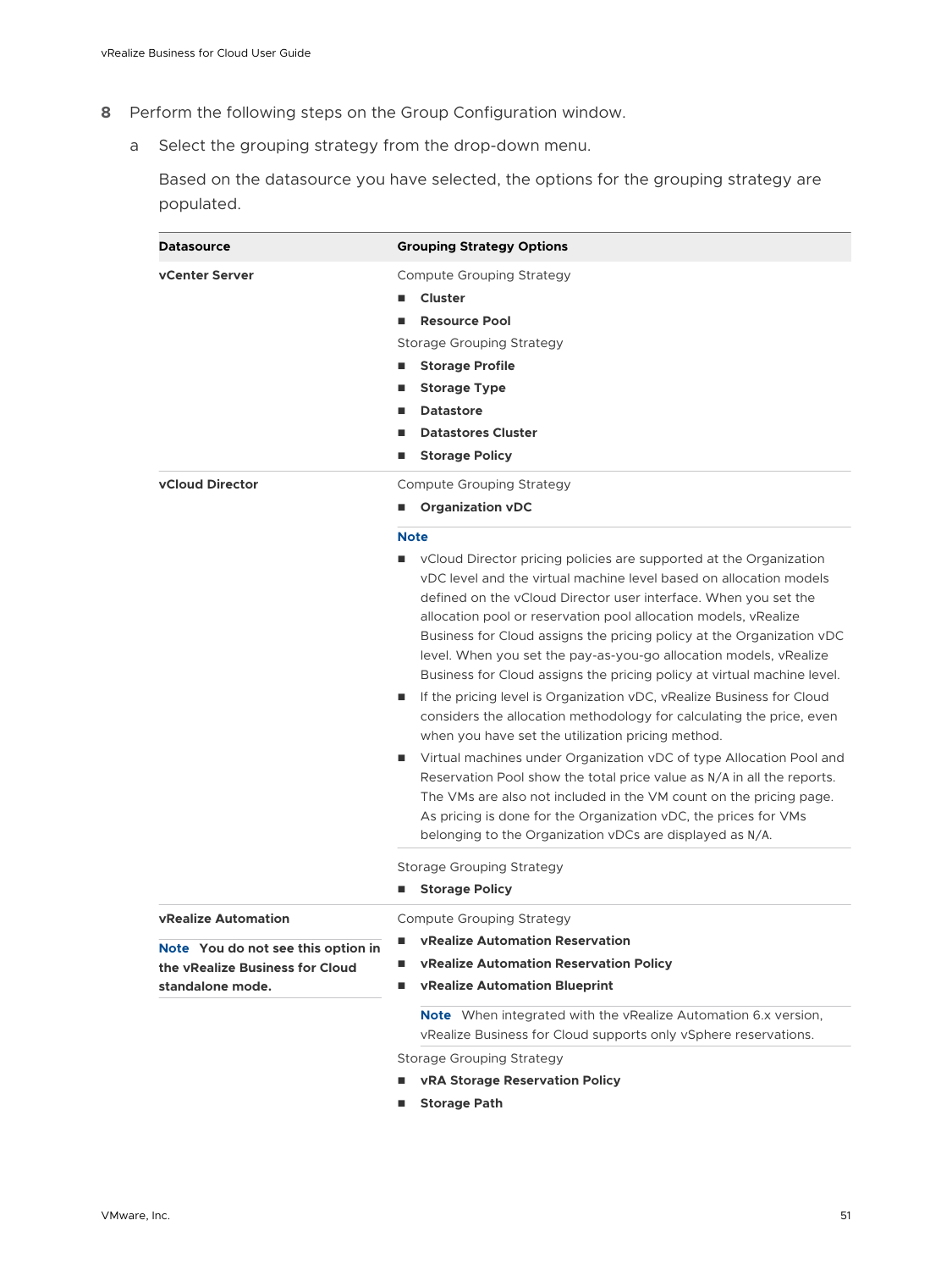8 Perform the following steps on the Group Configuration window.

   a Select the grouping strategy from the drop-down menu.

   Based on the datasource you have selected, the options for the grouping strategy are populated.

| Datasource | Grouping Strategy Options |
| --- | --- |
| **vCenter Server** | Compute Grouping Strategy<br>■ **Cluster**<br>■ **Resource Pool**<br>Storage Grouping Strategy<br>■ **Storage Profile**<br>■ **Storage Type**<br>■ **Datastore**<br>■ **Datastores Cluster**<br>■ **Storage Policy** |
| **vCloud Director** | Compute Grouping Strategy<br>■ **Organization vDC**<br>**Note**<br>■ vCloud Director pricing policies are supported at the Organization vDC level and the virtual machine level based on allocation models defined on the vCloud Director user interface. When you set the allocation pool or reservation pool allocation models, vRealize Business for Cloud assigns the pricing policy at the Organization vDC level. When you set the pay-as-you-go allocation models, vRealize Business for Cloud assigns the pricing policy at virtual machine level.<br>■ If the pricing level is Organization vDC, vRealize Business for Cloud considers the allocation methodology for calculating the price, even when you have set the utilization pricing method.<br>■ Virtual machines under Organization vDC of type Allocation Pool and Reservation Pool show the total price value as N/A in all the reports. The VMs are also not included in the VM count on the pricing page. As pricing is done for the Organization vDC, the prices for VMs belonging to the Organization vDCs are displayed as N/A.<br>Storage Grouping Strategy<br>■ **Storage Policy** |
| **vRealize Automation**<br>**Note** You do not see this option in the vRealize Business for Cloud standalone mode. | Compute Grouping Strategy<br>■ **vRealize Automation Reservation**<br>■ **vRealize Automation Reservation Policy**<br>■ **vRealize Automation Blueprint**<br>**Note** When integrated with the vRealize Automation 6.x version, vRealize Business for Cloud supports only vSphere reservations.<br>Storage Grouping Strategy<br>■ **vRA Storage Reservation Policy**<br>■ **Storage Path** |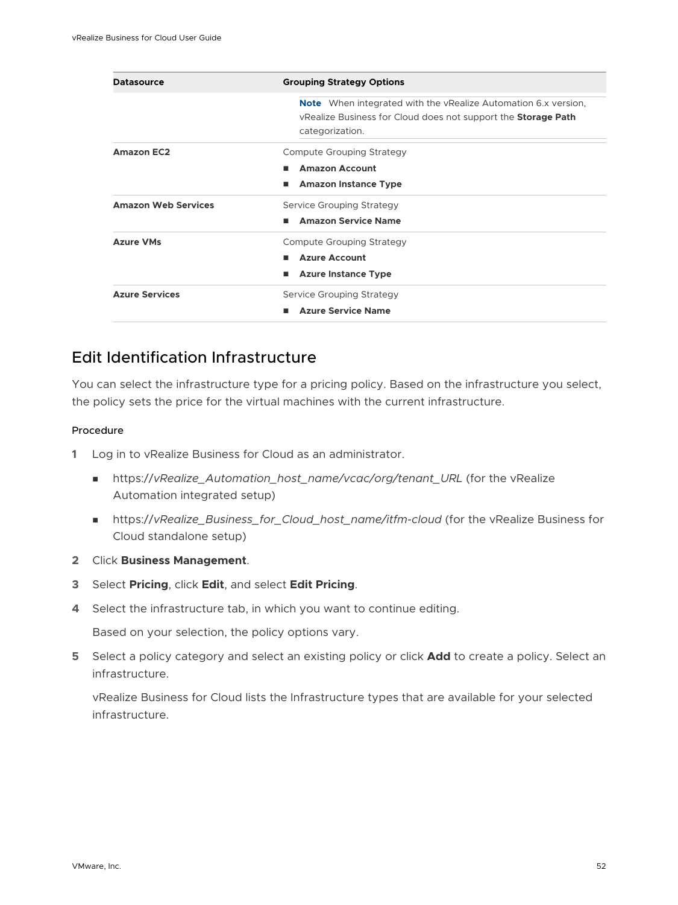| Datasource | Grouping Strategy Options |
| --- | --- |
| | **Note** When integrated with the vRealize Automation 6.x version, vRealize Business for Cloud does not support the **Storage Path** categorization. |
| **Amazon EC2** | Compute Grouping Strategy<br>■ **Amazon Account**<br>■ **Amazon Instance Type** |
| **Amazon Web Services** | Service Grouping Strategy<br>■ **Amazon Service Name** |
| **Azure VMs** | Compute Grouping Strategy<br>■ **Azure Account**<br>■ **Azure Instance Type** |
| **Azure Services** | Service Grouping Strategy<br>■ **Azure Service Name** |

## Edit Identification Infrastructure

You can select the infrastructure type for a pricing policy. Based on the infrastructure you select, the policy sets the price for the virtual machines with the current infrastructure.

### Procedure

1. Log in to vRealize Business for Cloud as an administrator.
   - https://*vRealize_Automation_host_name/vcac/org/tenant_URL* (for the vRealize Automation integrated setup)
   - https://*vRealize_Business_for_Cloud_host_name/itfm-cloud* (for the vRealize Business for Cloud standalone setup)
2. Click **Business Management**.
3. Select **Pricing**, click **Edit**, and select **Edit Pricing**.
4. Select the infrastructure tab, in which you want to continue editing.

   Based on your selection, the policy options vary.
5. Select a policy category and select an existing policy or click **Add** to create a policy. Select an infrastructure.

   vRealize Business for Cloud lists the Infrastructure types that are available for your selected infrastructure.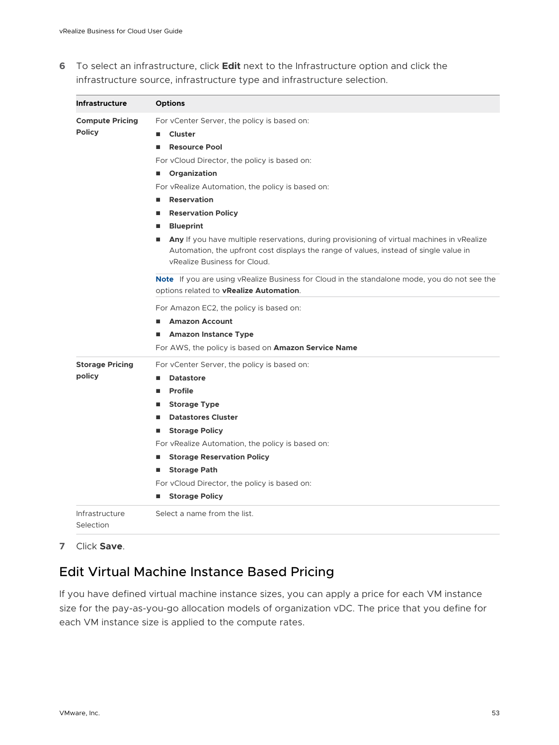6 To select an infrastructure, click **Edit** next to the Infrastructure option and click the infrastructure source, infrastructure type and infrastructure selection.

| Infrastructure | Options |
| --- | --- |
| **Compute Pricing Policy** | For vCenter Server, the policy is based on:<br>■ **Cluster**<br>■ **Resource Pool**<br>For vCloud Director, the policy is based on:<br>■ **Organization**<br>For vRealize Automation, the policy is based on:<br>■ **Reservation**<br>■ **Reservation Policy**<br>■ **Blueprint**<br>■ **Any** If you have multiple reservations, during provisioning of virtual machines in vRealize Automation, the upfront cost displays the range of values, instead of single value in vRealize Business for Cloud.<br>**Note** If you are using vRealize Business for Cloud in the standalone mode, you do not see the options related to **vRealize Automation**.<br>For Amazon EC2, the policy is based on:<br>■ **Amazon Account**<br>■ **Amazon Instance Type**<br>For AWS, the policy is based on **Amazon Service Name** |
| **Storage Pricing policy** | For vCenter Server, the policy is based on:<br>■ **Datastore**<br>■ **Profile**<br>■ **Storage Type**<br>■ **Datastores Cluster**<br>■ **Storage Policy**<br>For vRealize Automation, the policy is based on:<br>■ **Storage Reservation Policy**<br>■ **Storage Path**<br>For vCloud Director, the policy is based on:<br>■ **Storage Policy** |
| Infrastructure Selection | Select a name from the list. |

7 Click **Save**.

## Edit Virtual Machine Instance Based Pricing

If you have defined virtual machine instance sizes, you can apply a price for each VM instance size for the pay-as-you-go allocation models of organization vDC. The price that you define for each VM instance size is applied to the compute rates.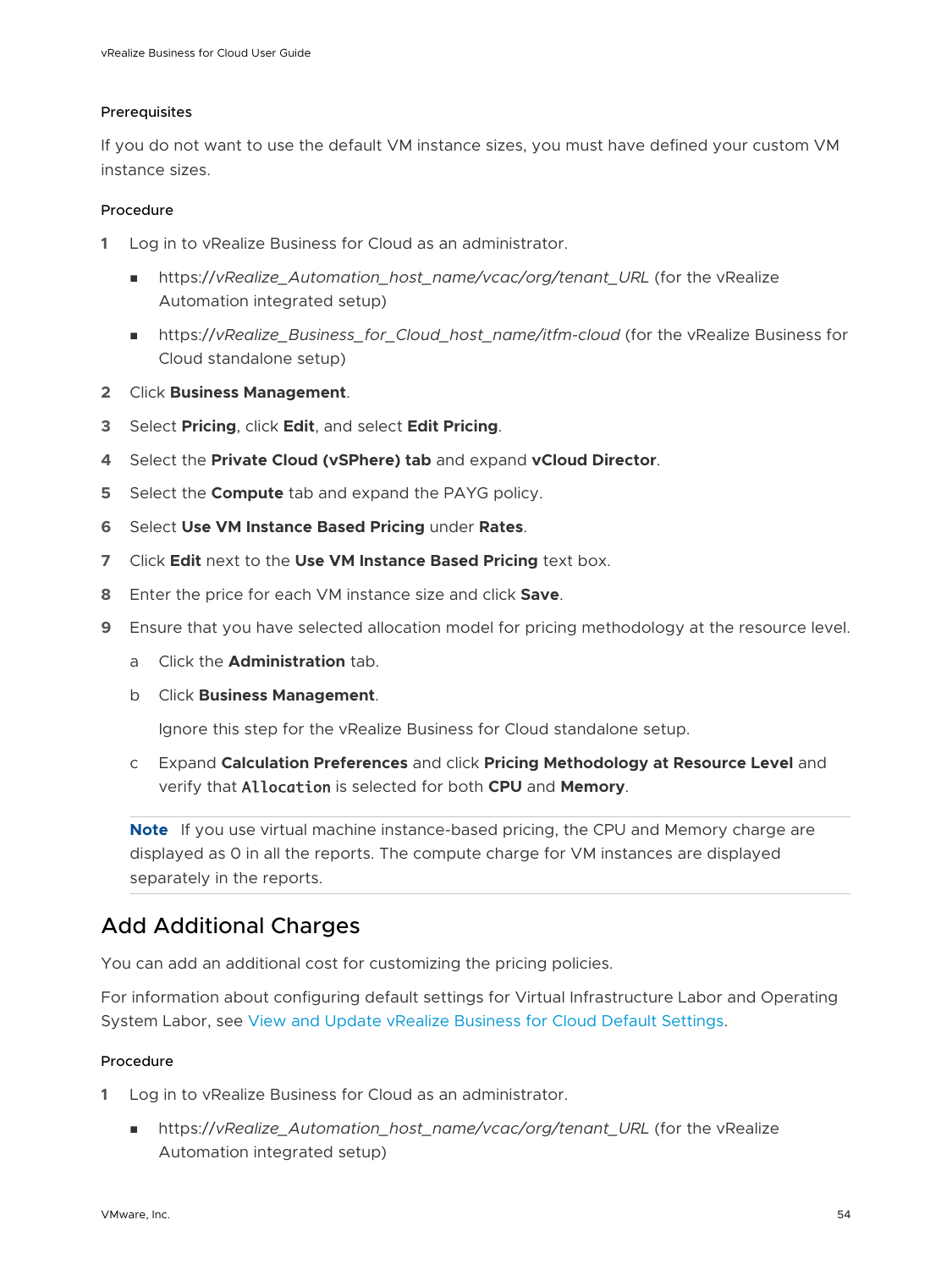#### Prerequisites

If you do not want to use the default VM instance sizes, you must have defined your custom VM instance sizes.

#### Procedure

1 Log in to vRealize Business for Cloud as an administrator.

- https://*vRealize_Automation_host_name/vcac/org/tenant_URL* (for the vRealize Automation integrated setup)
- https://*vRealize_Business_for_Cloud_host_name/itfm-cloud* (for the vRealize Business for Cloud standalone setup)

2 Click **Business Management**.

3 Select **Pricing**, click **Edit**, and select **Edit Pricing**.

4 Select the **Private Cloud (vSPhere) tab** and expand **vCloud Director**.

5 Select the **Compute** tab and expand the PAYG policy.

6 Select **Use VM Instance Based Pricing** under **Rates**.

7 Click **Edit** next to the **Use VM Instance Based Pricing** text box.

8 Enter the price for each VM instance size and click **Save**.

9 Ensure that you have selected allocation model for pricing methodology at the resource level.

   a Click the **Administration** tab.

   b Click **Business Management**.

      Ignore this step for the vRealize Business for Cloud standalone setup.

   c Expand **Calculation Preferences** and click **Pricing Methodology at Resource Level** and verify that `Allocation` is selected for both **CPU** and **Memory**.

**Note** If you use virtual machine instance-based pricing, the CPU and Memory charge are displayed as 0 in all the reports. The compute charge for VM instances are displayed separately in the reports.

## Add Additional Charges

You can add an additional cost for customizing the pricing policies.

For information about configuring default settings for Virtual Infrastructure Labor and Operating System Labor, see View and Update vRealize Business for Cloud Default Settings.

#### Procedure

1 Log in to vRealize Business for Cloud as an administrator.

- https://*vRealize_Automation_host_name/vcac/org/tenant_URL* (for the vRealize Automation integrated setup)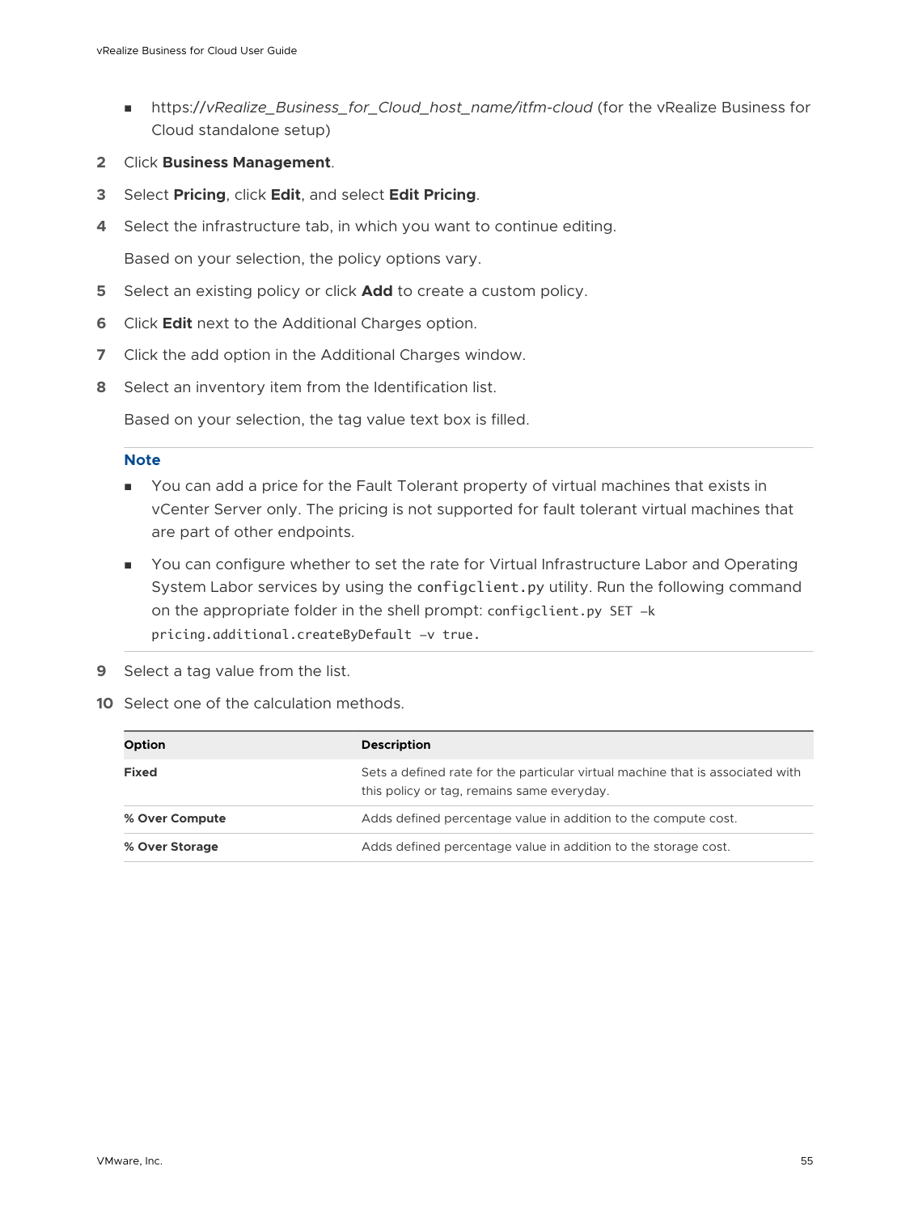- https://*vRealize_Business_for_Cloud_host_name/itfm-cloud* (for the vRealize Business for Cloud standalone setup)

2. Click **Business Management**.
3. Select **Pricing**, click **Edit**, and select **Edit Pricing**.
4. Select the infrastructure tab, in which you want to continue editing.

   Based on your selection, the policy options vary.
5. Select an existing policy or click **Add** to create a custom policy.
6. Click **Edit** next to the Additional Charges option.
7. Click the add option in the Additional Charges window.
8. Select an inventory item from the Identification list.

   Based on your selection, the tag value text box is filled.

   **Note**

   - You can add a price for the Fault Tolerant property of virtual machines that exists in vCenter Server only. The pricing is not supported for fault tolerant virtual machines that are part of other endpoints.
   - You can configure whether to set the rate for Virtual Infrastructure Labor and Operating System Labor services by using the `configclient.py` utility. Run the following command on the appropriate folder in the shell prompt: `configclient.py SET –k pricing.additional.createByDefault –v true.`

9. Select a tag value from the list.
10. Select one of the calculation methods.

| Option | Description |
|---|---|
| **Fixed** | Sets a defined rate for the particular virtual machine that is associated with this policy or tag, remains same everyday. |
| **% Over Compute** | Adds defined percentage value in addition to the compute cost. |
| **% Over Storage** | Adds defined percentage value in addition to the storage cost. |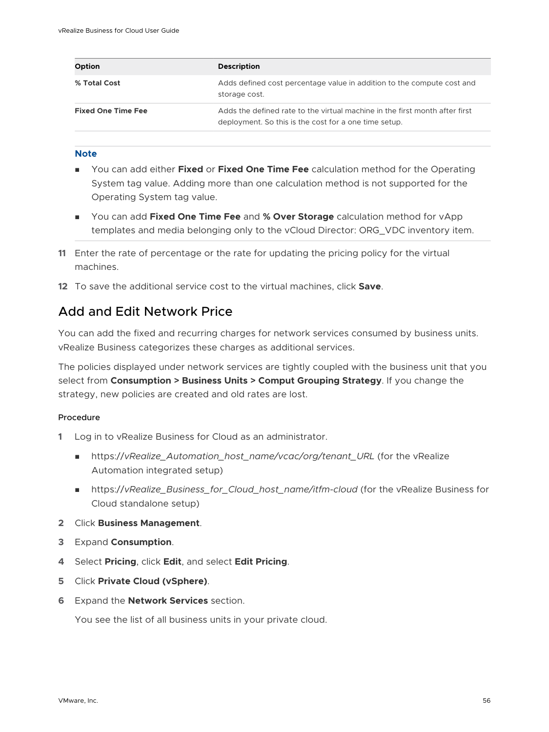| Option | Description |
| --- | --- |
| **% Total Cost** | Adds defined cost percentage value in addition to the compute cost and storage cost. |
| **Fixed One Time Fee** | Adds the defined rate to the virtual machine in the first month after first deployment. So this is the cost for a one time setup. |

**Note**

- You can add either **Fixed** or **Fixed One Time Fee** calculation method for the Operating System tag value. Adding more than one calculation method is not supported for the Operating System tag value.
- You can add **Fixed One Time Fee** and **% Over Storage** calculation method for vApp templates and media belonging only to the vCloud Director: ORG_VDC inventory item.

11 Enter the rate of percentage or the rate for updating the pricing policy for the virtual machines.

12 To save the additional service cost to the virtual machines, click **Save**.

## Add and Edit Network Price

You can add the fixed and recurring charges for network services consumed by business units. vRealize Business categorizes these charges as additional services.

The policies displayed under network services are tightly coupled with the business unit that you select from **Consumption > Business Units > Comput Grouping Strategy**. If you change the strategy, new policies are created and old rates are lost.

#### Procedure

1 Log in to vRealize Business for Cloud as an administrator.

- https://*vRealize_Automation_host_name/vcac/org/tenant_URL* (for the vRealize Automation integrated setup)
- https://*vRealize_Business_for_Cloud_host_name/itfm-cloud* (for the vRealize Business for Cloud standalone setup)

2 Click **Business Management**.

3 Expand **Consumption**.

4 Select **Pricing**, click **Edit**, and select **Edit Pricing**.

5 Click **Private Cloud (vSphere)**.

6 Expand the **Network Services** section.

You see the list of all business units in your private cloud.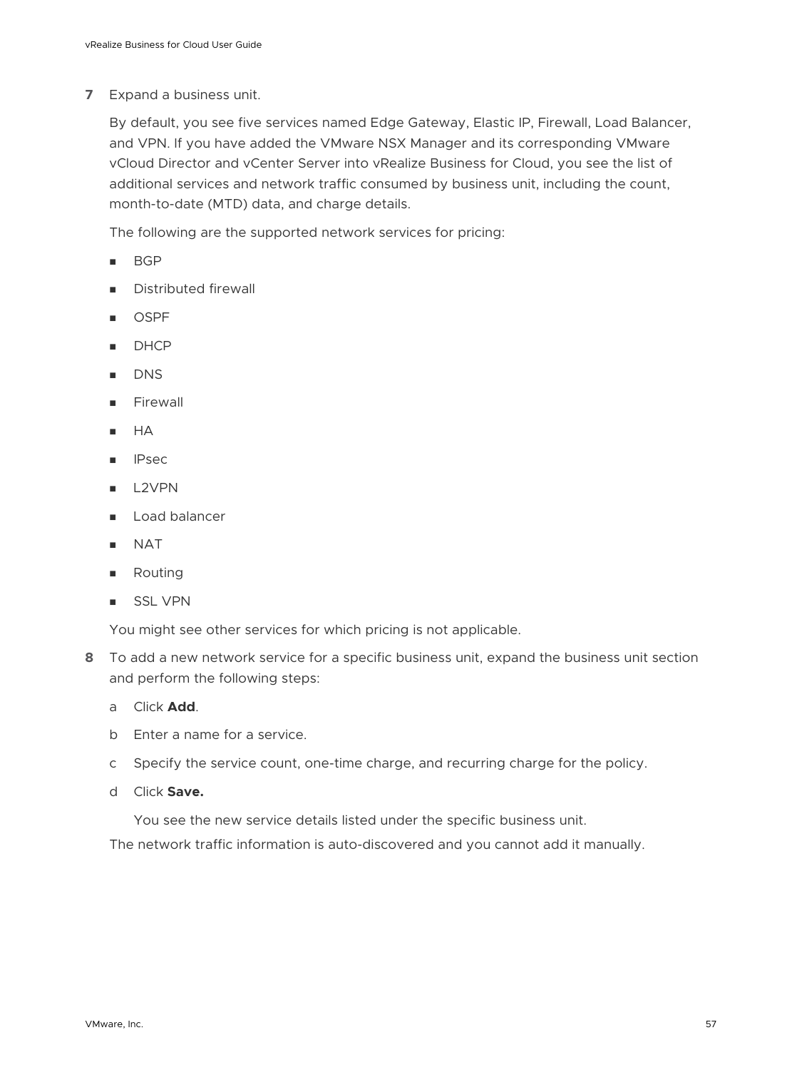7. Expand a business unit.

   By default, you see five services named Edge Gateway, Elastic IP, Firewall, Load Balancer, and VPN. If you have added the VMware NSX Manager and its corresponding VMware vCloud Director and vCenter Server into vRealize Business for Cloud, you see the list of additional services and network traffic consumed by business unit, including the count, month-to-date (MTD) data, and charge details.

   The following are the supported network services for pricing:

   - BGP
   - Distributed firewall
   - OSPF
   - DHCP
   - DNS
   - Firewall
   - HA
   - IPsec
   - L2VPN
   - Load balancer
   - NAT
   - Routing
   - SSL VPN

   You might see other services for which pricing is not applicable.

8. To add a new network service for a specific business unit, expand the business unit section and perform the following steps:

   a. Click **Add**.
   b. Enter a name for a service.
   c. Specify the service count, one-time charge, and recurring charge for the policy.
   d. Click **Save.**

      You see the new service details listed under the specific business unit.

   The network traffic information is auto-discovered and you cannot add it manually.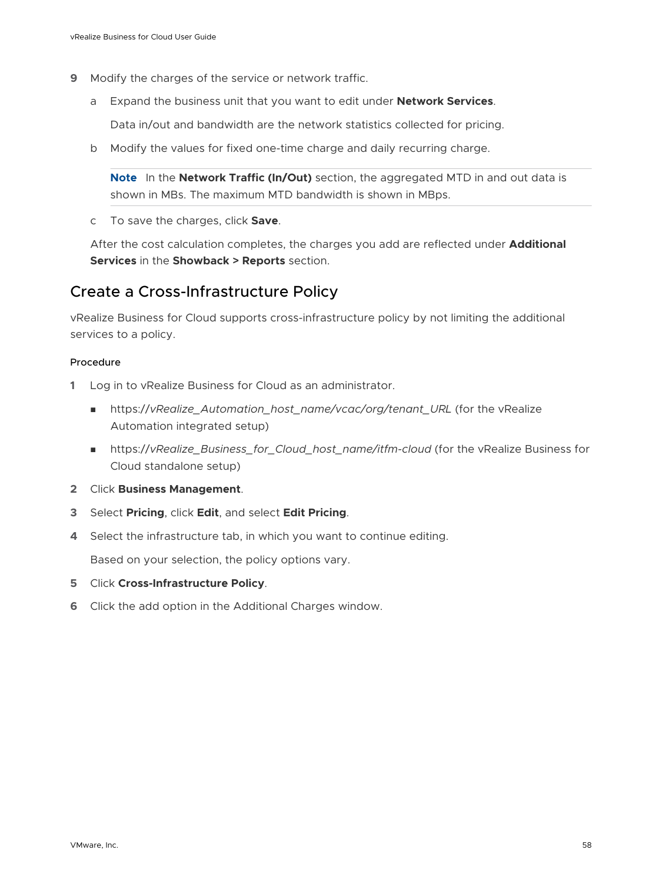9. Modify the charges of the service or network traffic.

   a. Expand the business unit that you want to edit under **Network Services**.

      Data in/out and bandwidth are the network statistics collected for pricing.

   b. Modify the values for fixed one-time charge and daily recurring charge.

      > **Note** In the **Network Traffic (In/Out)** section, the aggregated MTD in and out data is shown in MBs. The maximum MTD bandwidth is shown in MBps.

   c. To save the charges, click **Save**.

   After the cost calculation completes, the charges you add are reflected under **Additional Services** in the **Showback > Reports** section.

## Create a Cross-Infrastructure Policy

vRealize Business for Cloud supports cross-infrastructure policy by not limiting the additional services to a policy.

### Procedure

1. Log in to vRealize Business for Cloud as an administrator.

   - https://*vRealize_Automation_host_name/vcac/org/tenant_URL* (for the vRealize Automation integrated setup)
   - https://*vRealize_Business_for_Cloud_host_name/itfm-cloud* (for the vRealize Business for Cloud standalone setup)

2. Click **Business Management**.
3. Select **Pricing**, click **Edit**, and select **Edit Pricing**.
4. Select the infrastructure tab, in which you want to continue editing.

   Based on your selection, the policy options vary.

5. Click **Cross-Infrastructure Policy**.
6. Click the add option in the Additional Charges window.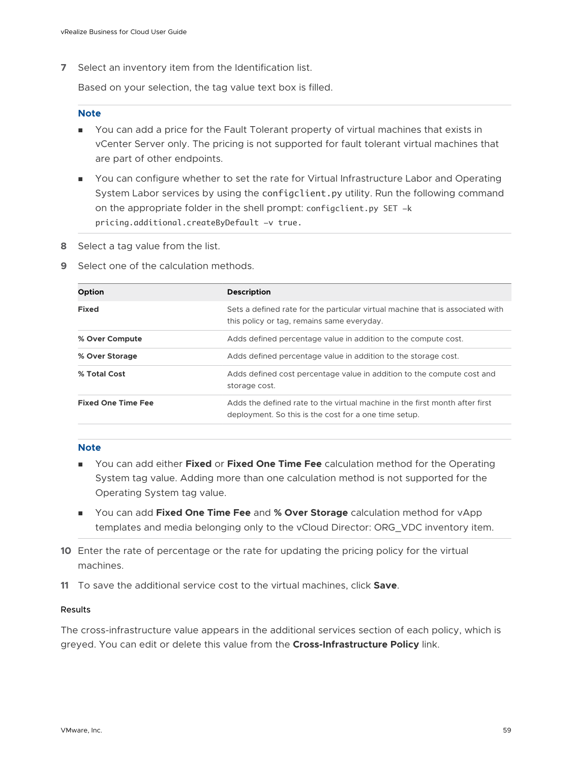7 Select an inventory item from the Identification list.

   Based on your selection, the tag value text box is filled.

   **Note**

   - You can add a price for the Fault Tolerant property of virtual machines that exists in vCenter Server only. The pricing is not supported for fault tolerant virtual machines that are part of other endpoints.
   - You can configure whether to set the rate for Virtual Infrastructure Labor and Operating System Labor services by using the `configclient.py` utility. Run the following command on the appropriate folder in the shell prompt: `configclient.py SET –k pricing.additional.createByDefault –v true.`

8 Select a tag value from the list.

9 Select one of the calculation methods.

| Option | Description |
| --- | --- |
| **Fixed** | Sets a defined rate for the particular virtual machine that is associated with this policy or tag, remains same everyday. |
| **% Over Compute** | Adds defined percentage value in addition to the compute cost. |
| **% Over Storage** | Adds defined percentage value in addition to the storage cost. |
| **% Total Cost** | Adds defined cost percentage value in addition to the compute cost and storage cost. |
| **Fixed One Time Fee** | Adds the defined rate to the virtual machine in the first month after first deployment. So this is the cost for a one time setup. |

   **Note**

   - You can add either **Fixed** or **Fixed One Time Fee** calculation method for the Operating System tag value. Adding more than one calculation method is not supported for the Operating System tag value.
   - You can add **Fixed One Time Fee** and **% Over Storage** calculation method for vApp templates and media belonging only to the vCloud Director: ORG_VDC inventory item.

10 Enter the rate of percentage or the rate for updating the pricing policy for the virtual machines.

11 To save the additional service cost to the virtual machines, click **Save**.

#### Results

The cross-infrastructure value appears in the additional services section of each policy, which is greyed. You can edit or delete this value from the **Cross-Infrastructure Policy** link.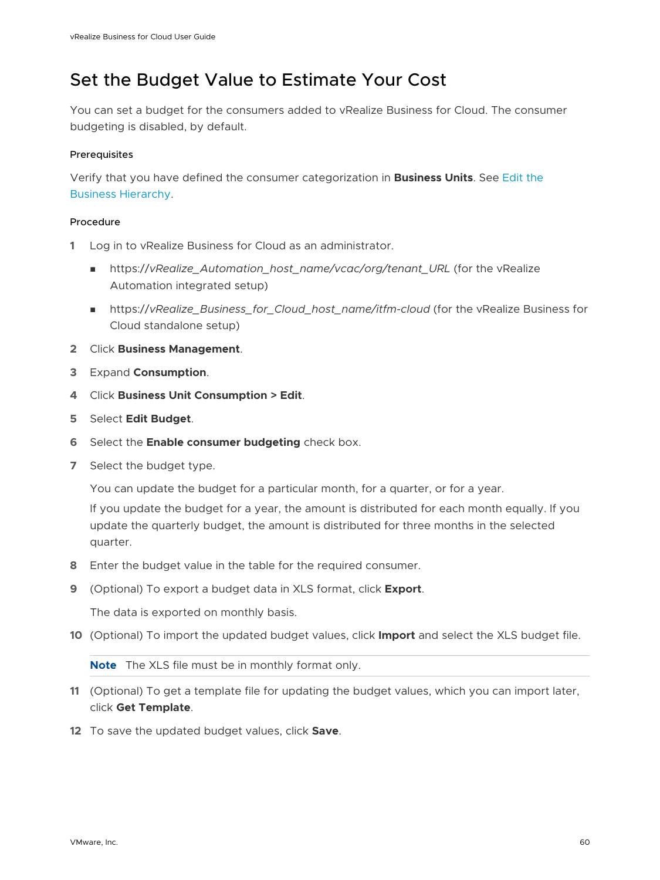# Set the Budget Value to Estimate Your Cost

You can set a budget for the consumers added to vRealize Business for Cloud. The consumer budgeting is disabled, by default.

### Prerequisites

Verify that you have defined the consumer categorization in **Business Units**. See Edit the Business Hierarchy.

### Procedure

1. Log in to vRealize Business for Cloud as an administrator.
   - https://*vRealize_Automation_host_name/vcac/org/tenant_URL* (for the vRealize Automation integrated setup)
   - https://*vRealize_Business_for_Cloud_host_name/itfm-cloud* (for the vRealize Business for Cloud standalone setup)
2. Click **Business Management**.
3. Expand **Consumption**.
4. Click **Business Unit Consumption > Edit**.
5. Select **Edit Budget**.
6. Select the **Enable consumer budgeting** check box.
7. Select the budget type.

   You can update the budget for a particular month, for a quarter, or for a year.

   If you update the budget for a year, the amount is distributed for each month equally. If you update the quarterly budget, the amount is distributed for three months in the selected quarter.
8. Enter the budget value in the table for the required consumer.
9. (Optional) To export a budget data in XLS format, click **Export**.

   The data is exported on monthly basis.
10. (Optional) To import the updated budget values, click **Import** and select the XLS budget file.

    **Note** The XLS file must be in monthly format only.
11. (Optional) To get a template file for updating the budget values, which you can import later, click **Get Template**.
12. To save the updated budget values, click **Save**.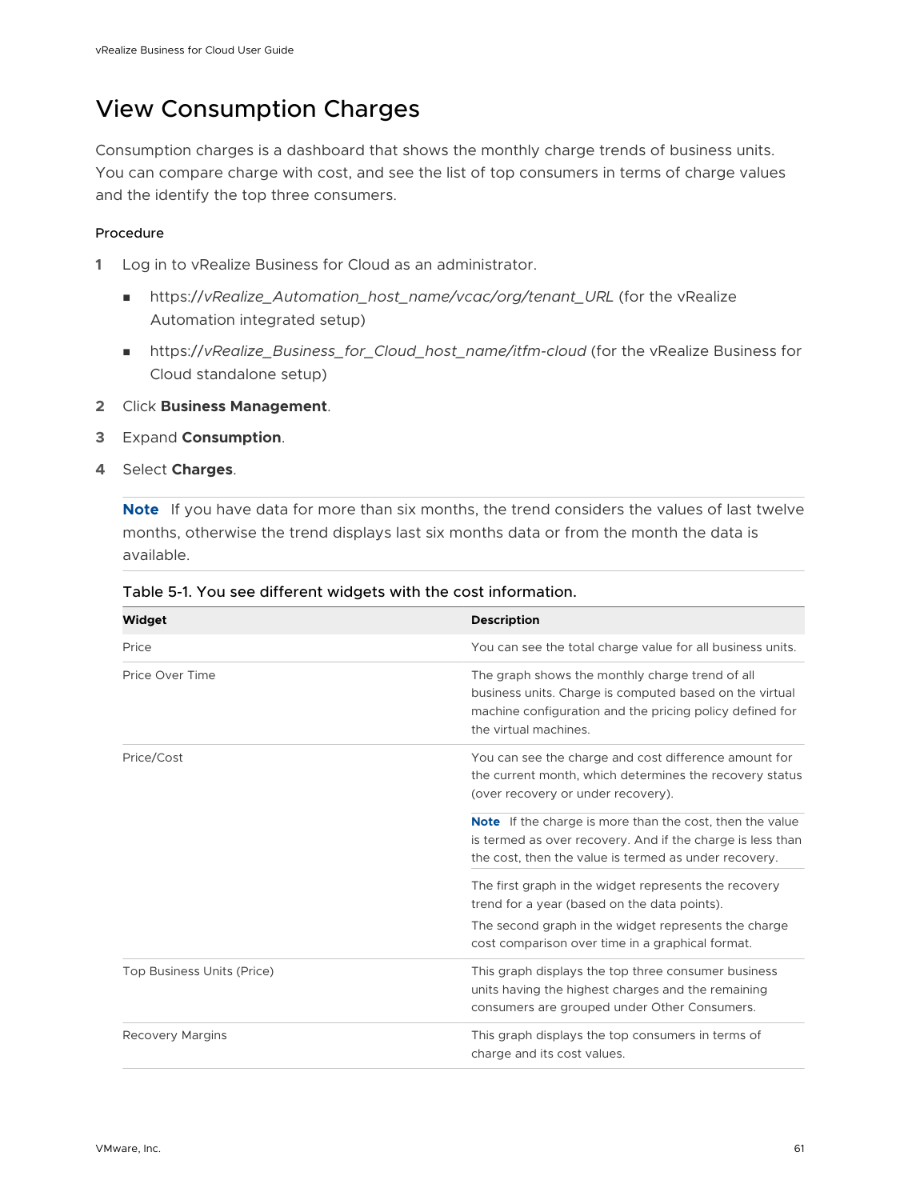# View Consumption Charges

Consumption charges is a dashboard that shows the monthly charge trends of business units. You can compare charge with cost, and see the list of top consumers in terms of charge values and the identify the top three consumers.

#### Procedure

1. Log in to vRealize Business for Cloud as an administrator.
   - https://*vRealize_Automation_host_name/vcac/org/tenant_URL* (for the vRealize Automation integrated setup)
   - https://*vRealize_Business_for_Cloud_host_name/itfm-cloud* (for the vRealize Business for Cloud standalone setup)
2. Click **Business Management**.
3. Expand **Consumption**.
4. Select **Charges**.

   **Note** If you have data for more than six months, the trend considers the values of last twelve months, otherwise the trend displays last six months data or from the month the data is available.

   Table 5-1. You see different widgets with the cost information.

| Widget | Description |
| --- | --- |
| Price | You can see the total charge value for all business units. |
| Price Over Time | The graph shows the monthly charge trend of all business units. Charge is computed based on the virtual machine configuration and the pricing policy defined for the virtual machines. |
| Price/Cost | You can see the charge and cost difference amount for the current month, which determines the recovery status (over recovery or under recovery).<br><br>**Note** If the charge is more than the cost, then the value is termed as over recovery. And if the charge is less than the cost, then the value is termed as under recovery.<br><br>The first graph in the widget represents the recovery trend for a year (based on the data points).<br><br>The second graph in the widget represents the charge cost comparison over time in a graphical format. |
| Top Business Units (Price) | This graph displays the top three consumer business units having the highest charges and the remaining consumers are grouped under Other Consumers. |
| Recovery Margins | This graph displays the top consumers in terms of charge and its cost values. |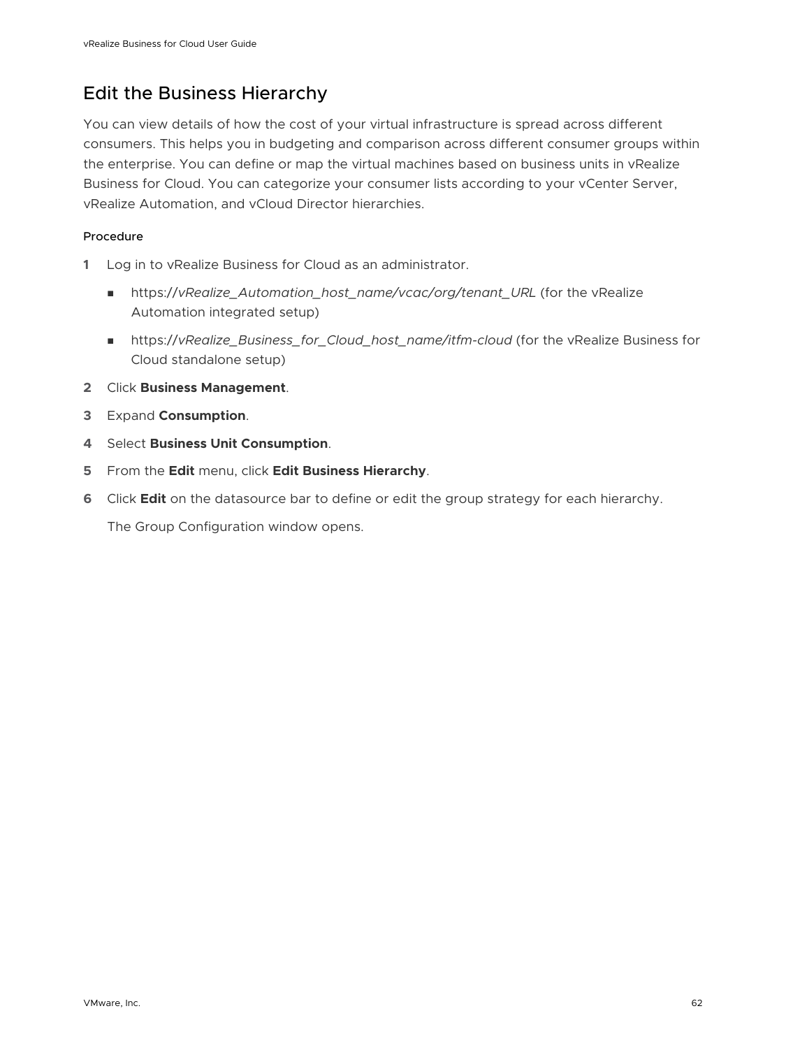# Edit the Business Hierarchy

You can view details of how the cost of your virtual infrastructure is spread across different consumers. This helps you in budgeting and comparison across different consumer groups within the enterprise. You can define or map the virtual machines based on business units in vRealize Business for Cloud. You can categorize your consumer lists according to your vCenter Server, vRealize Automation, and vCloud Director hierarchies.

#### Procedure

1. Log in to vRealize Business for Cloud as an administrator.
   - https://*vRealize_Automation_host_name/vcac/org/tenant_URL* (for the vRealize Automation integrated setup)
   - https://*vRealize_Business_for_Cloud_host_name/itfm-cloud* (for the vRealize Business for Cloud standalone setup)
2. Click **Business Management**.
3. Expand **Consumption**.
4. Select **Business Unit Consumption**.
5. From the **Edit** menu, click **Edit Business Hierarchy**.
6. Click **Edit** on the datasource bar to define or edit the group strategy for each hierarchy.

   The Group Configuration window opens.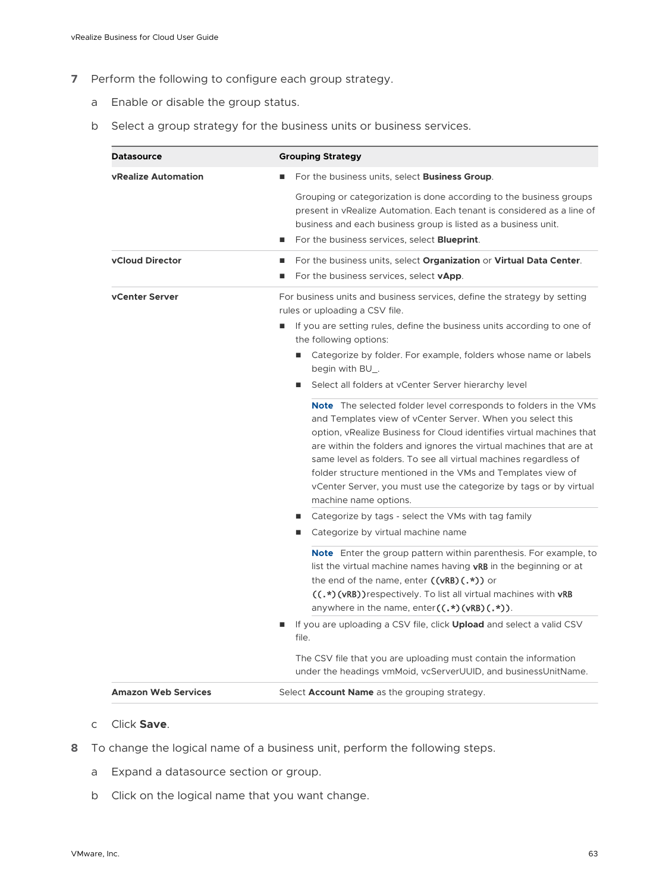7 Perform the following to configure each group strategy.

   a Enable or disable the group status.

   b Select a group strategy for the business units or business services.

| Datasource | Grouping Strategy |
| --- | --- |
| **vRealize Automation** | ■ For the business units, select **Business Group**.<br><br>Grouping or categorization is done according to the business groups present in vRealize Automation. Each tenant is considered as a line of business and each business group is listed as a business unit.<br><br>■ For the business services, select **Blueprint**. |
| **vCloud Director** | ■ For the business units, select **Organization** or **Virtual Data Center**.<br><br>■ For the business services, select **vApp**. |
| **vCenter Server** | For business units and business services, define the strategy by setting rules or uploading a CSV file.<br><br>■ If you are setting rules, define the business units according to one of the following options:<br><br>■ Categorize by folder. For example, folders whose name or labels begin with BU_.<br><br>■ Select all folders at vCenter Server hierarchy level<br><br>**Note** The selected folder level corresponds to folders in the VMs and Templates view of vCenter Server. When you select this option, vRealize Business for Cloud identifies virtual machines that are within the folders and ignores the virtual machines that are at same level as folders. To see all virtual machines regardless of folder structure mentioned in the VMs and Templates view of vCenter Server, you must use the categorize by tags or by virtual machine name options.<br><br>■ Categorize by tags - select the VMs with tag family<br><br>■ Categorize by virtual machine name<br><br>**Note** Enter the group pattern within parenthesis. For example, to list the virtual machine names having `vRB` in the beginning or at the end of the name, enter `((vRB)(.*))` or `((.*)(vRB))`respectively. To list all virtual machines with `vRB` anywhere in the name, enter`((.*)(vRB)(.*))`.<br><br>■ If you are uploading a CSV file, click **Upload** and select a valid CSV file.<br><br>The CSV file that you are uploading must contain the information under the headings vmMoid, vcServerUUID, and businessUnitName. |
| **Amazon Web Services** | Select **Account Name** as the grouping strategy. |

   c Click **Save**.

8 To change the logical name of a business unit, perform the following steps.

   a Expand a datasource section or group.

   b Click on the logical name that you want change.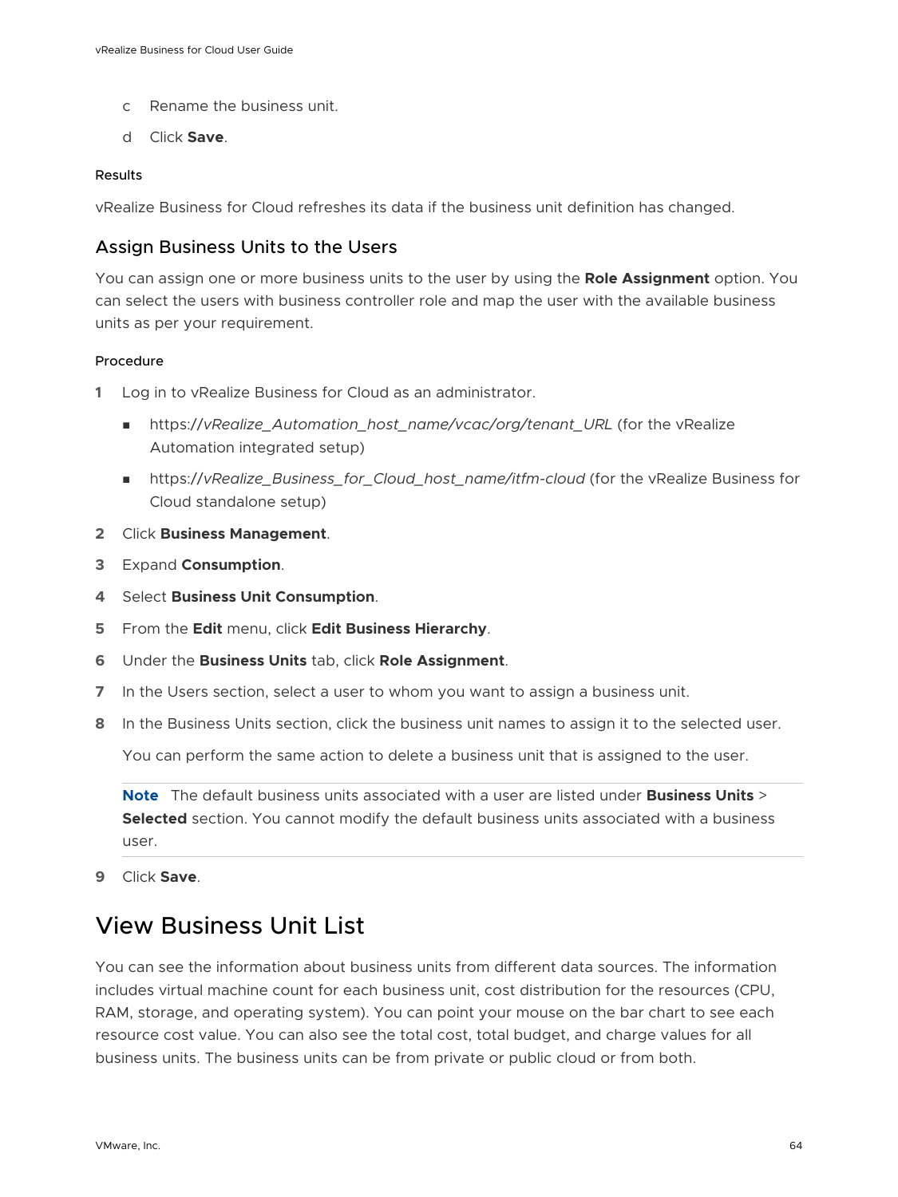c. Rename the business unit.
d. Click **Save**.

#### Results

vRealize Business for Cloud refreshes its data if the business unit definition has changed.

### Assign Business Units to the Users

You can assign one or more business units to the user by using the **Role Assignment** option. You can select the users with business controller role and map the user with the available business units as per your requirement.

#### Procedure

1. Log in to vRealize Business for Cloud as an administrator.
   - https://*vRealize_Automation_host_name/vcac/org/tenant_URL* (for the vRealize Automation integrated setup)
   - https://*vRealize_Business_for_Cloud_host_name/itfm-cloud* (for the vRealize Business for Cloud standalone setup)
2. Click **Business Management**.
3. Expand **Consumption**.
4. Select **Business Unit Consumption**.
5. From the **Edit** menu, click **Edit Business Hierarchy**.
6. Under the **Business Units** tab, click **Role Assignment**.
7. In the Users section, select a user to whom you want to assign a business unit.
8. In the Business Units section, click the business unit names to assign it to the selected user.

   You can perform the same action to delete a business unit that is assigned to the user.

   **Note** The default business units associated with a user are listed under **Business Units** > **Selected** section. You cannot modify the default business units associated with a business user.
9. Click **Save**.

## View Business Unit List

You can see the information about business units from different data sources. The information includes virtual machine count for each business unit, cost distribution for the resources (CPU, RAM, storage, and operating system). You can point your mouse on the bar chart to see each resource cost value. You can also see the total cost, total budget, and charge values for all business units. The business units can be from private or public cloud or from both.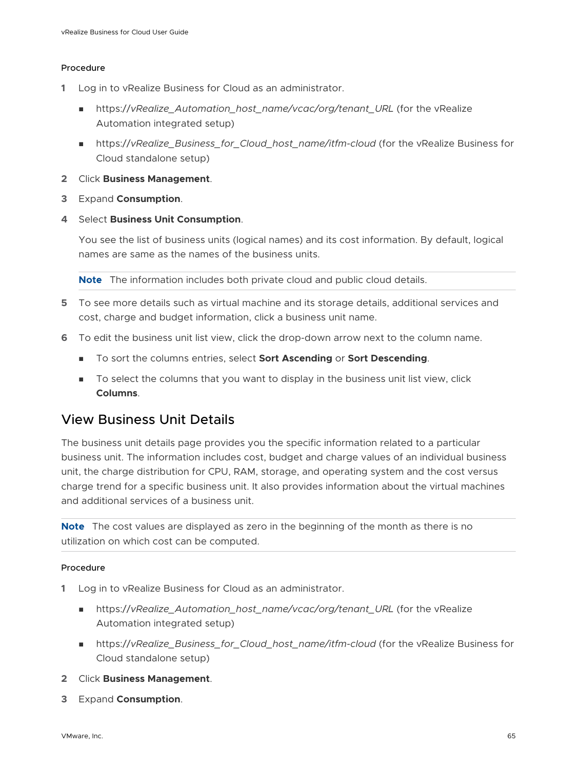Procedure

1 Log in to vRealize Business for Cloud as an administrator.

   - https://*vRealize_Automation_host_name/vcac/org/tenant_URL* (for the vRealize Automation integrated setup)
   - https://*vRealize_Business_for_Cloud_host_name/itfm-cloud* (for the vRealize Business for Cloud standalone setup)

2 Click **Business Management**.

3 Expand **Consumption**.

4 Select **Business Unit Consumption**.

   You see the list of business units (logical names) and its cost information. By default, logical names are same as the names of the business units.

   **Note** The information includes both private cloud and public cloud details.

5 To see more details such as virtual machine and its storage details, additional services and cost, charge and budget information, click a business unit name.

6 To edit the business unit list view, click the drop-down arrow next to the column name.

   - To sort the columns entries, select **Sort Ascending** or **Sort Descending**.
   - To select the columns that you want to display in the business unit list view, click **Columns**.

## View Business Unit Details

The business unit details page provides you the specific information related to a particular business unit. The information includes cost, budget and charge values of an individual business unit, the charge distribution for CPU, RAM, storage, and operating system and the cost versus charge trend for a specific business unit. It also provides information about the virtual machines and additional services of a business unit.

**Note** The cost values are displayed as zero in the beginning of the month as there is no utilization on which cost can be computed.

Procedure

1 Log in to vRealize Business for Cloud as an administrator.

   - https://*vRealize_Automation_host_name/vcac/org/tenant_URL* (for the vRealize Automation integrated setup)
   - https://*vRealize_Business_for_Cloud_host_name/itfm-cloud* (for the vRealize Business for Cloud standalone setup)

2 Click **Business Management**.

3 Expand **Consumption**.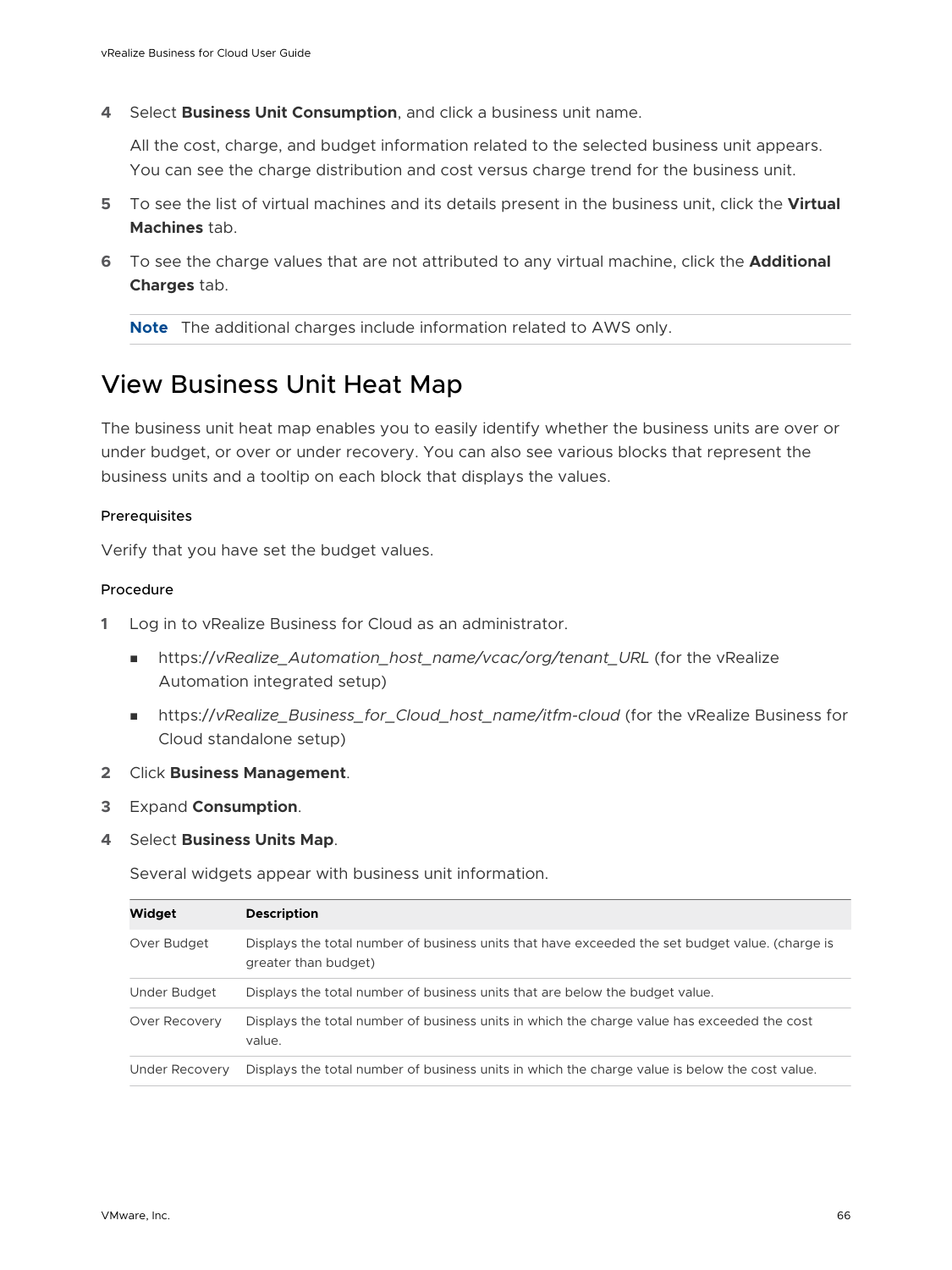4 Select **Business Unit Consumption**, and click a business unit name.

   All the cost, charge, and budget information related to the selected business unit appears. You can see the charge distribution and cost versus charge trend for the business unit.

5 To see the list of virtual machines and its details present in the business unit, click the **Virtual Machines** tab.

6 To see the charge values that are not attributed to any virtual machine, click the **Additional Charges** tab.

   **Note** The additional charges include information related to AWS only.

## View Business Unit Heat Map

The business unit heat map enables you to easily identify whether the business units are over or under budget, or over or under recovery. You can also see various blocks that represent the business units and a tooltip on each block that displays the values.

#### Prerequisites

Verify that you have set the budget values.

#### Procedure

1 Log in to vRealize Business for Cloud as an administrator.

   - https://*vRealize_Automation_host_name/vcac/org/tenant_URL* (for the vRealize Automation integrated setup)
   - https://*vRealize_Business_for_Cloud_host_name/itfm-cloud* (for the vRealize Business for Cloud standalone setup)

2 Click **Business Management**.

3 Expand **Consumption**.

4 Select **Business Units Map**.

   Several widgets appear with business unit information.

| Widget | Description |
|---|---|
| Over Budget | Displays the total number of business units that have exceeded the set budget value. (charge is greater than budget) |
| Under Budget | Displays the total number of business units that are below the budget value. |
| Over Recovery | Displays the total number of business units in which the charge value has exceeded the cost value. |
| Under Recovery | Displays the total number of business units in which the charge value is below the cost value. |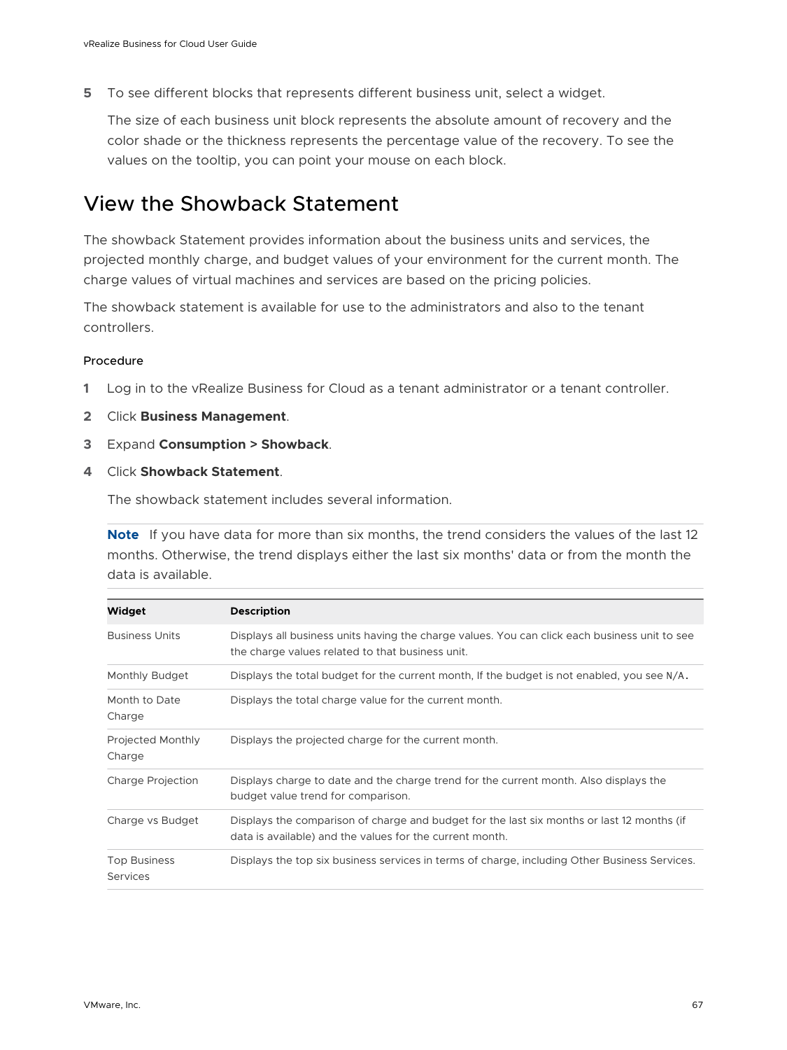5 To see different blocks that represents different business unit, select a widget.

   The size of each business unit block represents the absolute amount of recovery and the color shade or the thickness represents the percentage value of the recovery. To see the values on the tooltip, you can point your mouse on each block.

## View the Showback Statement

The showback Statement provides information about the business units and services, the projected monthly charge, and budget values of your environment for the current month. The charge values of virtual machines and services are based on the pricing policies.

The showback statement is available for use to the administrators and also to the tenant controllers.

#### Procedure

1 Log in to the vRealize Business for Cloud as a tenant administrator or a tenant controller.

2 Click **Business Management**.

3 Expand **Consumption > Showback**.

4 Click **Showback Statement**.

   The showback statement includes several information.

   **Note** If you have data for more than six months, the trend considers the values of the last 12 months. Otherwise, the trend displays either the last six months' data or from the month the data is available.

| Widget | Description |
| --- | --- |
| Business Units | Displays all business units having the charge values. You can click each business unit to see the charge values related to that business unit. |
| Monthly Budget | Displays the total budget for the current month, If the budget is not enabled, you see `N/A`. |
| Month to Date Charge | Displays the total charge value for the current month. |
| Projected Monthly Charge | Displays the projected charge for the current month. |
| Charge Projection | Displays charge to date and the charge trend for the current month. Also displays the budget value trend for comparison. |
| Charge vs Budget | Displays the comparison of charge and budget for the last six months or last 12 months (if data is available) and the values for the current month. |
| Top Business Services | Displays the top six business services in terms of charge, including Other Business Services. |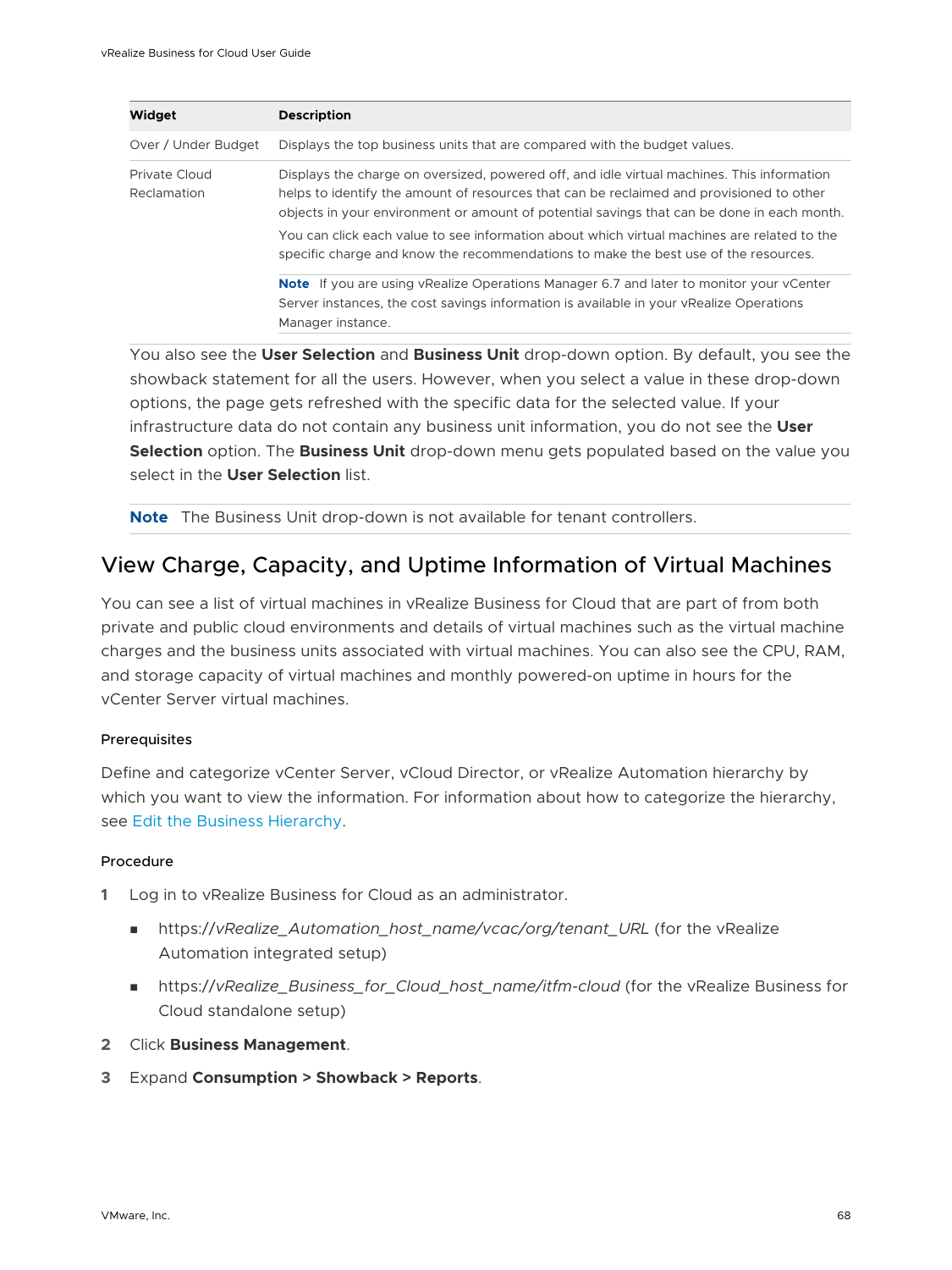| Widget | Description |
| --- | --- |
| Over / Under Budget | Displays the top business units that are compared with the budget values. |
| Private Cloud Reclamation | Displays the charge on oversized, powered off, and idle virtual machines. This information helps to identify the amount of resources that can be reclaimed and provisioned to other objects in your environment or amount of potential savings that can be done in each month. You can click each value to see information about which virtual machines are related to the specific charge and know the recommendations to make the best use of the resources. **Note** If you are using vRealize Operations Manager 6.7 and later to monitor your vCenter Server instances, the cost savings information is available in your vRealize Operations Manager instance. |

You also see the **User Selection** and **Business Unit** drop-down option. By default, you see the showback statement for all the users. However, when you select a value in these drop-down options, the page gets refreshed with the specific data for the selected value. If your infrastructure data do not contain any business unit information, you do not see the **User Selection** option. The **Business Unit** drop-down menu gets populated based on the value you select in the **User Selection** list.

**Note** The Business Unit drop-down is not available for tenant controllers.

## View Charge, Capacity, and Uptime Information of Virtual Machines

You can see a list of virtual machines in vRealize Business for Cloud that are part of from both private and public cloud environments and details of virtual machines such as the virtual machine charges and the business units associated with virtual machines. You can also see the CPU, RAM, and storage capacity of virtual machines and monthly powered-on uptime in hours for the vCenter Server virtual machines.

#### Prerequisites

Define and categorize vCenter Server, vCloud Director, or vRealize Automation hierarchy by which you want to view the information. For information about how to categorize the hierarchy, see Edit the Business Hierarchy.

#### Procedure

1. Log in to vRealize Business for Cloud as an administrator.
   - https://*vRealize_Automation_host_name/vcac/org/tenant_URL* (for the vRealize Automation integrated setup)
   - https://*vRealize_Business_for_Cloud_host_name/itfm-cloud* (for the vRealize Business for Cloud standalone setup)
2. Click **Business Management**.
3. Expand **Consumption > Showback > Reports**.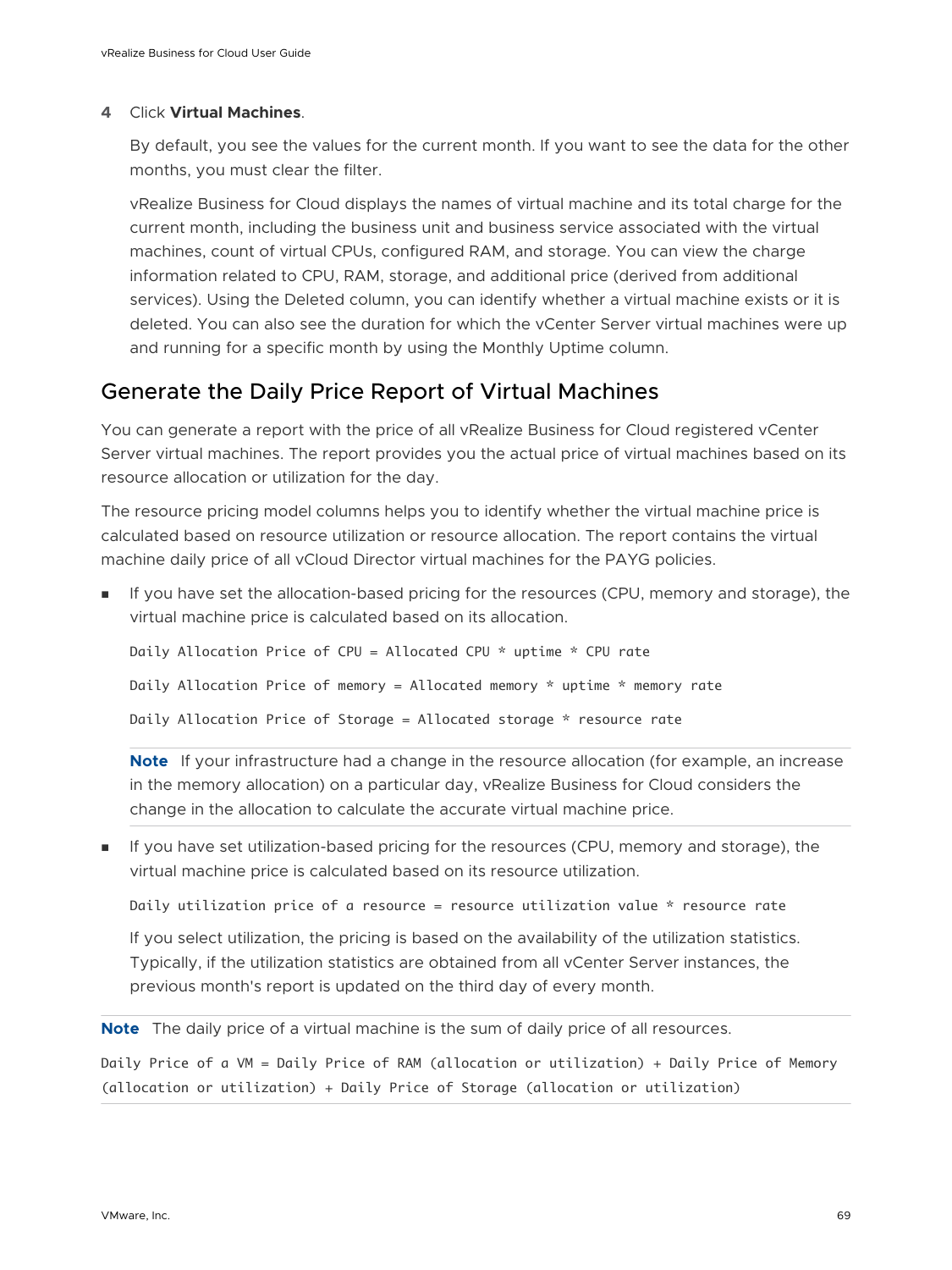4 Click **Virtual Machines**.

   By default, you see the values for the current month. If you want to see the data for the other months, you must clear the filter.

   vRealize Business for Cloud displays the names of virtual machine and its total charge for the current month, including the business unit and business service associated with the virtual machines, count of virtual CPUs, configured RAM, and storage. You can view the charge information related to CPU, RAM, storage, and additional price (derived from additional services). Using the Deleted column, you can identify whether a virtual machine exists or it is deleted. You can also see the duration for which the vCenter Server virtual machines were up and running for a specific month by using the Monthly Uptime column.

## Generate the Daily Price Report of Virtual Machines

You can generate a report with the price of all vRealize Business for Cloud registered vCenter Server virtual machines. The report provides you the actual price of virtual machines based on its resource allocation or utilization for the day.

The resource pricing model columns helps you to identify whether the virtual machine price is calculated based on resource utilization or resource allocation. The report contains the virtual machine daily price of all vCloud Director virtual machines for the PAYG policies.

- If you have set the allocation-based pricing for the resources (CPU, memory and storage), the virtual machine price is calculated based on its allocation.

  ```
  Daily Allocation Price of CPU = Allocated CPU * uptime * CPU rate
  ```

  ```
  Daily Allocation Price of memory = Allocated memory * uptime * memory rate
  ```

  ```
  Daily Allocation Price of Storage = Allocated storage * resource rate
  ```

  **Note** If your infrastructure had a change in the resource allocation (for example, an increase in the memory allocation) on a particular day, vRealize Business for Cloud considers the change in the allocation to calculate the accurate virtual machine price.

- If you have set utilization-based pricing for the resources (CPU, memory and storage), the virtual machine price is calculated based on its resource utilization.

  ```
  Daily utilization price of a resource = resource utilization value * resource rate
  ```

  If you select utilization, the pricing is based on the availability of the utilization statistics. Typically, if the utilization statistics are obtained from all vCenter Server instances, the previous month's report is updated on the third day of every month.

**Note** The daily price of a virtual machine is the sum of daily price of all resources.

```
Daily Price of a VM = Daily Price of RAM (allocation or utilization) + Daily Price of Memory (allocation or utilization) + Daily Price of Storage (allocation or utilization)
```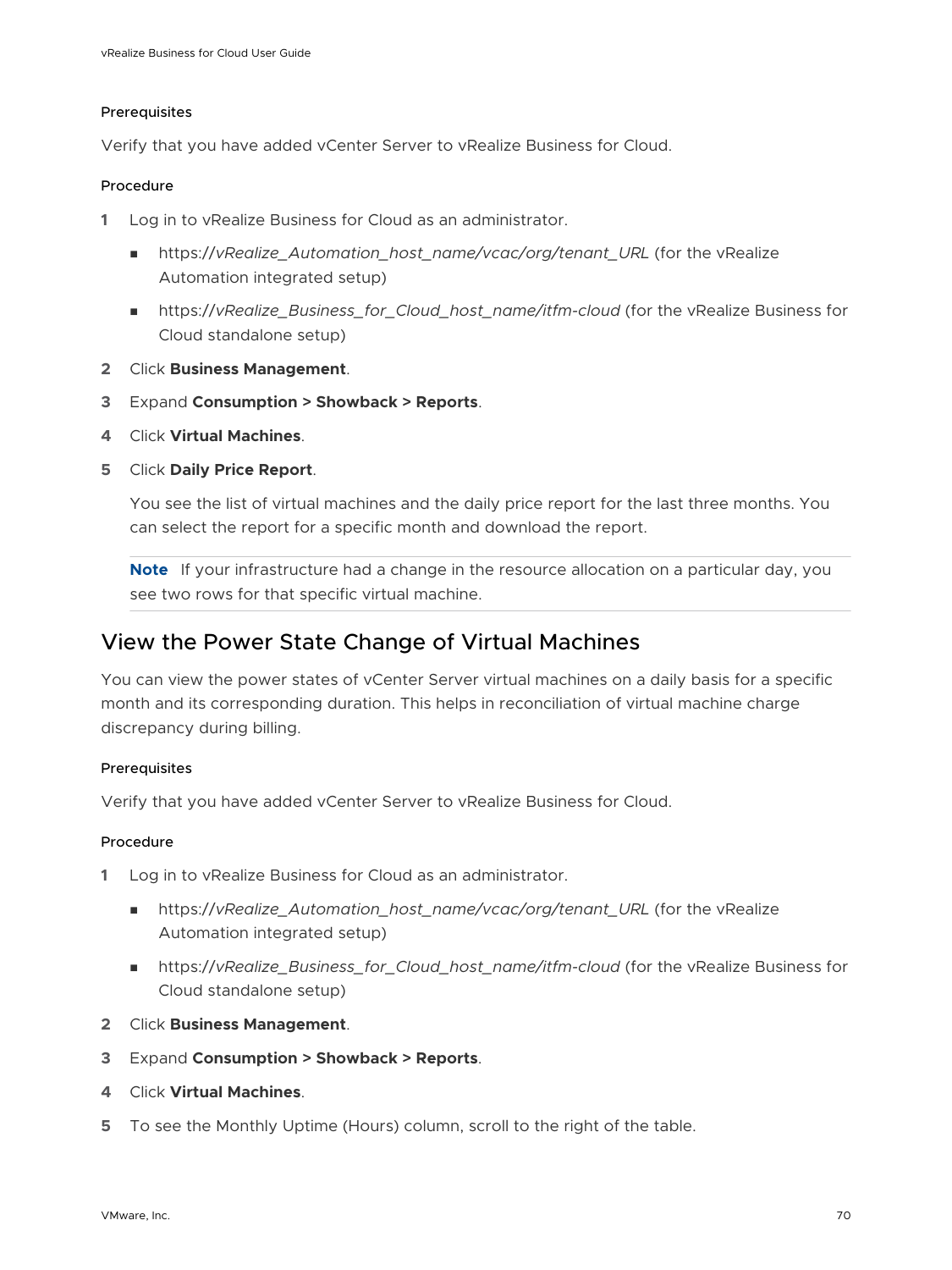Prerequisites

Verify that you have added vCenter Server to vRealize Business for Cloud.

Procedure

1. Log in to vRealize Business for Cloud as an administrator.
   - https://*vRealize_Automation_host_name/vcac/org/tenant_URL* (for the vRealize Automation integrated setup)
   - https://*vRealize_Business_for_Cloud_host_name/itfm-cloud* (for the vRealize Business for Cloud standalone setup)
2. Click **Business Management**.
3. Expand **Consumption > Showback > Reports**.
4. Click **Virtual Machines**.
5. Click **Daily Price Report**.

   You see the list of virtual machines and the daily price report for the last three months. You can select the report for a specific month and download the report.

   **Note** If your infrastructure had a change in the resource allocation on a particular day, you see two rows for that specific virtual machine.

## View the Power State Change of Virtual Machines

You can view the power states of vCenter Server virtual machines on a daily basis for a specific month and its corresponding duration. This helps in reconciliation of virtual machine charge discrepancy during billing.

Prerequisites

Verify that you have added vCenter Server to vRealize Business for Cloud.

Procedure

1. Log in to vRealize Business for Cloud as an administrator.
   - https://*vRealize_Automation_host_name/vcac/org/tenant_URL* (for the vRealize Automation integrated setup)
   - https://*vRealize_Business_for_Cloud_host_name/itfm-cloud* (for the vRealize Business for Cloud standalone setup)
2. Click **Business Management**.
3. Expand **Consumption > Showback > Reports**.
4. Click **Virtual Machines**.
5. To see the Monthly Uptime (Hours) column, scroll to the right of the table.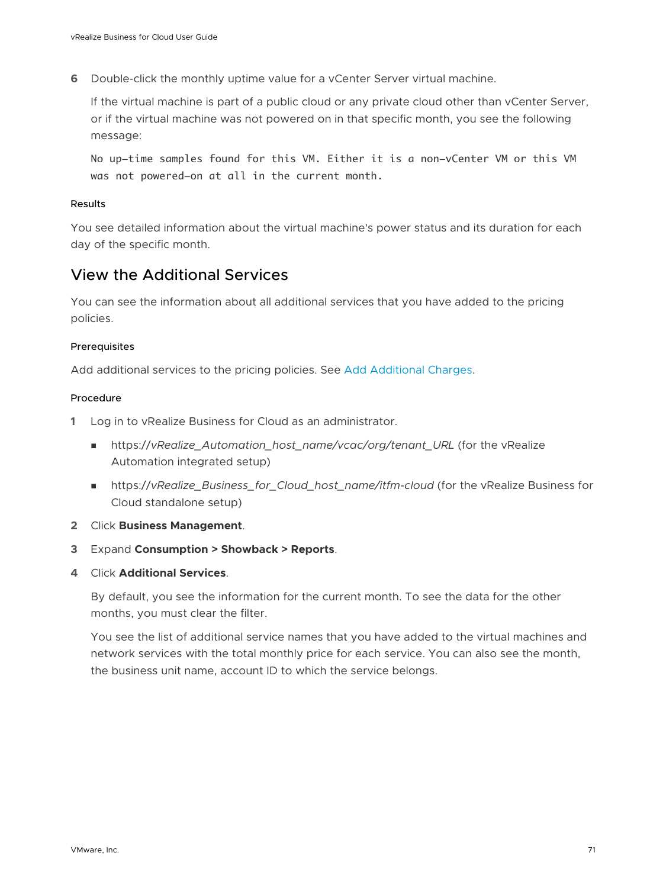6. Double-click the monthly uptime value for a vCenter Server virtual machine.

   If the virtual machine is part of a public cloud or any private cloud other than vCenter Server, or if the virtual machine was not powered on in that specific month, you see the following message:

   ```
   No up-time samples found for this VM. Either it is a non-vCenter VM or this VM was not powered-on at all in the current month.
   ```

#### Results

You see detailed information about the virtual machine's power status and its duration for each day of the specific month.

## View the Additional Services

You can see the information about all additional services that you have added to the pricing policies.

#### Prerequisites

Add additional services to the pricing policies. See Add Additional Charges.

#### Procedure

1. Log in to vRealize Business for Cloud as an administrator.
   - https://*vRealize_Automation_host_name/vcac/org/tenant_URL* (for the vRealize Automation integrated setup)
   - https://*vRealize_Business_for_Cloud_host_name/itfm-cloud* (for the vRealize Business for Cloud standalone setup)
2. Click **Business Management**.
3. Expand **Consumption > Showback > Reports**.
4. Click **Additional Services**.

   By default, you see the information for the current month. To see the data for the other months, you must clear the filter.

   You see the list of additional service names that you have added to the virtual machines and network services with the total monthly price for each service. You can also see the month, the business unit name, account ID to which the service belongs.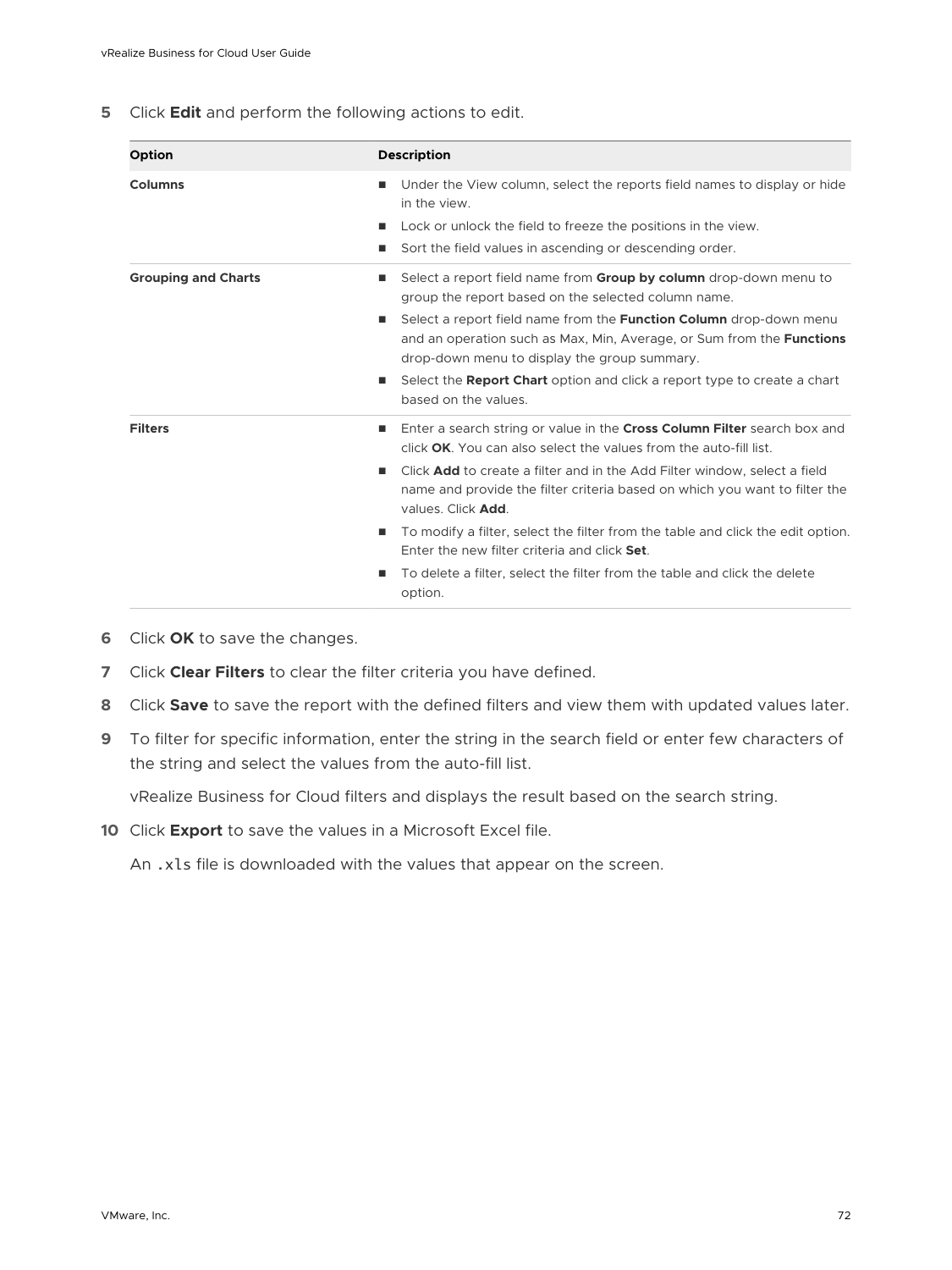5. Click **Edit** and perform the following actions to edit.

| Option | Description |
| --- | --- |
| **Columns** | ■ Under the View column, select the reports field names to display or hide in the view. <br> ■ Lock or unlock the field to freeze the positions in the view. <br> ■ Sort the field values in ascending or descending order. |
| **Grouping and Charts** | ■ Select a report field name from **Group by column** drop-down menu to group the report based on the selected column name. <br> ■ Select a report field name from the **Function Column** drop-down menu and an operation such as Max, Min, Average, or Sum from the **Functions** drop-down menu to display the group summary. <br> ■ Select the **Report Chart** option and click a report type to create a chart based on the values. |
| **Filters** | ■ Enter a search string or value in the **Cross Column Filter** search box and click **OK**. You can also select the values from the auto-fill list. <br> ■ Click **Add** to create a filter and in the Add Filter window, select a field name and provide the filter criteria based on which you want to filter the values. Click **Add**. <br> ■ To modify a filter, select the filter from the table and click the edit option. Enter the new filter criteria and click **Set**. <br> ■ To delete a filter, select the filter from the table and click the delete option. |

6. Click **OK** to save the changes.
7. Click **Clear Filters** to clear the filter criteria you have defined.
8. Click **Save** to save the report with the defined filters and view them with updated values later.
9. To filter for specific information, enter the string in the search field or enter few characters of the string and select the values from the auto-fill list.

   vRealize Business for Cloud filters and displays the result based on the search string.
10. Click **Export** to save the values in a Microsoft Excel file.

    An `.xls` file is downloaded with the values that appear on the screen.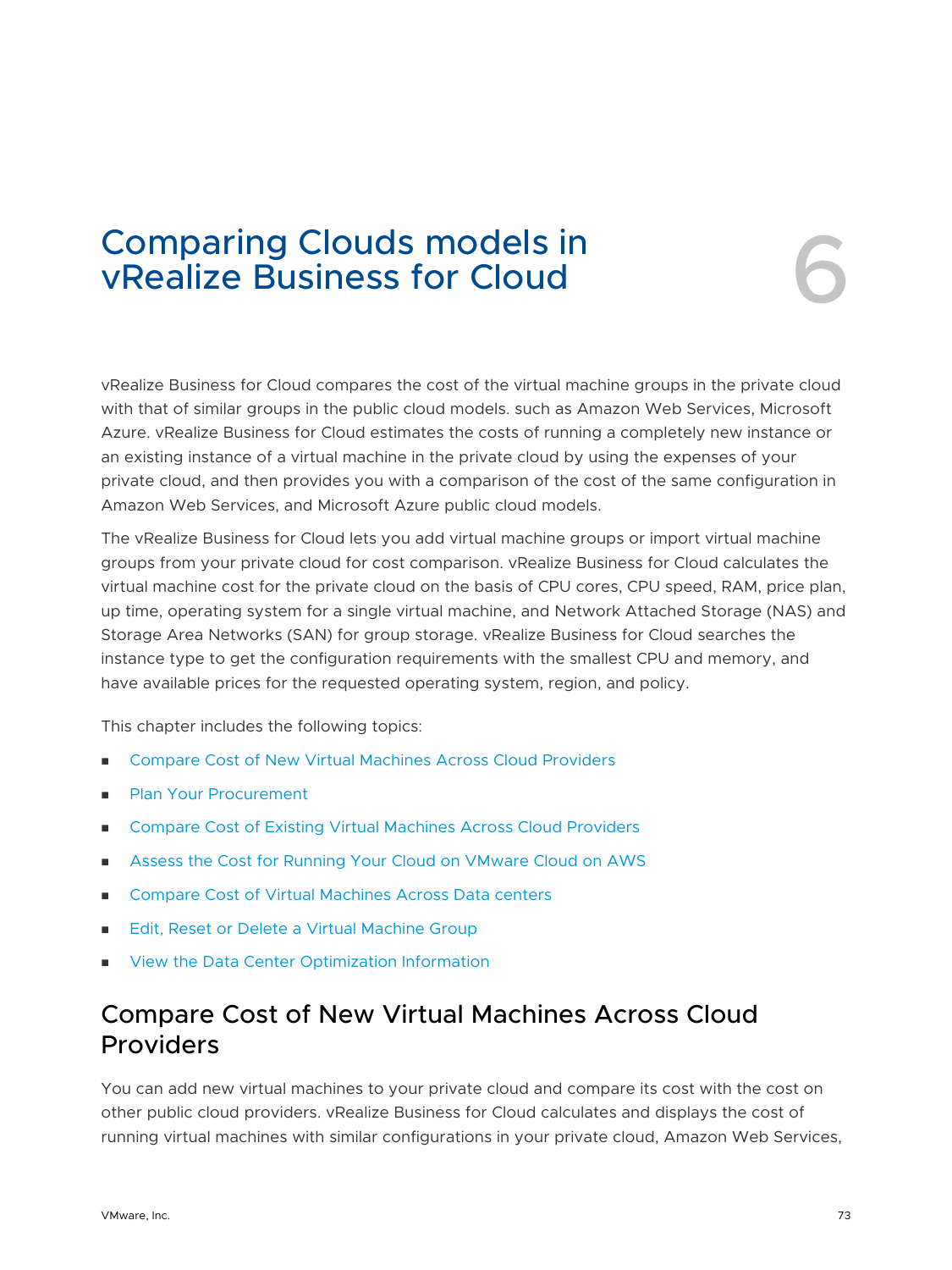# Comparing Clouds models in vRealize Business for Cloud

6

vRealize Business for Cloud compares the cost of the virtual machine groups in the private cloud with that of similar groups in the public cloud models. such as Amazon Web Services, Microsoft Azure. vRealize Business for Cloud estimates the costs of running a completely new instance or an existing instance of a virtual machine in the private cloud by using the expenses of your private cloud, and then provides you with a comparison of the cost of the same configuration in Amazon Web Services, and Microsoft Azure public cloud models.

The vRealize Business for Cloud lets you add virtual machine groups or import virtual machine groups from your private cloud for cost comparison. vRealize Business for Cloud calculates the virtual machine cost for the private cloud on the basis of CPU cores, CPU speed, RAM, price plan, up time, operating system for a single virtual machine, and Network Attached Storage (NAS) and Storage Area Networks (SAN) for group storage. vRealize Business for Cloud searches the instance type to get the configuration requirements with the smallest CPU and memory, and have available prices for the requested operating system, region, and policy.

This chapter includes the following topics:

- Compare Cost of New Virtual Machines Across Cloud Providers
- Plan Your Procurement
- Compare Cost of Existing Virtual Machines Across Cloud Providers
- Assess the Cost for Running Your Cloud on VMware Cloud on AWS
- Compare Cost of Virtual Machines Across Data centers
- Edit, Reset or Delete a Virtual Machine Group
- View the Data Center Optimization Information

## Compare Cost of New Virtual Machines Across Cloud Providers

You can add new virtual machines to your private cloud and compare its cost with the cost on other public cloud providers. vRealize Business for Cloud calculates and displays the cost of running virtual machines with similar configurations in your private cloud, Amazon Web Services,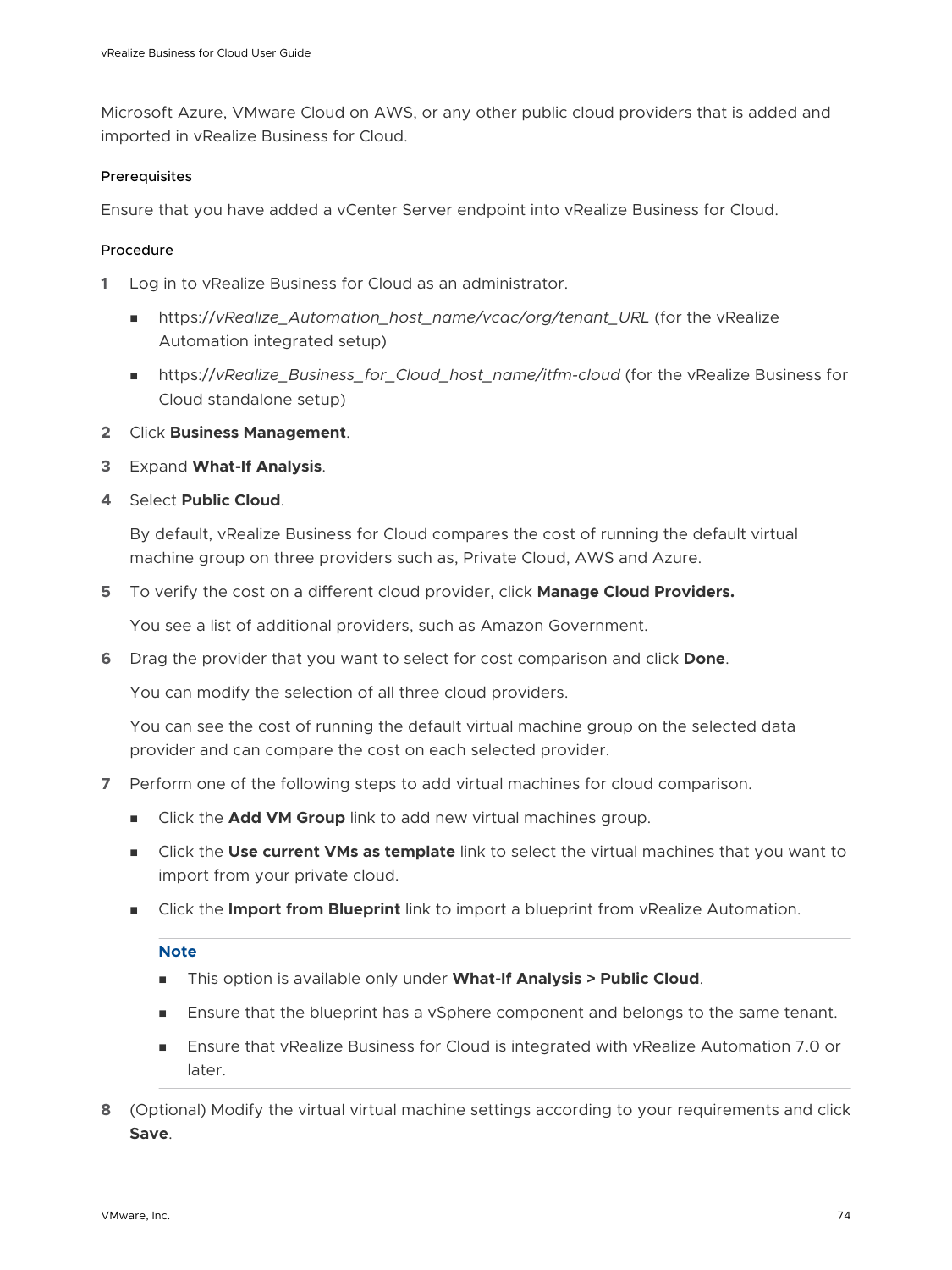Microsoft Azure, VMware Cloud on AWS, or any other public cloud providers that is added and imported in vRealize Business for Cloud.

#### Prerequisites

Ensure that you have added a vCenter Server endpoint into vRealize Business for Cloud.

#### Procedure

1. Log in to vRealize Business for Cloud as an administrator.
   - https://*vRealize_Automation_host_name/vcac/org/tenant_URL* (for the vRealize Automation integrated setup)
   - https://*vRealize_Business_for_Cloud_host_name/itfm-cloud* (for the vRealize Business for Cloud standalone setup)
2. Click **Business Management**.
3. Expand **What-If Analysis**.
4. Select **Public Cloud**.

   By default, vRealize Business for Cloud compares the cost of running the default virtual machine group on three providers such as, Private Cloud, AWS and Azure.
5. To verify the cost on a different cloud provider, click **Manage Cloud Providers.**

   You see a list of additional providers, such as Amazon Government.
6. Drag the provider that you want to select for cost comparison and click **Done**.

   You can modify the selection of all three cloud providers.

   You can see the cost of running the default virtual machine group on the selected data provider and can compare the cost on each selected provider.
7. Perform one of the following steps to add virtual machines for cloud comparison.
   - Click the **Add VM Group** link to add new virtual machines group.
   - Click the **Use current VMs as template** link to select the virtual machines that you want to import from your private cloud.
   - Click the **Import from Blueprint** link to import a blueprint from vRealize Automation.

   > **Note**
   > - This option is available only under **What-If Analysis > Public Cloud**.
   > - Ensure that the blueprint has a vSphere component and belongs to the same tenant.
   > - Ensure that vRealize Business for Cloud is integrated with vRealize Automation 7.0 or later.
8. (Optional) Modify the virtual virtual machine settings according to your requirements and click **Save**.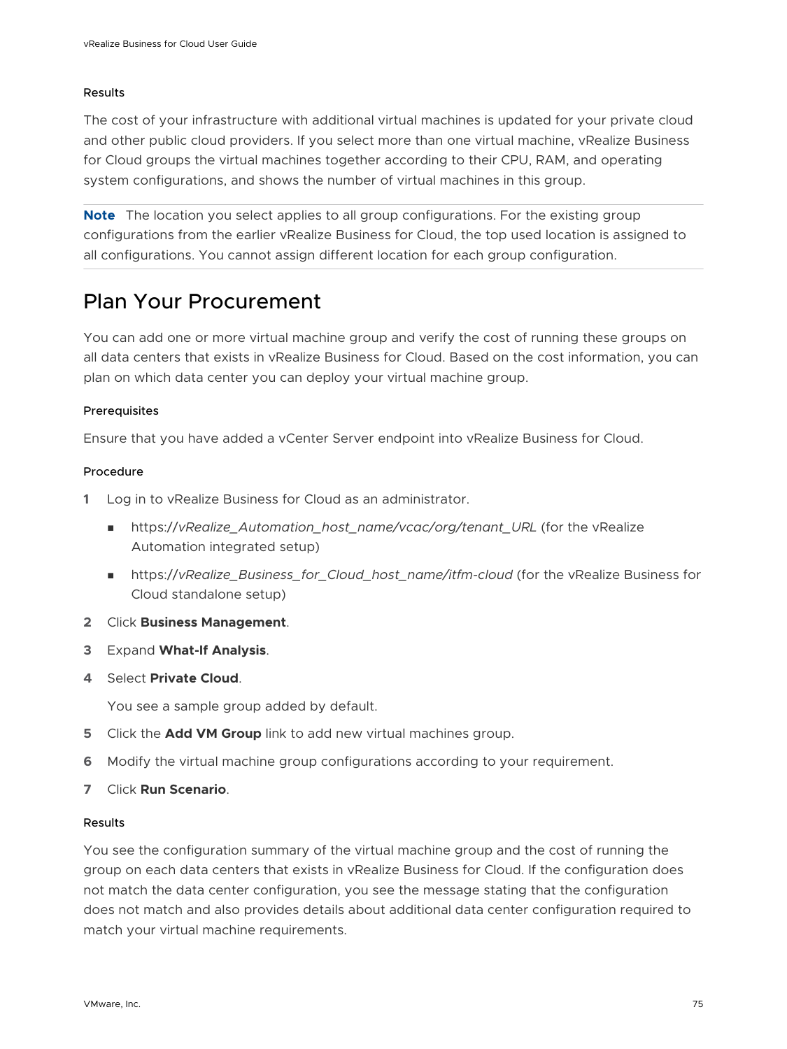#### Results

The cost of your infrastructure with additional virtual machines is updated for your private cloud and other public cloud providers. If you select more than one virtual machine, vRealize Business for Cloud groups the virtual machines together according to their CPU, RAM, and operating system configurations, and shows the number of virtual machines in this group.

**Note** The location you select applies to all group configurations. For the existing group configurations from the earlier vRealize Business for Cloud, the top used location is assigned to all configurations. You cannot assign different location for each group configuration.

## Plan Your Procurement

You can add one or more virtual machine group and verify the cost of running these groups on all data centers that exists in vRealize Business for Cloud. Based on the cost information, you can plan on which data center you can deploy your virtual machine group.

#### Prerequisites

Ensure that you have added a vCenter Server endpoint into vRealize Business for Cloud.

#### Procedure

1. Log in to vRealize Business for Cloud as an administrator.
   - https://*vRealize_Automation_host_name/vcac/org/tenant_URL* (for the vRealize Automation integrated setup)
   - https://*vRealize_Business_for_Cloud_host_name/itfm-cloud* (for the vRealize Business for Cloud standalone setup)
2. Click **Business Management**.
3. Expand **What-If Analysis**.
4. Select **Private Cloud**.

   You see a sample group added by default.
5. Click the **Add VM Group** link to add new virtual machines group.
6. Modify the virtual machine group configurations according to your requirement.
7. Click **Run Scenario**.

#### Results

You see the configuration summary of the virtual machine group and the cost of running the group on each data centers that exists in vRealize Business for Cloud. If the configuration does not match the data center configuration, you see the message stating that the configuration does not match and also provides details about additional data center configuration required to match your virtual machine requirements.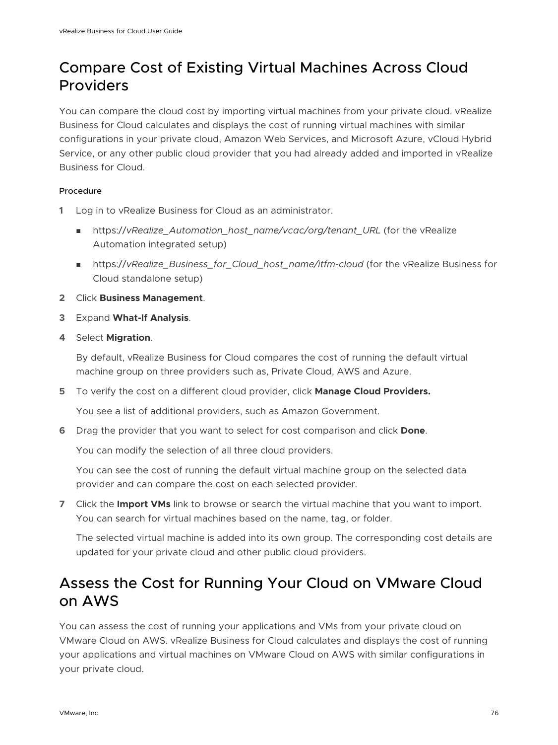## Compare Cost of Existing Virtual Machines Across Cloud Providers

You can compare the cloud cost by importing virtual machines from your private cloud. vRealize Business for Cloud calculates and displays the cost of running virtual machines with similar configurations in your private cloud, Amazon Web Services, and Microsoft Azure, vCloud Hybrid Service, or any other public cloud provider that you had already added and imported in vRealize Business for Cloud.

#### Procedure

1. Log in to vRealize Business for Cloud as an administrator.
   - https://*vRealize_Automation_host_name/vcac/org/tenant_URL* (for the vRealize Automation integrated setup)
   - https://*vRealize_Business_for_Cloud_host_name/itfm-cloud* (for the vRealize Business for Cloud standalone setup)
2. Click **Business Management**.
3. Expand **What-If Analysis**.
4. Select **Migration**.

   By default, vRealize Business for Cloud compares the cost of running the default virtual machine group on three providers such as, Private Cloud, AWS and Azure.
5. To verify the cost on a different cloud provider, click **Manage Cloud Providers.**

   You see a list of additional providers, such as Amazon Government.
6. Drag the provider that you want to select for cost comparison and click **Done**.

   You can modify the selection of all three cloud providers.

   You can see the cost of running the default virtual machine group on the selected data provider and can compare the cost on each selected provider.
7. Click the **Import VMs** link to browse or search the virtual machine that you want to import. You can search for virtual machines based on the name, tag, or folder.

   The selected virtual machine is added into its own group. The corresponding cost details are updated for your private cloud and other public cloud providers.

## Assess the Cost for Running Your Cloud on VMware Cloud on AWS

You can assess the cost of running your applications and VMs from your private cloud on VMware Cloud on AWS. vRealize Business for Cloud calculates and displays the cost of running your applications and virtual machines on VMware Cloud on AWS with similar configurations in your private cloud.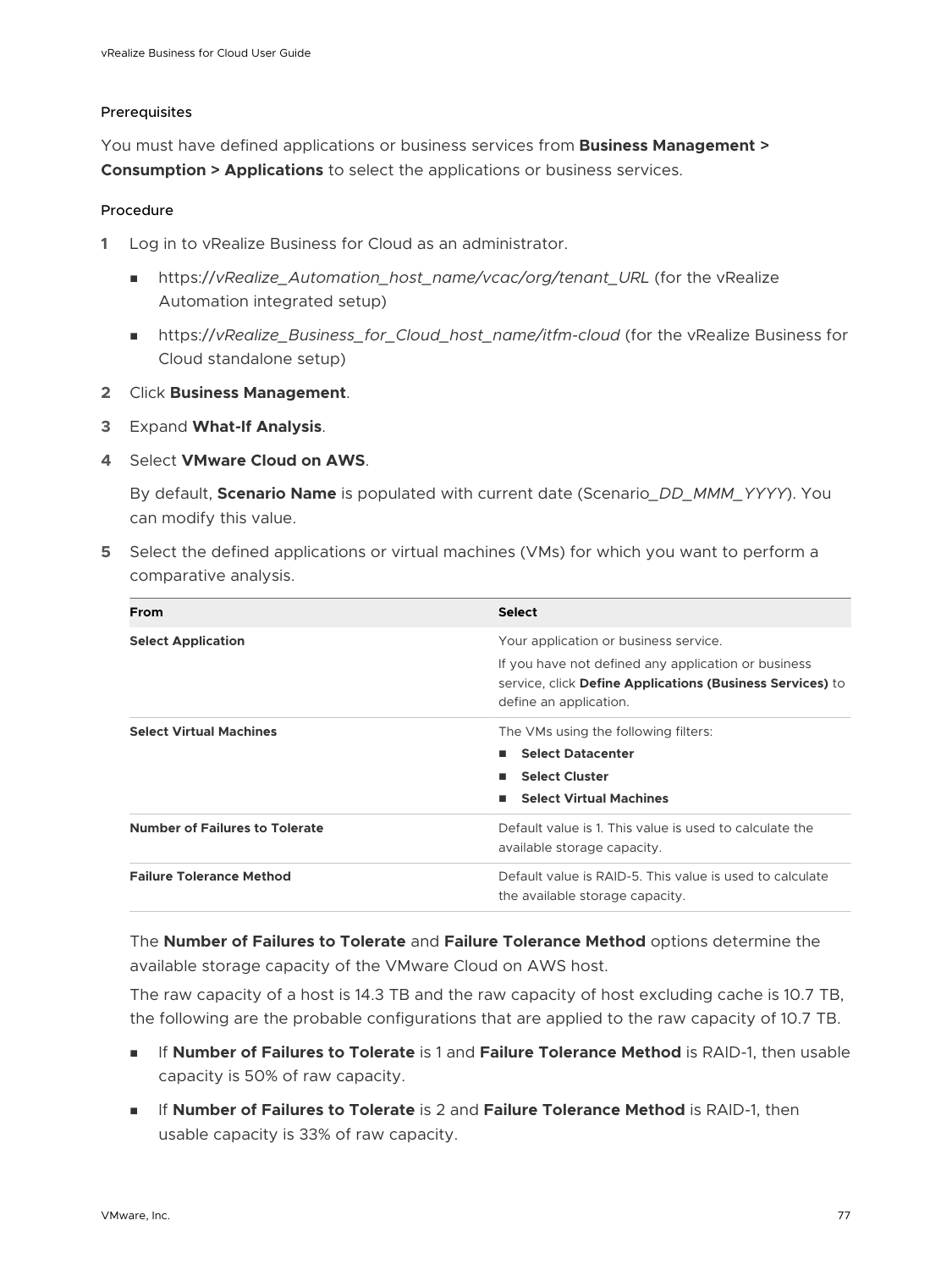#### Prerequisites

You must have defined applications or business services from **Business Management > Consumption > Applications** to select the applications or business services.

#### Procedure

1. Log in to vRealize Business for Cloud as an administrator.
   - https://*vRealize_Automation_host_name/vcac/org/tenant_URL* (for the vRealize Automation integrated setup)
   - https://*vRealize_Business_for_Cloud_host_name/itfm-cloud* (for the vRealize Business for Cloud standalone setup)
2. Click **Business Management**.
3. Expand **What-If Analysis**.
4. Select **VMware Cloud on AWS**.

   By default, **Scenario Name** is populated with current date (Scenario_*DD_MMM_YYYY*). You can modify this value.
5. Select the defined applications or virtual machines (VMs) for which you want to perform a comparative analysis.

   | From | Select |
   | --- | --- |
   | **Select Application** | Your application or business service.<br>If you have not defined any application or business service, click **Define Applications (Business Services)** to define an application. |
   | **Select Virtual Machines** | The VMs using the following filters:<br>- **Select Datacenter**<br>- **Select Cluster**<br>- **Select Virtual Machines** |
   | **Number of Failures to Tolerate** | Default value is 1. This value is used to calculate the available storage capacity. |
   | **Failure Tolerance Method** | Default value is RAID-5. This value is used to calculate the available storage capacity. |

   The **Number of Failures to Tolerate** and **Failure Tolerance Method** options determine the available storage capacity of the VMware Cloud on AWS host.

   The raw capacity of a host is 14.3 TB and the raw capacity of host excluding cache is 10.7 TB, the following are the probable configurations that are applied to the raw capacity of 10.7 TB.

   - If **Number of Failures to Tolerate** is 1 and **Failure Tolerance Method** is RAID-1, then usable capacity is 50% of raw capacity.
   - If **Number of Failures to Tolerate** is 2 and **Failure Tolerance Method** is RAID-1, then usable capacity is 33% of raw capacity.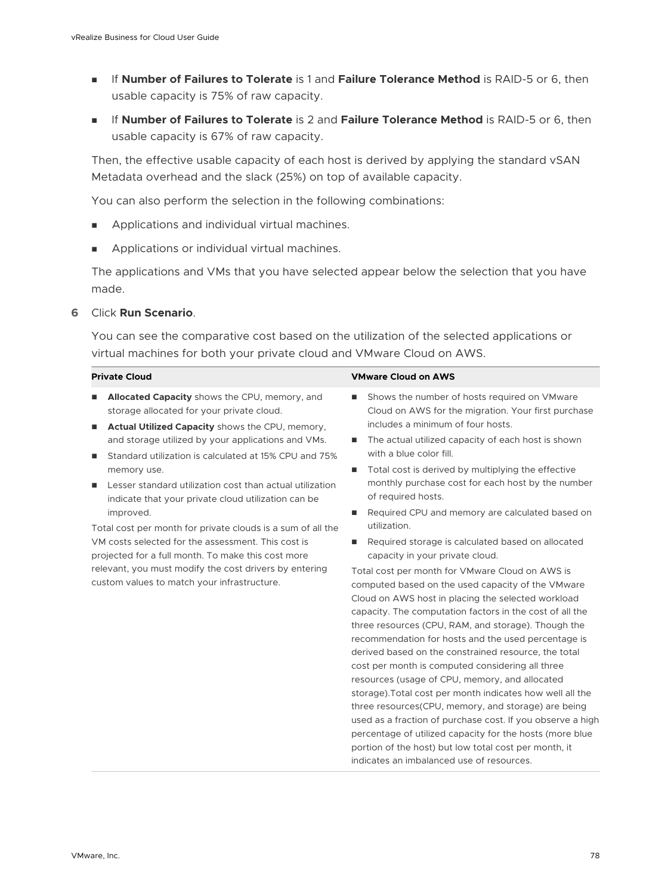- If **Number of Failures to Tolerate** is 1 and **Failure Tolerance Method** is RAID-5 or 6, then usable capacity is 75% of raw capacity.
- If **Number of Failures to Tolerate** is 2 and **Failure Tolerance Method** is RAID-5 or 6, then usable capacity is 67% of raw capacity.

Then, the effective usable capacity of each host is derived by applying the standard vSAN Metadata overhead and the slack (25%) on top of available capacity.

You can also perform the selection in the following combinations:

- Applications and individual virtual machines.
- Applications or individual virtual machines.

The applications and VMs that you have selected appear below the selection that you have made.

**6** Click **Run Scenario**.

You can see the comparative cost based on the utilization of the selected applications or virtual machines for both your private cloud and VMware Cloud on AWS.

| Private Cloud | VMware Cloud on AWS |
| --- | --- |
| - **Allocated Capacity** shows the CPU, memory, and storage allocated for your private cloud.<br>- **Actual Utilized Capacity** shows the CPU, memory, and storage utilized by your applications and VMs.<br>- Standard utilization is calculated at 15% CPU and 75% memory use.<br>- Lesser standard utilization cost than actual utilization indicate that your private cloud utilization can be improved.<br><br>Total cost per month for private clouds is a sum of all the VM costs selected for the assessment. This cost is projected for a full month. To make this cost more relevant, you must modify the cost drivers by entering custom values to match your infrastructure. | - Shows the number of hosts required on VMware Cloud on AWS for the migration. Your first purchase includes a minimum of four hosts.<br>- The actual utilized capacity of each host is shown with a blue color fill.<br>- Total cost is derived by multiplying the effective monthly purchase cost for each host by the number of required hosts.<br>- Required CPU and memory are calculated based on utilization.<br>- Required storage is calculated based on allocated capacity in your private cloud.<br><br>Total cost per month for VMware Cloud on AWS is computed based on the used capacity of the VMware Cloud on AWS host in placing the selected workload capacity. The computation factors in the cost of all the three resources (CPU, RAM, and storage). Though the recommendation for hosts and the used percentage is derived based on the constrained resource, the total cost per month is computed considering all three resources (usage of CPU, memory, and allocated storage).Total cost per month indicates how well all the three resources(CPU, memory, and storage) are being used as a fraction of purchase cost. If you observe a high percentage of utilized capacity for the hosts (more blue portion of the host) but low total cost per month, it indicates an imbalanced use of resources. |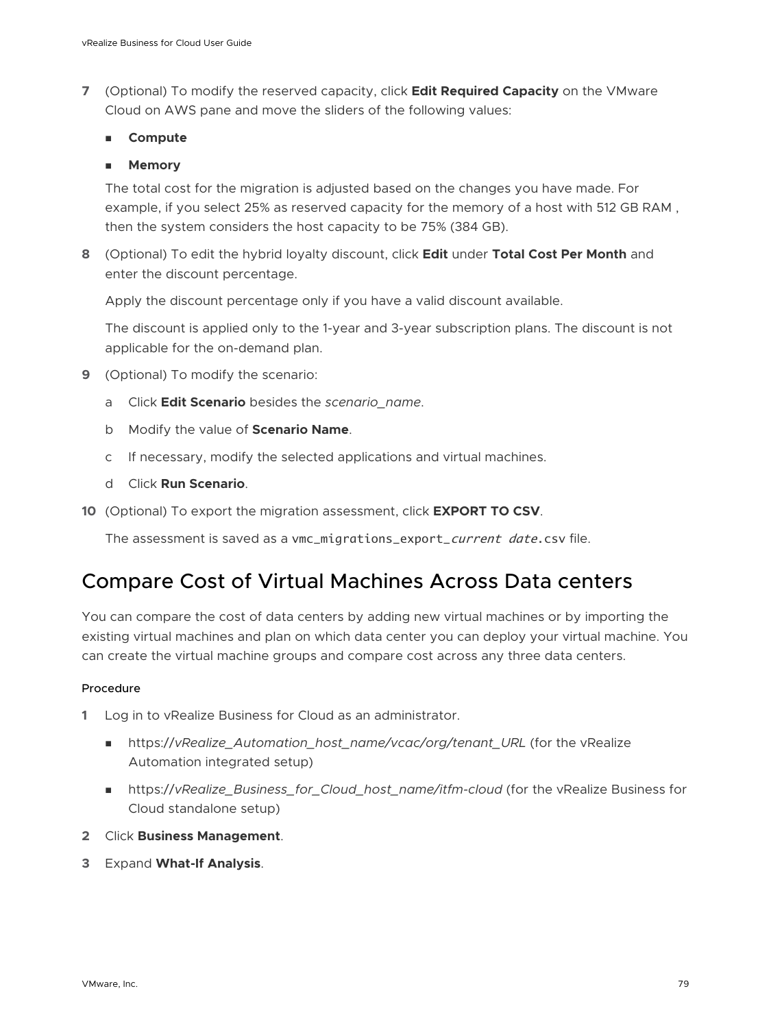7. (Optional) To modify the reserved capacity, click **Edit Required Capacity** on the VMware Cloud on AWS pane and move the sliders of the following values:

   - **Compute**
   - **Memory**

   The total cost for the migration is adjusted based on the changes you have made. For example, if you select 25% as reserved capacity for the memory of a host with 512 GB RAM , then the system considers the host capacity to be 75% (384 GB).

8. (Optional) To edit the hybrid loyalty discount, click **Edit** under **Total Cost Per Month** and enter the discount percentage.

   Apply the discount percentage only if you have a valid discount available.

   The discount is applied only to the 1-year and 3-year subscription plans. The discount is not applicable for the on-demand plan.

9. (Optional) To modify the scenario:

   a. Click **Edit Scenario** besides the *scenario_name*.

   b. Modify the value of **Scenario Name**.

   c. If necessary, modify the selected applications and virtual machines.

   d. Click **Run Scenario**.

10. (Optional) To export the migration assessment, click **EXPORT TO CSV**.

    The assessment is saved as a `vmc_migrations_export_`*`current date`*`.csv` file.

## Compare Cost of Virtual Machines Across Data centers

You can compare the cost of data centers by adding new virtual machines or by importing the existing virtual machines and plan on which data center you can deploy your virtual machine. You can create the virtual machine groups and compare cost across any three data centers.

#### Procedure

1. Log in to vRealize Business for Cloud as an administrator.

   - https://*vRealize_Automation_host_name/vcac/org/tenant_URL* (for the vRealize Automation integrated setup)
   - https://*vRealize_Business_for_Cloud_host_name/itfm-cloud* (for the vRealize Business for Cloud standalone setup)

2. Click **Business Management**.

3. Expand **What-If Analysis**.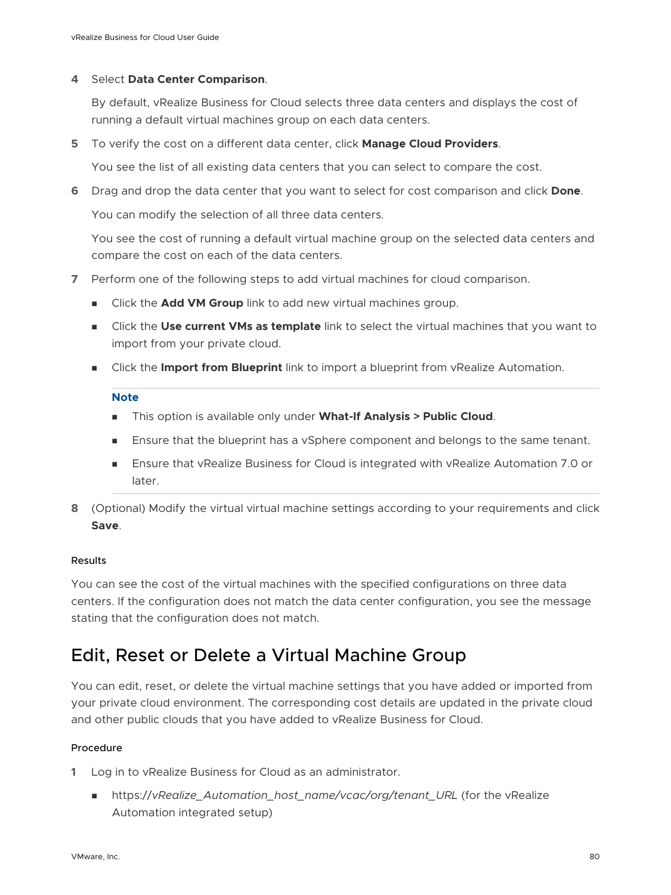4. Select **Data Center Comparison**.

   By default, vRealize Business for Cloud selects three data centers and displays the cost of running a default virtual machines group on each data centers.

5. To verify the cost on a different data center, click **Manage Cloud Providers**.

   You see the list of all existing data centers that you can select to compare the cost.

6. Drag and drop the data center that you want to select for cost comparison and click **Done**.

   You can modify the selection of all three data centers.

   You see the cost of running a default virtual machine group on the selected data centers and compare the cost on each of the data centers.

7. Perform one of the following steps to add virtual machines for cloud comparison.

   - Click the **Add VM Group** link to add new virtual machines group.
   - Click the **Use current VMs as template** link to select the virtual machines that you want to import from your private cloud.
   - Click the **Import from Blueprint** link to import a blueprint from vRealize Automation.

   > **Note**
   >
   > - This option is available only under **What-If Analysis > Public Cloud**.
   > - Ensure that the blueprint has a vSphere component and belongs to the same tenant.
   > - Ensure that vRealize Business for Cloud is integrated with vRealize Automation 7.0 or later.

8. (Optional) Modify the virtual virtual machine settings according to your requirements and click **Save**.

#### Results

You can see the cost of the virtual machines with the specified configurations on three data centers. If the configuration does not match the data center configuration, you see the message stating that the configuration does not match.

## Edit, Reset or Delete a Virtual Machine Group

You can edit, reset, or delete the virtual machine settings that you have added or imported from your private cloud environment. The corresponding cost details are updated in the private cloud and other public clouds that you have added to vRealize Business for Cloud.

#### Procedure

1. Log in to vRealize Business for Cloud as an administrator.

   - https://*vRealize_Automation_host_name/vcac/org/tenant_URL* (for the vRealize Automation integrated setup)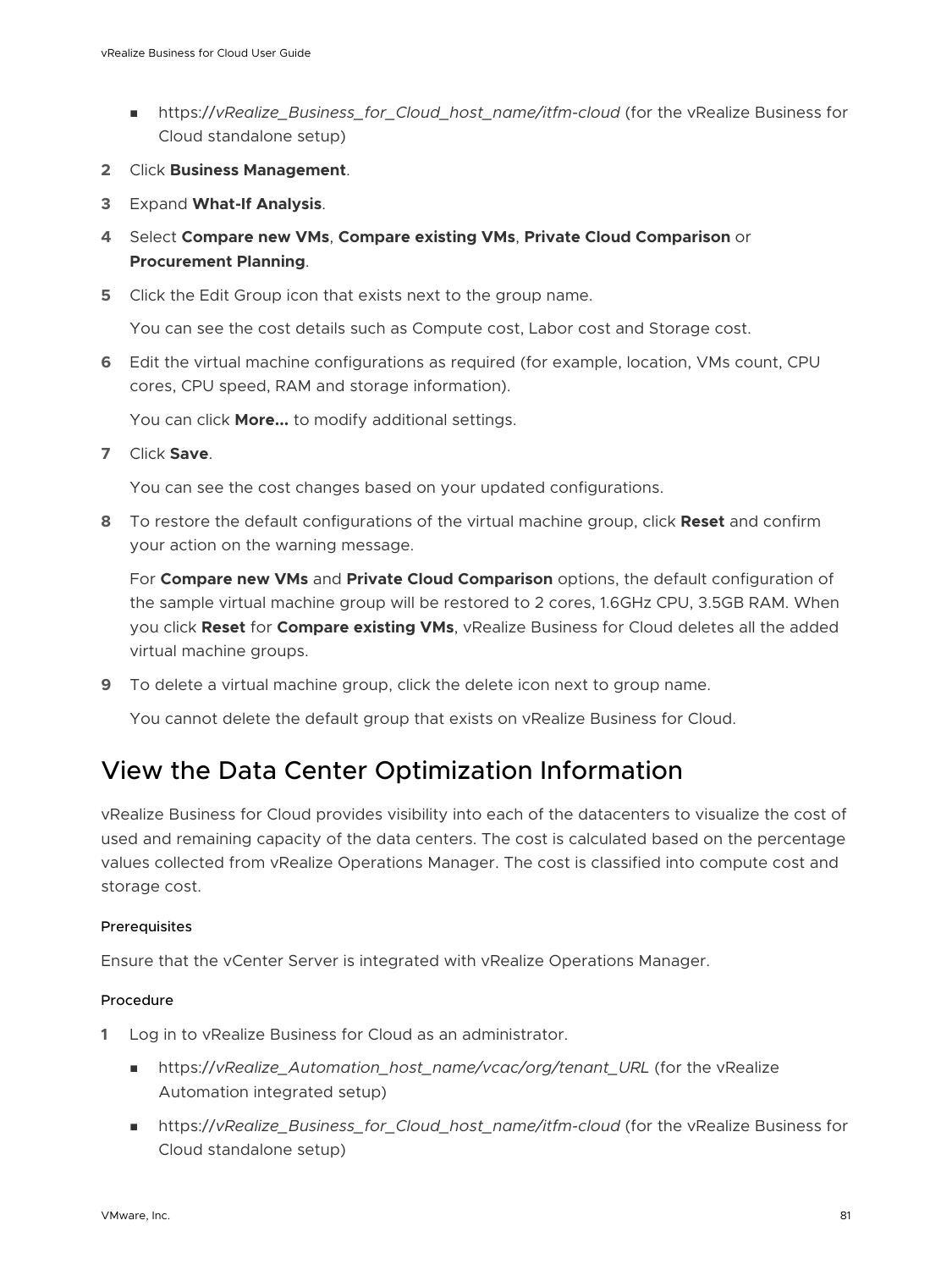- https://*vRealize_Business_for_Cloud_host_name/itfm-cloud* (for the vRealize Business for Cloud standalone setup)

2. Click **Business Management**.
3. Expand **What-If Analysis**.
4. Select **Compare new VMs**, **Compare existing VMs**, **Private Cloud Comparison** or **Procurement Planning**.
5. Click the Edit Group icon that exists next to the group name.

   You can see the cost details such as Compute cost, Labor cost and Storage cost.

6. Edit the virtual machine configurations as required (for example, location, VMs count, CPU cores, CPU speed, RAM and storage information).

   You can click **More...** to modify additional settings.

7. Click **Save**.

   You can see the cost changes based on your updated configurations.

8. To restore the default configurations of the virtual machine group, click **Reset** and confirm your action on the warning message.

   For **Compare new VMs** and **Private Cloud Comparison** options, the default configuration of the sample virtual machine group will be restored to 2 cores, 1.6GHz CPU, 3.5GB RAM. When you click **Reset** for **Compare existing VMs**, vRealize Business for Cloud deletes all the added virtual machine groups.

9. To delete a virtual machine group, click the delete icon next to group name.

   You cannot delete the default group that exists on vRealize Business for Cloud.

## View the Data Center Optimization Information

vRealize Business for Cloud provides visibility into each of the datacenters to visualize the cost of used and remaining capacity of the data centers. The cost is calculated based on the percentage values collected from vRealize Operations Manager. The cost is classified into compute cost and storage cost.

#### Prerequisites

Ensure that the vCenter Server is integrated with vRealize Operations Manager.

#### Procedure

1. Log in to vRealize Business for Cloud as an administrator.
   - https://*vRealize_Automation_host_name/vcac/org/tenant_URL* (for the vRealize Automation integrated setup)
   - https://*vRealize_Business_for_Cloud_host_name/itfm-cloud* (for the vRealize Business for Cloud standalone setup)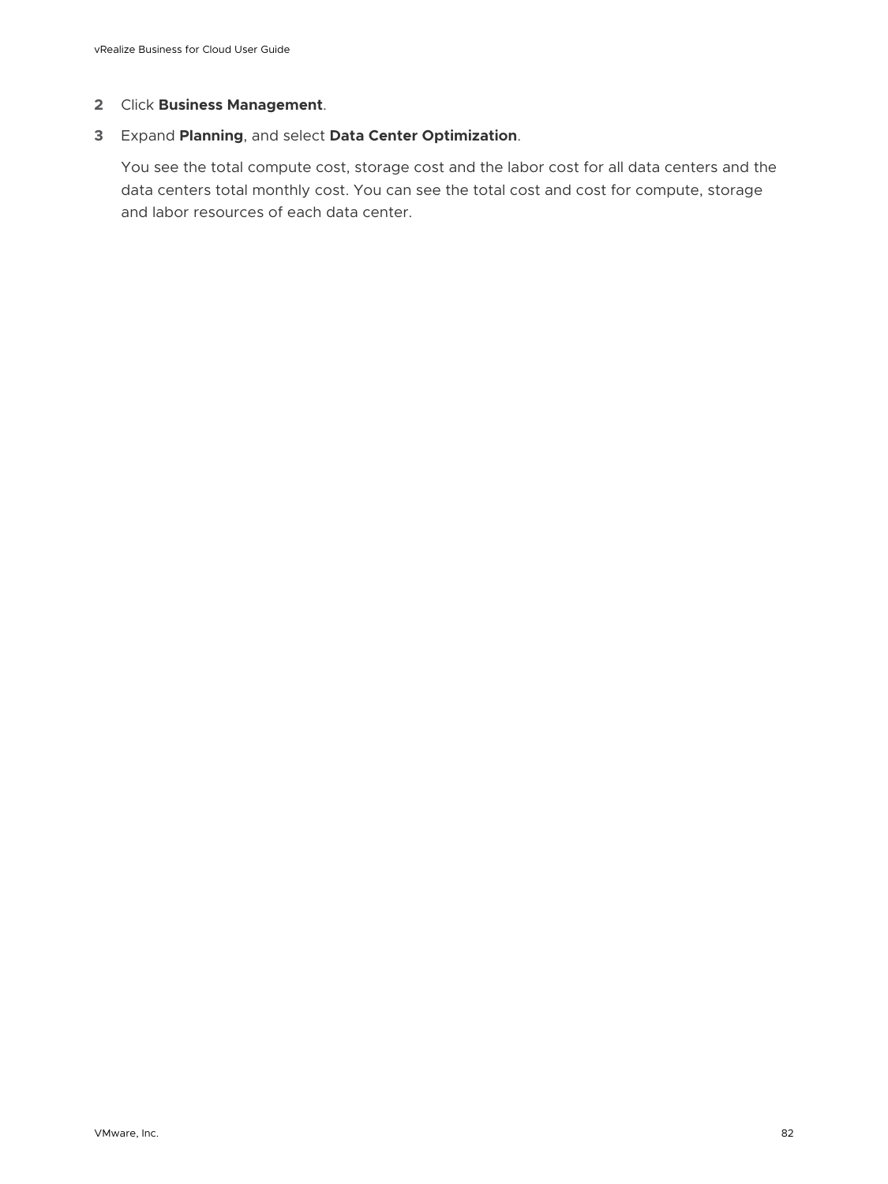2 Click **Business Management**.

3 Expand **Planning**, and select **Data Center Optimization**.

   You see the total compute cost, storage cost and the labor cost for all data centers and the data centers total monthly cost. You can see the total cost and cost for compute, storage and labor resources of each data center.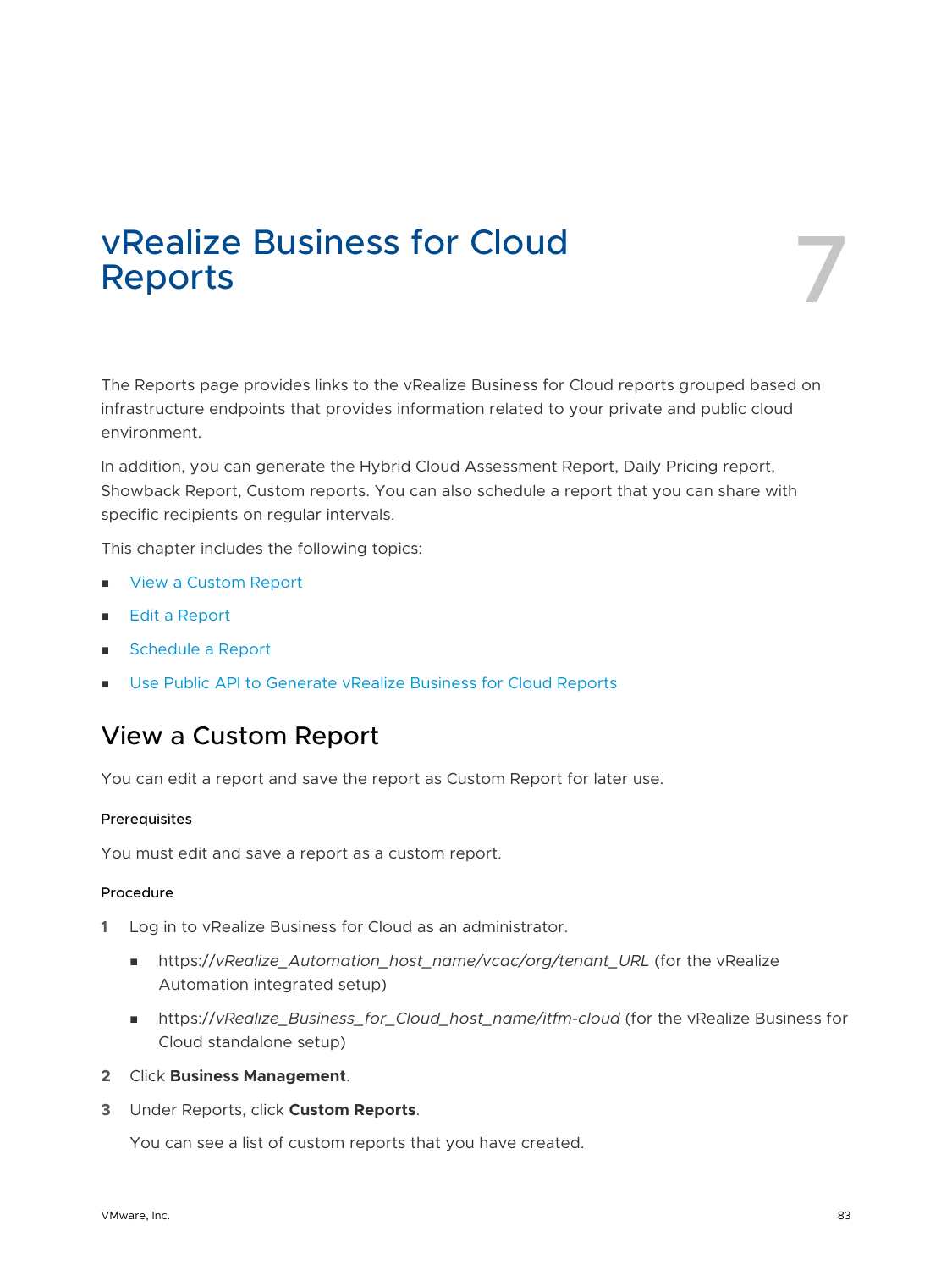# vRealize Business for Cloud Reports

7

The Reports page provides links to the vRealize Business for Cloud reports grouped based on infrastructure endpoints that provides information related to your private and public cloud environment.

In addition, you can generate the Hybrid Cloud Assessment Report, Daily Pricing report, Showback Report, Custom reports. You can also schedule a report that you can share with specific recipients on regular intervals.

This chapter includes the following topics:

- View a Custom Report
- Edit a Report
- Schedule a Report
- Use Public API to Generate vRealize Business for Cloud Reports

## View a Custom Report

You can edit a report and save the report as Custom Report for later use.

#### Prerequisites

You must edit and save a report as a custom report.

#### Procedure

1. Log in to vRealize Business for Cloud as an administrator.
   - https://*vRealize_Automation_host_name/vcac/org/tenant_URL* (for the vRealize Automation integrated setup)
   - https://*vRealize_Business_for_Cloud_host_name/itfm-cloud* (for the vRealize Business for Cloud standalone setup)
2. Click **Business Management**.
3. Under Reports, click **Custom Reports**.

   You can see a list of custom reports that you have created.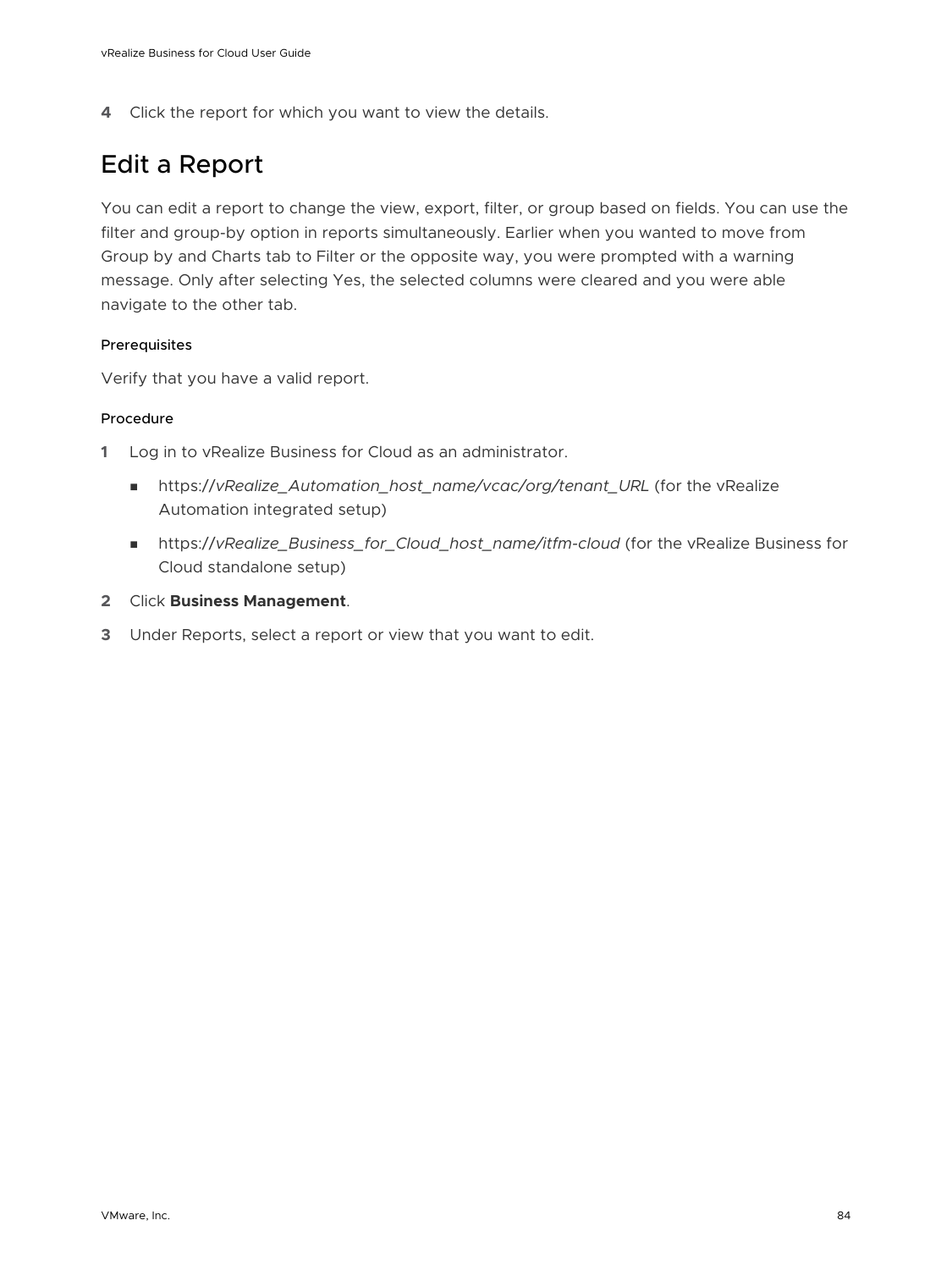4 Click the report for which you want to view the details.

## Edit a Report

You can edit a report to change the view, export, filter, or group based on fields. You can use the filter and group-by option in reports simultaneously. Earlier when you wanted to move from Group by and Charts tab to Filter or the opposite way, you were prompted with a warning message. Only after selecting Yes, the selected columns were cleared and you were able navigate to the other tab.

#### Prerequisites

Verify that you have a valid report.

#### Procedure

1 Log in to vRealize Business for Cloud as an administrator.

   - https://*vRealize_Automation_host_name/vcac/org/tenant_URL* (for the vRealize Automation integrated setup)
   - https://*vRealize_Business_for_Cloud_host_name/itfm-cloud* (for the vRealize Business for Cloud standalone setup)

2 Click **Business Management**.

3 Under Reports, select a report or view that you want to edit.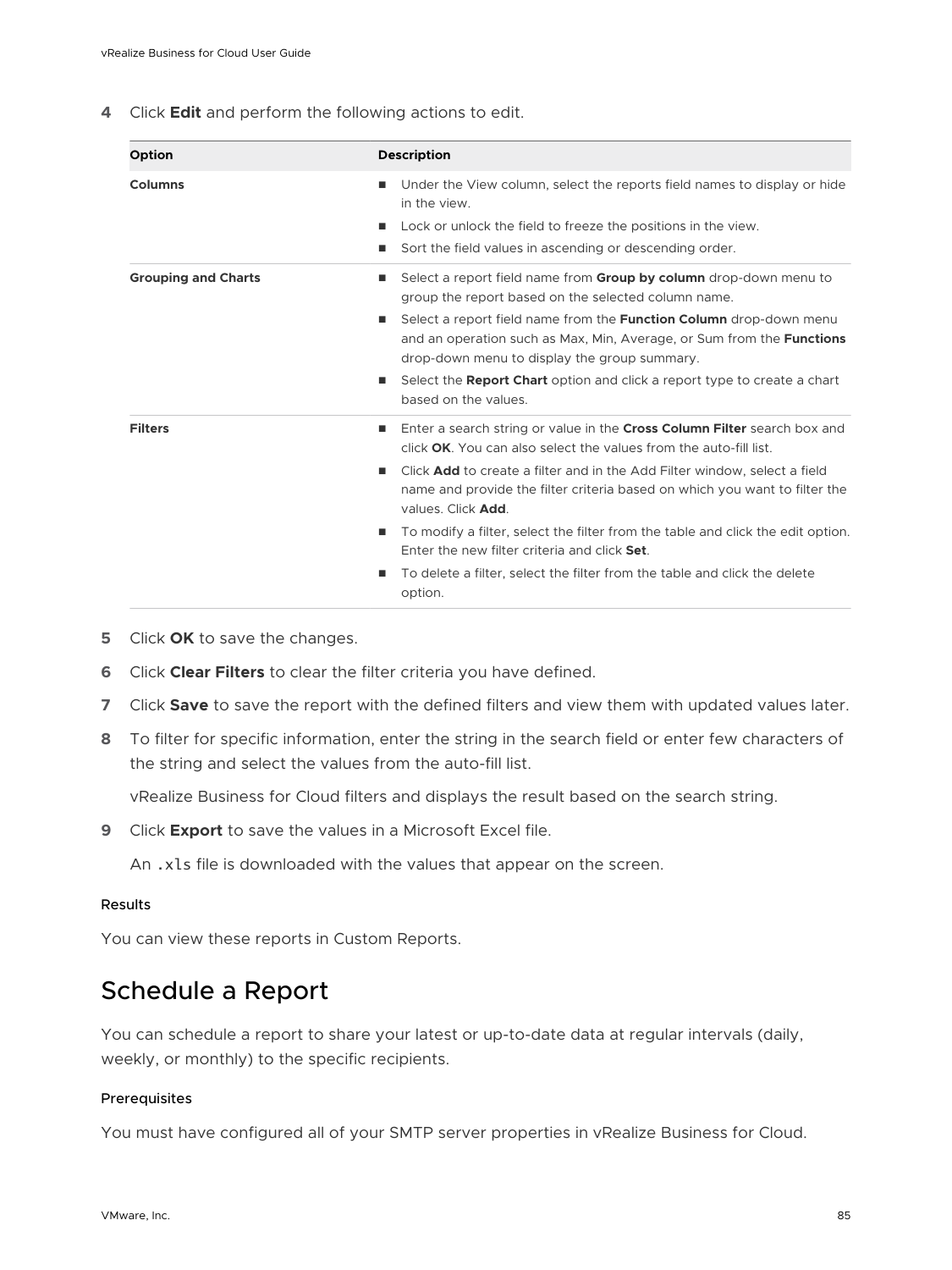4 Click **Edit** and perform the following actions to edit.

| Option | Description |
| --- | --- |
| **Columns** | ■ Under the View column, select the reports field names to display or hide in the view.<br>■ Lock or unlock the field to freeze the positions in the view.<br>■ Sort the field values in ascending or descending order. |
| **Grouping and Charts** | ■ Select a report field name from **Group by column** drop-down menu to group the report based on the selected column name.<br>■ Select a report field name from the **Function Column** drop-down menu and an operation such as Max, Min, Average, or Sum from the **Functions** drop-down menu to display the group summary.<br>■ Select the **Report Chart** option and click a report type to create a chart based on the values. |
| **Filters** | ■ Enter a search string or value in the **Cross Column Filter** search box and click **OK**. You can also select the values from the auto-fill list.<br>■ Click **Add** to create a filter and in the Add Filter window, select a field name and provide the filter criteria based on which you want to filter the values. Click **Add**.<br>■ To modify a filter, select the filter from the table and click the edit option. Enter the new filter criteria and click **Set**.<br>■ To delete a filter, select the filter from the table and click the delete option. |

5 Click **OK** to save the changes.

6 Click **Clear Filters** to clear the filter criteria you have defined.

7 Click **Save** to save the report with the defined filters and view them with updated values later.

8 To filter for specific information, enter the string in the search field or enter few characters of the string and select the values from the auto-fill list.

   vRealize Business for Cloud filters and displays the result based on the search string.

9 Click **Export** to save the values in a Microsoft Excel file.

   An `.xls` file is downloaded with the values that appear on the screen.

#### Results

You can view these reports in Custom Reports.

## Schedule a Report

You can schedule a report to share your latest or up-to-date data at regular intervals (daily, weekly, or monthly) to the specific recipients.

#### Prerequisites

You must have configured all of your SMTP server properties in vRealize Business for Cloud.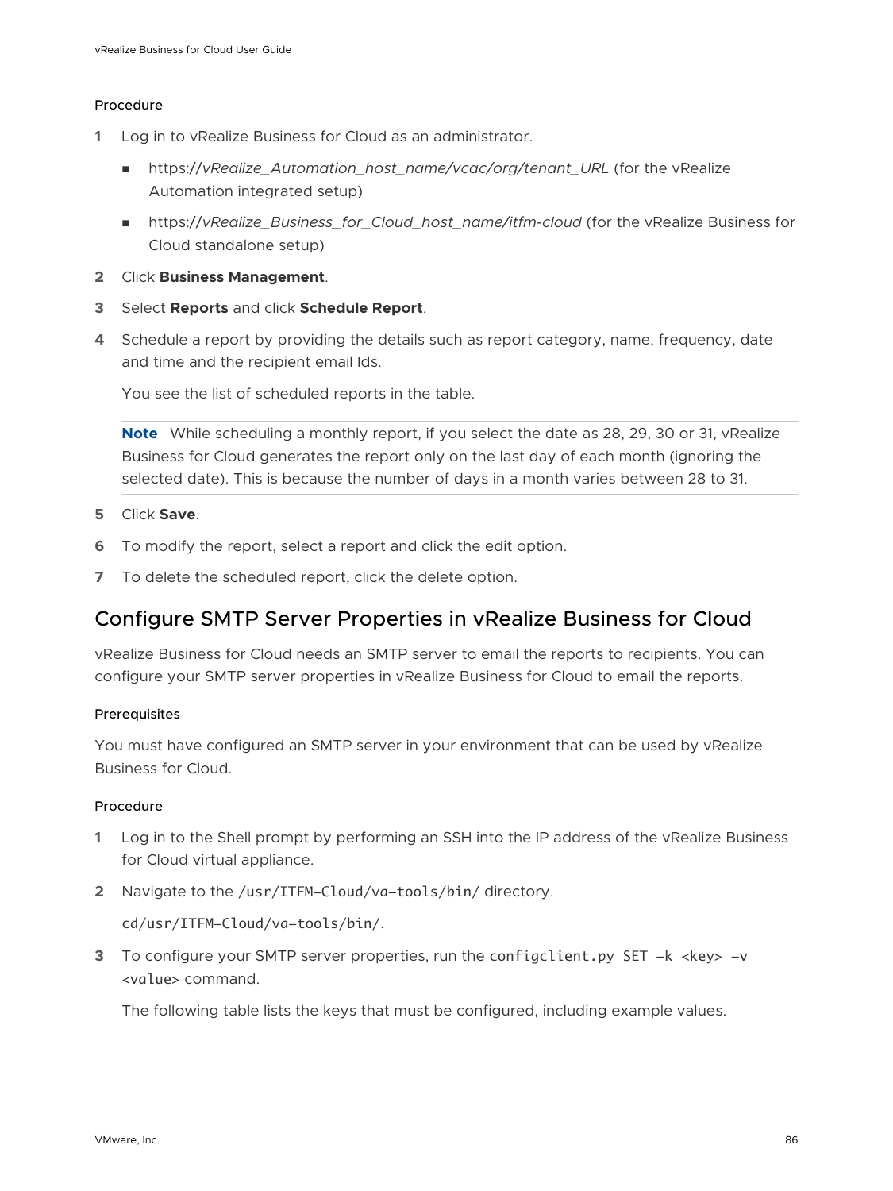#### Procedure

1. Log in to vRealize Business for Cloud as an administrator.
   - https://*vRealize_Automation_host_name/vcac/org/tenant_URL* (for the vRealize Automation integrated setup)
   - https://*vRealize_Business_for_Cloud_host_name/itfm-cloud* (for the vRealize Business for Cloud standalone setup)
2. Click **Business Management**.
3. Select **Reports** and click **Schedule Report**.
4. Schedule a report by providing the details such as report category, name, frequency, date and time and the recipient email Ids.

   You see the list of scheduled reports in the table.

   ---

   **Note** While scheduling a monthly report, if you select the date as 28, 29, 30 or 31, vRealize Business for Cloud generates the report only on the last day of each month (ignoring the selected date). This is because the number of days in a month varies between 28 to 31.

   ---

5. Click **Save**.
6. To modify the report, select a report and click the edit option.
7. To delete the scheduled report, click the delete option.

## Configure SMTP Server Properties in vRealize Business for Cloud

vRealize Business for Cloud needs an SMTP server to email the reports to recipients. You can configure your SMTP server properties in vRealize Business for Cloud to email the reports.

#### Prerequisites

You must have configured an SMTP server in your environment that can be used by vRealize Business for Cloud.

#### Procedure

1. Log in to the Shell prompt by performing an SSH into the IP address of the vRealize Business for Cloud virtual appliance.
2. Navigate to the `/usr/ITFM-Cloud/va-tools/bin/` directory.

   `cd/usr/ITFM-Cloud/va-tools/bin/`.
3. To configure your SMTP server properties, run the `configclient.py SET -k <key> -v <value>` command.

   The following table lists the keys that must be configured, including example values.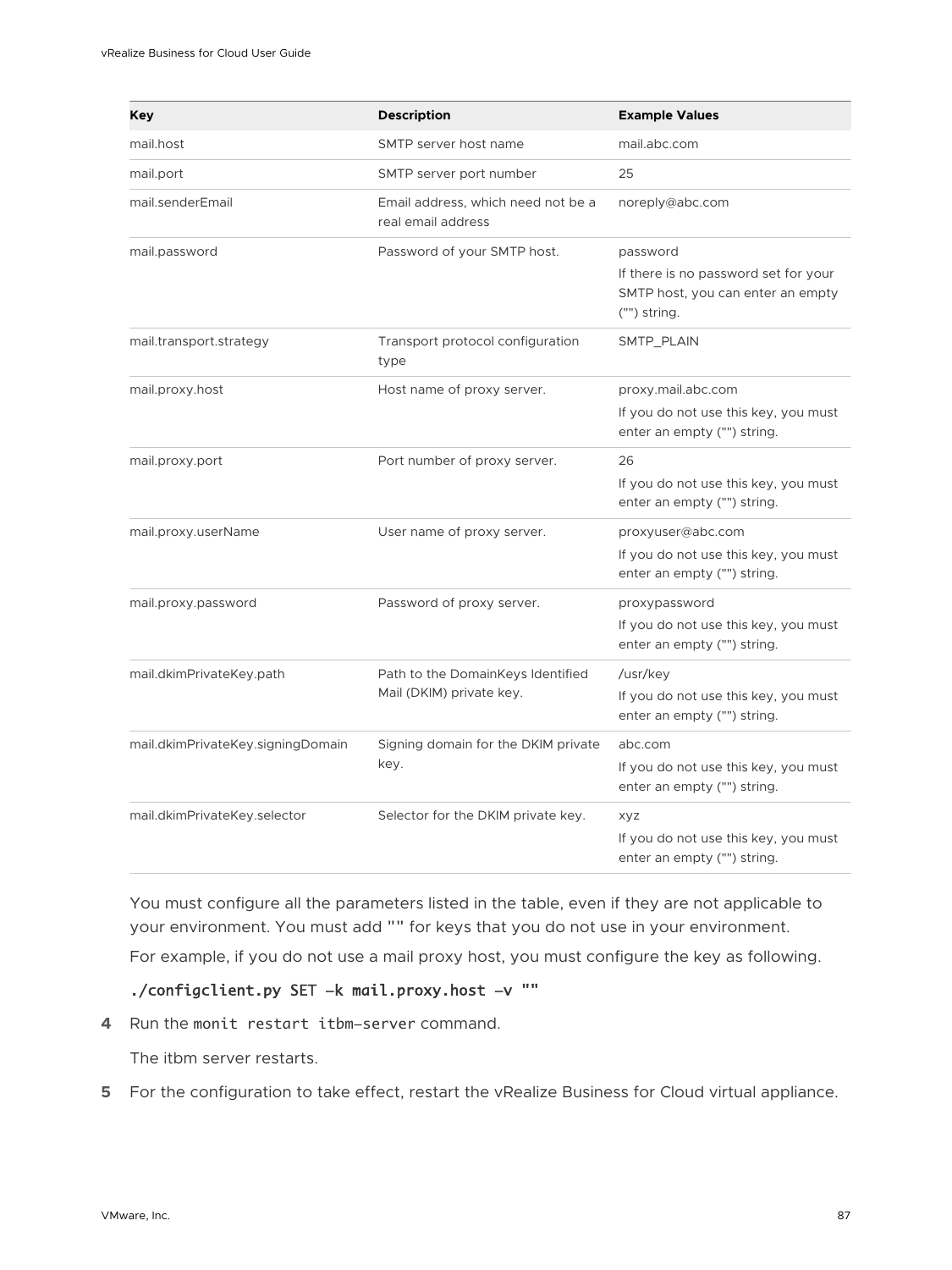| Key | Description | Example Values |
| --- | --- | --- |
| mail.host | SMTP server host name | mail.abc.com |
| mail.port | SMTP server port number | 25 |
| mail.senderEmail | Email address, which need not be a real email address | noreply@abc.com |
| mail.password | Password of your SMTP host. | password<br>If there is no password set for your SMTP host, you can enter an empty ("") string. |
| mail.transport.strategy | Transport protocol configuration type | SMTP_PLAIN |
| mail.proxy.host | Host name of proxy server. | proxy.mail.abc.com<br>If you do not use this key, you must enter an empty ("") string. |
| mail.proxy.port | Port number of proxy server. | 26<br>If you do not use this key, you must enter an empty ("") string. |
| mail.proxy.userName | User name of proxy server. | proxyuser@abc.com<br>If you do not use this key, you must enter an empty ("") string. |
| mail.proxy.password | Password of proxy server. | proxypassword<br>If you do not use this key, you must enter an empty ("") string. |
| mail.dkimPrivateKey.path | Path to the DomainKeys Identified Mail (DKIM) private key. | /usr/key<br>If you do not use this key, you must enter an empty ("") string. |
| mail.dkimPrivateKey.signingDomain | Signing domain for the DKIM private key. | abc.com<br>If you do not use this key, you must enter an empty ("") string. |
| mail.dkimPrivateKey.selector | Selector for the DKIM private key. | xyz<br>If you do not use this key, you must enter an empty ("") string. |

You must configure all the parameters listed in the table, even if they are not applicable to your environment. You must add "" for keys that you do not use in your environment.

For example, if you do not use a mail proxy host, you must configure the key as following.

```
./configclient.py SET –k mail.proxy.host –v ""
```

4. Run the `monit restart itbm-server` command.

   The itbm server restarts.

5. For the configuration to take effect, restart the vRealize Business for Cloud virtual appliance.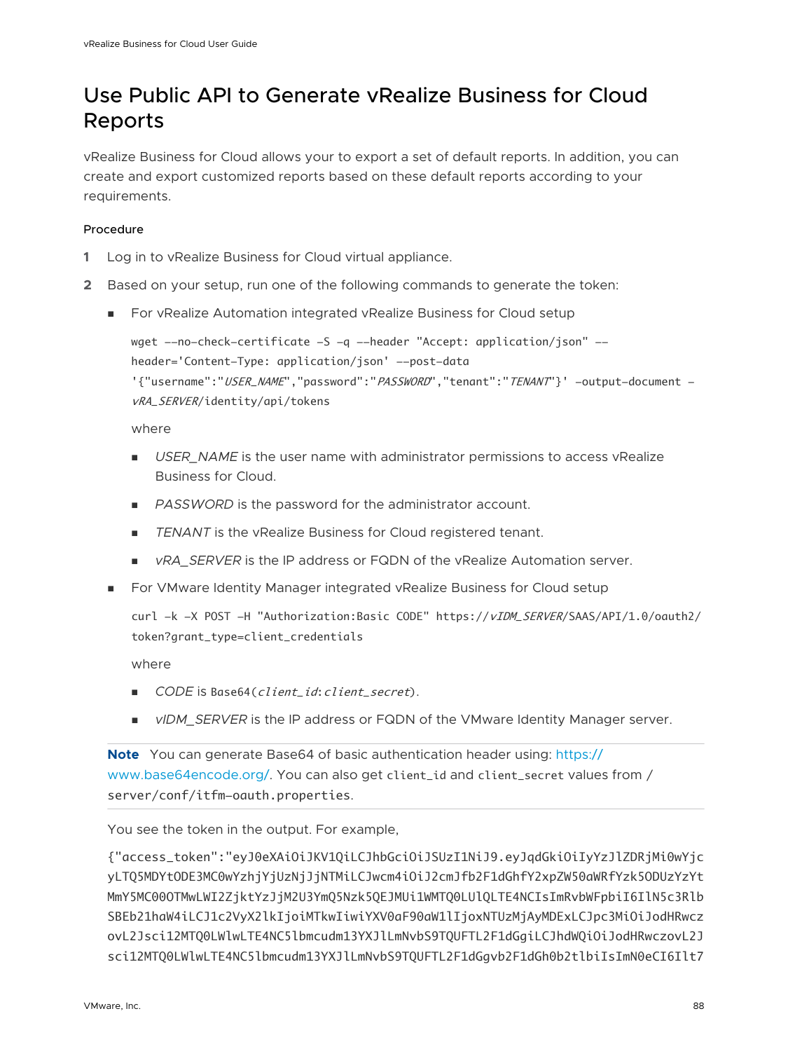# Use Public API to Generate vRealize Business for Cloud Reports

vRealize Business for Cloud allows your to export a set of default reports. In addition, you can create and export customized reports based on these default reports according to your requirements.

**Procedure**

1. Log in to vRealize Business for Cloud virtual appliance.
2. Based on your setup, run one of the following commands to generate the token:
   - For vRealize Automation integrated vRealize Business for Cloud setup

     ```
     wget --no-check-certificate -S -q --header "Accept: application/json" --
     header='Content-Type: application/json' --post-data
     '{"username":"USER_NAME","password":"PASSWORD","tenant":"TENANT"}' -output-document -
     vRA_SERVER/identity/api/tokens
     ```

     where

     - *USER_NAME* is the user name with administrator permissions to access vRealize Business for Cloud.
     - *PASSWORD* is the password for the administrator account.
     - *TENANT* is the vRealize Business for Cloud registered tenant.
     - *vRA_SERVER* is the IP address or FQDN of the vRealize Automation server.
   - For VMware Identity Manager integrated vRealize Business for Cloud setup

     ```
     curl -k -X POST -H "Authorization:Basic CODE" https://vIDM_SERVER/SAAS/API/1.0/oauth2/
     token?grant_type=client_credentials
     ```

     where

     - *CODE* is `Base64(client_id:client_secret)`.
     - *vIDM_SERVER* is the IP address or FQDN of the VMware Identity Manager server.

   **Note** You can generate Base64 of basic authentication header using: https://www.base64encode.org/. You can also get `client_id` and `client_secret` values from `/server/conf/itfm-oauth.properties`.

   You see the token in the output. For example,

   ```
   {"access_token":"eyJ0eXAiOiJKV1QiLCJhbGciOiJSUzI1NiJ9.eyJqdGkiOiIyYzJlZDRjMi0wYjc
   yLTQ5MDYtODE3MC0wYzhjYjUzNjJjNTMiLCJwcm4iOiJ2cmJfb2F1dGhfY2xpZW50aWRfYzk5ODUzYzYt
   MmY5MC00OTMwLWI2ZjktYzJjM2U3YmQ5Nzk5QEJMUi1WMTQ0LUlQLTE4NCIsImRvbWFpbiI6IlN5c3Rlb
   SBEb21haW4iLCJ1c2VyX2lkIjoiMTkwIiwiYXV0aF90aW1lIjoxNTUzMjAyMDExLCJpc3MiOiJodHRwcz
   ovL2Jsci12MTQ0LWlwLTE4NC5lbmcudm13YXJlLmNvbS9TQUFTL2F1dGgiLCJhdWQiOiJodHRwczovL2J
   sci12MTQ0LWlwLTE4NC5lbmcudm13YXJlLmNvbS9TQUFTL2F1dGgvb2F1dGh0b2tlbiIsImN0eCI6Ilt7
   ```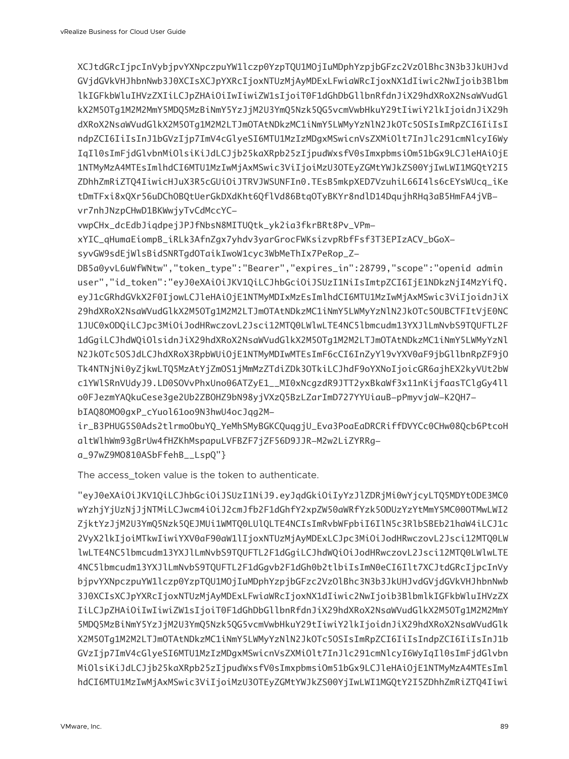```
XCJtdGRcIjpcInVybjpvYXNpczpuYW1lczp0YzpTQU1MOjIuMDphYzpjbGFzc2VzOlBhc3N3b3JkUHJvd
GVjdGVkVHJhbnNwb3J0XCIsXCJpYXRcIjoxNTUzMjAyMDExLFwiaWRcIjoxNX1dIiwic2NwIjoib3Blbm
lkIGFkbWluIHVzZXIiLCJpZHAiOiIwIiwiZW1sIjoiT0F1dGhDbGllbnRfdnJiX29hdXRoX2NsaWVudGl
kX2M5OTg1M2M2MmY5MDQ5MzBiNmY5YzJjM2U3YmQ5Nzk5QG5vcmVwbHkuY29tIiwiY2lkIjoidnJiX29h
dXRoX2NsaWVudGlkX2M5OTg1M2M2LTJmOTAtNDkzMC1iNmY5LWMyYzNlN2JkOTc5OSIsImRpZCI6IiIsI
ndpZCI6IiIsInJ1bGVzIjp7ImV4cGlyeSI6MTU1MzIzMDgxMSwicnVsZXMiOlt7InJlc291cmNlcyI6Wy
IqIl0sImFjdGlvbnMiOlsiKiJdLCJjb25kaXRpb25zIjpudWxsfV0sImxpbmsiOm51bGx9LCJleHAiOjE
1NTMyMzA4MTEsImlhdCI6MTU1MzIwMjAxMSwic3ViIjoiMzU3OTEyZGMtYWJkZS00YjIwLWI1MGQtY2I5
ZDhhZmRiZTQ4IiwicHJuX3R5cGUiOiJTRVJWSUNFIn0.TEsB5mkpXED7VzuhiL66I4ls6cEYsWUcq_iKe
tDmTFxi8xQXr56uDChOBQtUerGkDXdKht6QflVd86BtqOTyBKYr8ndlD14DqujhRHq3aB5HmFA4jVB-
vr7nhJNzpCHwD1BKWwjyTvCdMccYC-
vwpCHx_dcEdbJiqdpejJPJfNbsN8MITUQtk_yk2ia3fkrBRt8Pv_VPm-
xYIC_qHumaEiompB_iRLk3AfnZgx7yhdv3yarGrocFWKsizvpRbfFsf3T3EPIzACV_bGoX-
syvGW9sdEjWlsBidSNRTgdOTaikIwoW1cyc3WbMeThIx7PeRop_Z-
DB5a0yvL6uWfWNtw","token_type":"Bearer","expires_in":28799,"scope":"openid admin
user","id_token":"eyJ0eXAiOiJKV1QiLCJhbGciOiJSUzI1NiIsImtpZCI6IjE1NDkzNjI4MzYifQ.
eyJ1cGRhdGVkX2F0IjowLCJleHAiOjE1NTMyMDIxMzEsImlhdCI6MTU1MzIwMjAxMSwic3ViIjoidnJiX
29hdXRoX2NsaWVudGlkX2M5OTg1M2M2LTJmOTAtNDkzMC1iNmY5LWMyYzNlN2JkOTc5OUBCTFItVjE0NC
1JUC0xODQiLCJpc3MiOiJodHRwczovL2Jsci12MTQ0LWlwLTE4NC5lbmcudm13YXJlLmNvbS9TQUFTL2F
1dGgiLCJhdWQiOlsidnJiX29hdXRoX2NsaWVudGlkX2M5OTg1M2M2LTJmOTAtNDkzMC1iNmY5LWMyYzNl
N2JkOTc5OSJdLCJhdXRoX3RpbWUiOjE1NTMyMDIwMTEsImF6cCI6InZyYl9vYXV0aF9jbGllbnRpZF9jO
Tk4NTNjNi0yZjkwLTQ5MzAtYjZmOS1jMmMzZTdiZDk3OTkiLCJhdF9oYXNoIjoicGR6ajhEX2kyVUt2bW
c1YWlSRnVUdyJ9.LD0SOVvPhxUno06ATZyE1__MI0xNcgzdR9JTT2yxBkaWf3x11nKijfaasTClgGy4ll
o0FJezmYAQkuCese3ge2Ub2ZBOHZ9bN98yjVXzQ5BzLZarImD727YYUiauB-pPmyvjaW-K2QH7-
bIAQ8OMO0gxP_cYuol61oo9N3hwU4ocJqg2M-
ir_B3PHUG5S0Ads2tlrmoObuYQ_YeMhSMyBGKCQuqgjU_Eva3PoaEaDRCRiffDVYCc0CHw08Qcb6PtcoH
altWlhWm93gBrUw4fHZKhMspapuLVFBZF7jZF56D9JJR-M2w2LiZYRRg-
a_97wZ9MO810ASbFfehB__LspQ"}
```

The access_token value is the token to authenticate.

```
"eyJ0eXAiOiJKV1QiLCJhbGciOiJSUzI1NiJ9.eyJqdGkiOiIyYzJlZDRjMi0wYjcyLTQ5MDYtODE3MC0
wYzhjYjUzNjJjNTMiLCJwcm4iOiJ2cmJfb2F1dGhfY2xpZW50aWRfYzk5ODUzYzYtMmY5MC00OTMwLWI2
ZjktYzJjM2U3YmQ5Nzk5QEJMUi1WMTQ0LUlQLTE4NCIsImRvbWFpbiI6IlN5c3RlbSBEb21haW4iLCJ1c
2VyX2lkIjoiMTkwIiwiYXV0aF90aW1lIjoxNTUzMjAyMDExLCJpc3MiOiJodHRwczovL2Jsci12MTQ0LW
lwLTE4NC5lbmcudm13YXJlLmNvbS9TQUFTL2F1dGgiLCJhdWQiOiJodHRwczovL2Jsci12MTQ0LWlwLTE
4NC5lbmcudm13YXJlLmNvbS9TQUFTL2F1dGgvb2F1dGh0b2tlbiIsImN0eCI6Ilt7XCJtdGRcIjpcInVy
bjpvYXNpczpuYW1lczp0YzpTQU1MOjIuMDphYzpjbGFzc2VzOlBhc3N3b3JkUHJvdGVjdGVkVHJhbnNwb
3J0XCIsXCJpYXRcIjoxNTUzMjAyMDExLFwiaWRcIjoxNX1dIiwic2NwIjoib3BlbmlkIGFkbWluIHVzZX
IiLCJpZHAiOiIwIiwiZW1sIjoiT0F1dGhDbGllbnRfdnJiX29hdXRoX2NsaWVudGlkX2M5OTg1M2M2MmY
5MDQ5MzBiNmY5YzJjM2U3YmQ5Nzk5QG5vcmVwbHkuY29tIiwiY2lkIjoidnJiX29hdXRoX2NsaWVudGlk
X2M5OTg1M2M2LTJmOTAtNDkzMC1iNmY5LWMyYzNlN2JkOTc5OSIsImRpZCI6IiIsIndpZCI6IiIsInJ1b
GVzIjp7ImV4cGlyeSI6MTU1MzIzMDgxMSwicnVsZXMiOlt7InJlc291cmNlcyI6WyIqIl0sImFjdGlvbn
MiOlsiKiJdLCJjb25kaXRpb25zIjpudWxsfV0sImxpbmsiOm51bGx9LCJleHAiOjE1NTMyMzA4MTEsIml
hdCI6MTU1MzIwMjAxMSwic3ViIjoiMzU3OTEyZGMtYWJkZS00YjIwLWI1MGQtY2I5ZDhhZmRiZTQ4Iiwi
```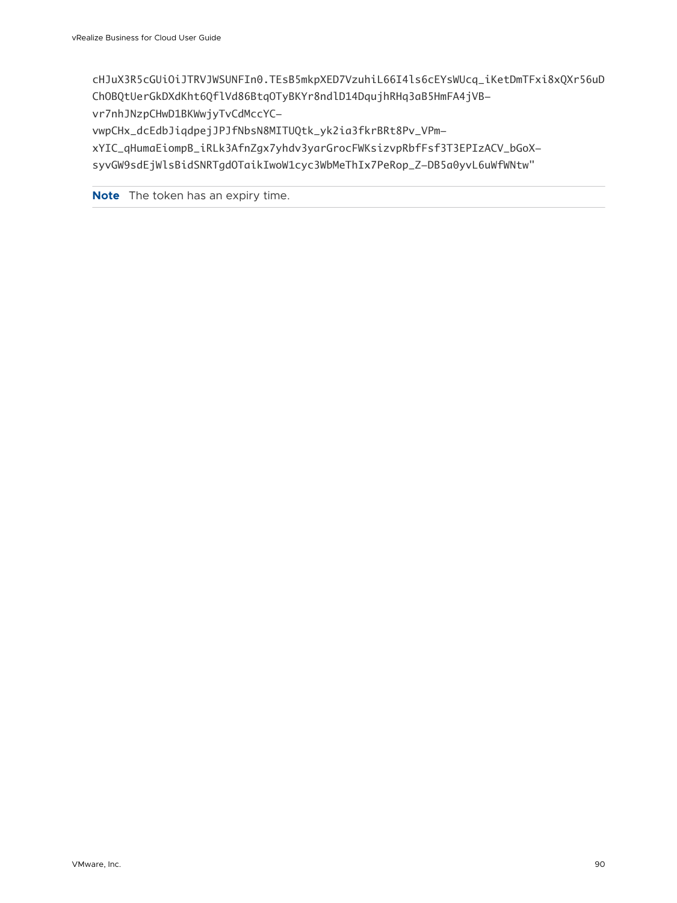```
cHJuX3R5cGUiOiJTRVJWSUNFIn0.TEsB5mkpXED7VzuhiL66I4ls6cEYsWUcq_iKetDmTFxi8xQXr56uD
ChOBQtUerGkDXdKht6QflVd86BtqOTyBKYr8ndlD14DqujhRHq3aB5HmFA4jVB-
vr7nhJNzpCHwD1BKWwjyTvCdMccYC-
vwpCHx_dcEdbJiqdpejJPJfNbsN8MITUQtk_yk2ia3fkrBRt8Pv_VPm-
xYIC_qHumaEiompB_iRLk3AfnZgx7yhdv3yarGrocFWKsizvpRbfFsf3T3EPIzACV_bGoX-
syvGW9sdEjWlsBidSNRTgdOTaikIwoW1cyc3WbMeThIx7PeRop_Z-DB5a0yvL6uWfWNtw"
```

**Note** The token has an expiry time.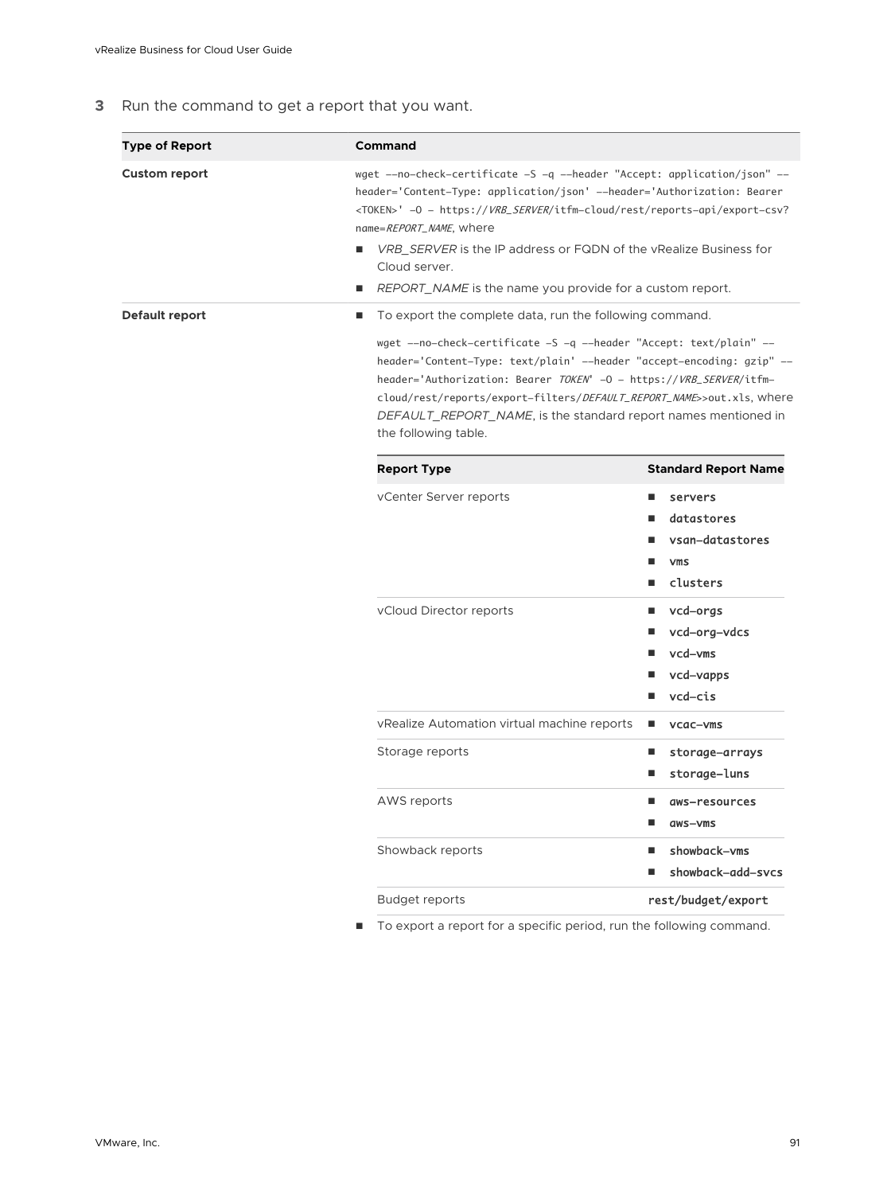3 Run the command to get a report that you want.

| Type of Report | Command |
| --- | --- |
| **Custom report** | `wget --no-check-certificate -S -q --header "Accept: application/json" --header='Content-Type: application/json' --header='Authorization: Bearer <TOKEN>' -O - https://VRB_SERVER/itfm-cloud/rest/reports-api/export-csv?name=REPORT_NAME`, where<br>■ *VRB_SERVER* is the IP address or FQDN of the vRealize Business for Cloud server.<br>■ *REPORT_NAME* is the name you provide for a custom report. |
| **Default report** | ■ To export the complete data, run the following command.<br>`wget --no-check-certificate -S -q --header "Accept: text/plain" --header='Content-Type: text/plain' --header "accept-encoding: gzip" --header='Authorization: Bearer TOKEN' -O - https://VRB_SERVER/itfm-cloud/rest/reports/export-filters/DEFAULT_REPORT_NAME>>out.xls`, where *DEFAULT_REPORT_NAME*, is the standard report names mentioned in the following table. |

| Report Type | Standard Report Name |
| --- | --- |
| vCenter Server reports | ■ **servers**<br>■ **datastores**<br>■ **vsan-datastores**<br>■ **vms**<br>■ **clusters** |
| vCloud Director reports | ■ **vcd-orgs**<br>■ **vcd-org-vdcs**<br>■ **vcd-vms**<br>■ **vcd-vapps**<br>■ **vcd-cis** |
| vRealize Automation virtual machine reports | ■ **vcac-vms** |
| Storage reports | ■ **storage-arrays**<br>■ **storage-luns** |
| AWS reports | ■ **aws-resources**<br>■ **aws-vms** |
| Showback reports | ■ **showback-vms**<br>■ **showback-add-svcs** |
| Budget reports | **rest/budget/export** |

■ To export a report for a specific period, run the following command.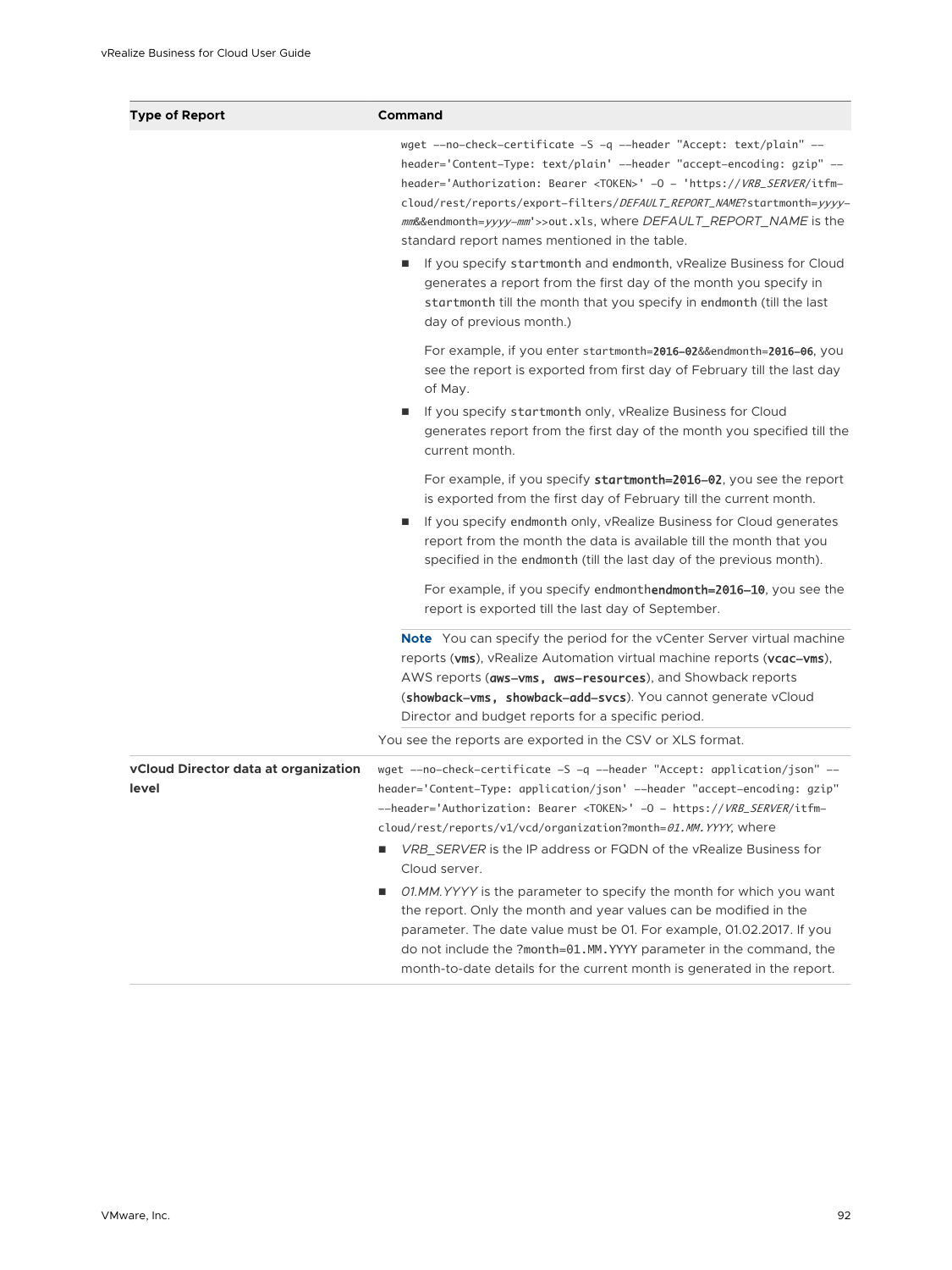| Type of Report | Command |
|---|---|
| | wget --no-check-certificate -S -q --header "Accept: text/plain" --header='Content-Type: text/plain' --header "accept-encoding: gzip" --header='Authorization: Bearer <TOKEN>' -O - 'https://*VRB_SERVER*/itfm-cloud/rest/reports/export-filters/*DEFAULT_REPORT_NAME*?startmonth=*yyyy-mm*&&endmonth=*yyyy-mm*'>>out.xls, where *DEFAULT_REPORT_NAME* is the standard report names mentioned in the table.<br>■ If you specify startmonth and endmonth, vRealize Business for Cloud generates a report from the first day of the month you specify in startmonth till the month that you specify in endmonth (till the last day of previous month.)<br>For example, if you enter startmonth=**2016-02**&&endmonth=**2016-06**, you see the report is exported from first day of February till the last day of May.<br>■ If you specify startmonth only, vRealize Business for Cloud generates report from the first day of the month you specified till the current month.<br>For example, if you specify **startmonth=2016-02**, you see the report is exported from the first day of February till the current month.<br>■ If you specify endmonth only, vRealize Business for Cloud generates report from the month the data is available till the month that you specified in the endmonth (till the last day of the previous month).<br>For example, if you specify endmonth**endmonth=2016-10**, you see the report is exported till the last day of September.<br>**Note** You can specify the period for the vCenter Server virtual machine reports (**vms**), vRealize Automation virtual machine reports (**vcac-vms**), AWS reports (**aws-vms, aws-resources**), and Showback reports (**showback-vms, showback-add-svcs**). You cannot generate vCloud Director and budget reports for a specific period.<br>You see the reports are exported in the CSV or XLS format. |
| **vCloud Director data at organization level** | wget --no-check-certificate -S -q --header "Accept: application/json" --header='Content-Type: application/json' --header "accept-encoding: gzip" --header='Authorization: Bearer <TOKEN>' -O - https://*VRB_SERVER*/itfm-cloud/rest/reports/v1/vcd/organization?month=*01.MM.YYYY*, where<br>■ *VRB_SERVER* is the IP address or FQDN of the vRealize Business for Cloud server.<br>■ *01.MM.YYYY* is the parameter to specify the month for which you want the report. Only the month and year values can be modified in the parameter. The date value must be 01. For example, 01.02.2017. If you do not include the ?month=01.MM.YYYY parameter in the command, the month-to-date details for the current month is generated in the report. |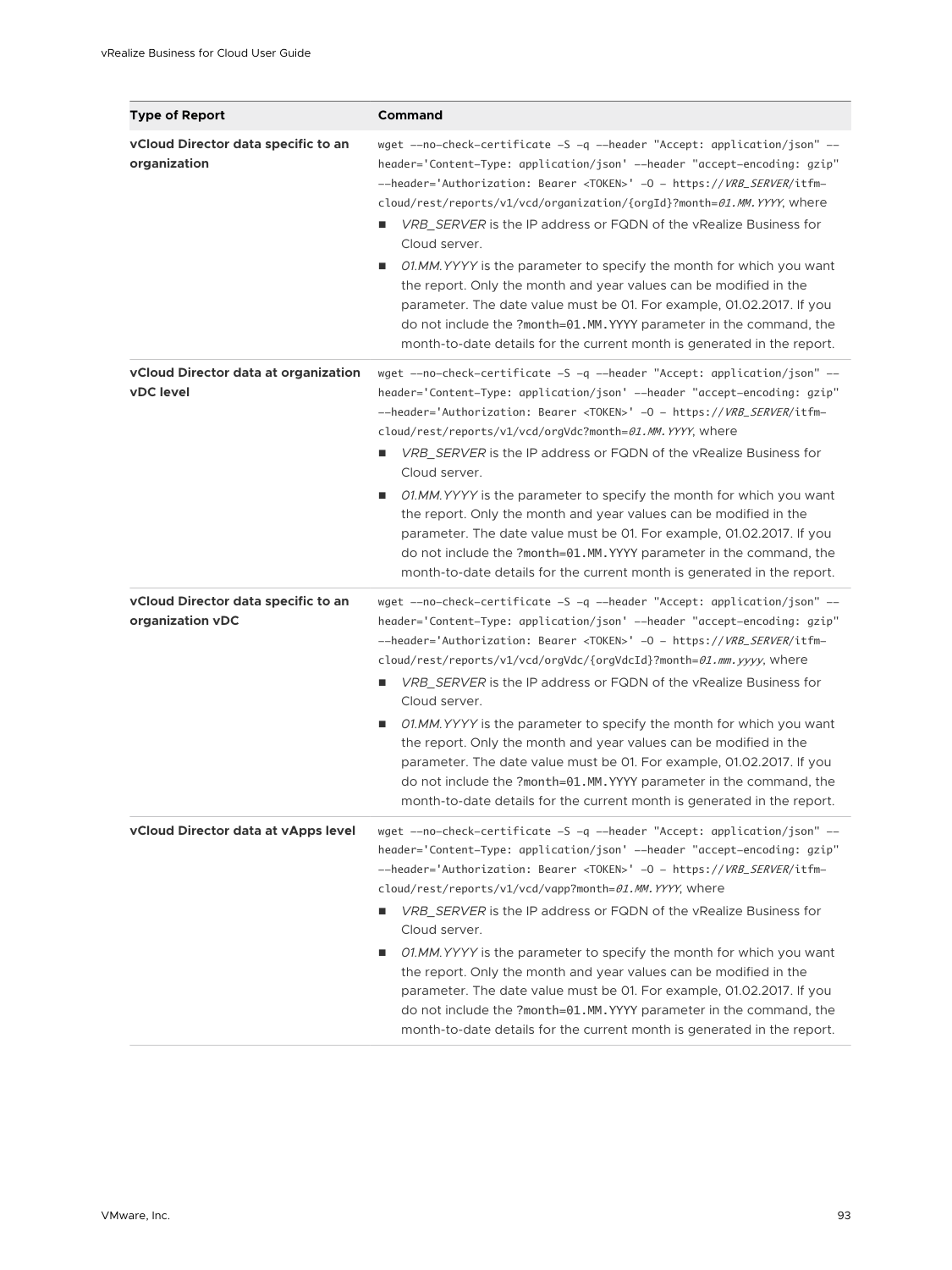| Type of Report | Command |
| --- | --- |
| **vCloud Director data specific to an organization** | `wget --no-check-certificate -S -q --header "Accept: application/json" --header='Content-Type: application/json' --header "accept-encoding: gzip" --header='Authorization: Bearer <TOKEN>' -O - https://VRB_SERVER/itfm-cloud/rest/reports/v1/vcd/organization/{orgId}?month=01.MM.YYYY`, where<br>■ *VRB_SERVER* is the IP address or FQDN of the vRealize Business for Cloud server.<br>■ *01.MM.YYYY* is the parameter to specify the month for which you want the report. Only the month and year values can be modified in the parameter. The date value must be 01. For example, 01.02.2017. If you do not include the `?month=01.MM.YYYY` parameter in the command, the month-to-date details for the current month is generated in the report. |
| **vCloud Director data at organization vDC level** | `wget --no-check-certificate -S -q --header "Accept: application/json" --header='Content-Type: application/json' --header "accept-encoding: gzip" --header='Authorization: Bearer <TOKEN>' -O - https://VRB_SERVER/itfm-cloud/rest/reports/v1/vcd/orgVdc?month=01.MM.YYYY`, where<br>■ *VRB_SERVER* is the IP address or FQDN of the vRealize Business for Cloud server.<br>■ *01.MM.YYYY* is the parameter to specify the month for which you want the report. Only the month and year values can be modified in the parameter. The date value must be 01. For example, 01.02.2017. If you do not include the `?month=01.MM.YYYY` parameter in the command, the month-to-date details for the current month is generated in the report. |
| **vCloud Director data specific to an organization vDC** | `wget --no-check-certificate -S -q --header "Accept: application/json" --header='Content-Type: application/json' --header "accept-encoding: gzip" --header='Authorization: Bearer <TOKEN>' -O - https://VRB_SERVER/itfm-cloud/rest/reports/v1/vcd/orgVdc/{orgVdcId}?month=01.mm.yyyy`, where<br>■ *VRB_SERVER* is the IP address or FQDN of the vRealize Business for Cloud server.<br>■ *01.MM.YYYY* is the parameter to specify the month for which you want the report. Only the month and year values can be modified in the parameter. The date value must be 01. For example, 01.02.2017. If you do not include the `?month=01.MM.YYYY` parameter in the command, the month-to-date details for the current month is generated in the report. |
| **vCloud Director data at vApps level** | `wget --no-check-certificate -S -q --header "Accept: application/json" --header='Content-Type: application/json' --header "accept-encoding: gzip" --header='Authorization: Bearer <TOKEN>' -O - https://VRB_SERVER/itfm-cloud/rest/reports/v1/vcd/vapp?month=01.MM.YYYY`, where<br>■ *VRB_SERVER* is the IP address or FQDN of the vRealize Business for Cloud server.<br>■ *01.MM.YYYY* is the parameter to specify the month for which you want the report. Only the month and year values can be modified in the parameter. The date value must be 01. For example, 01.02.2017. If you do not include the `?month=01.MM.YYYY` parameter in the command, the month-to-date details for the current month is generated in the report. |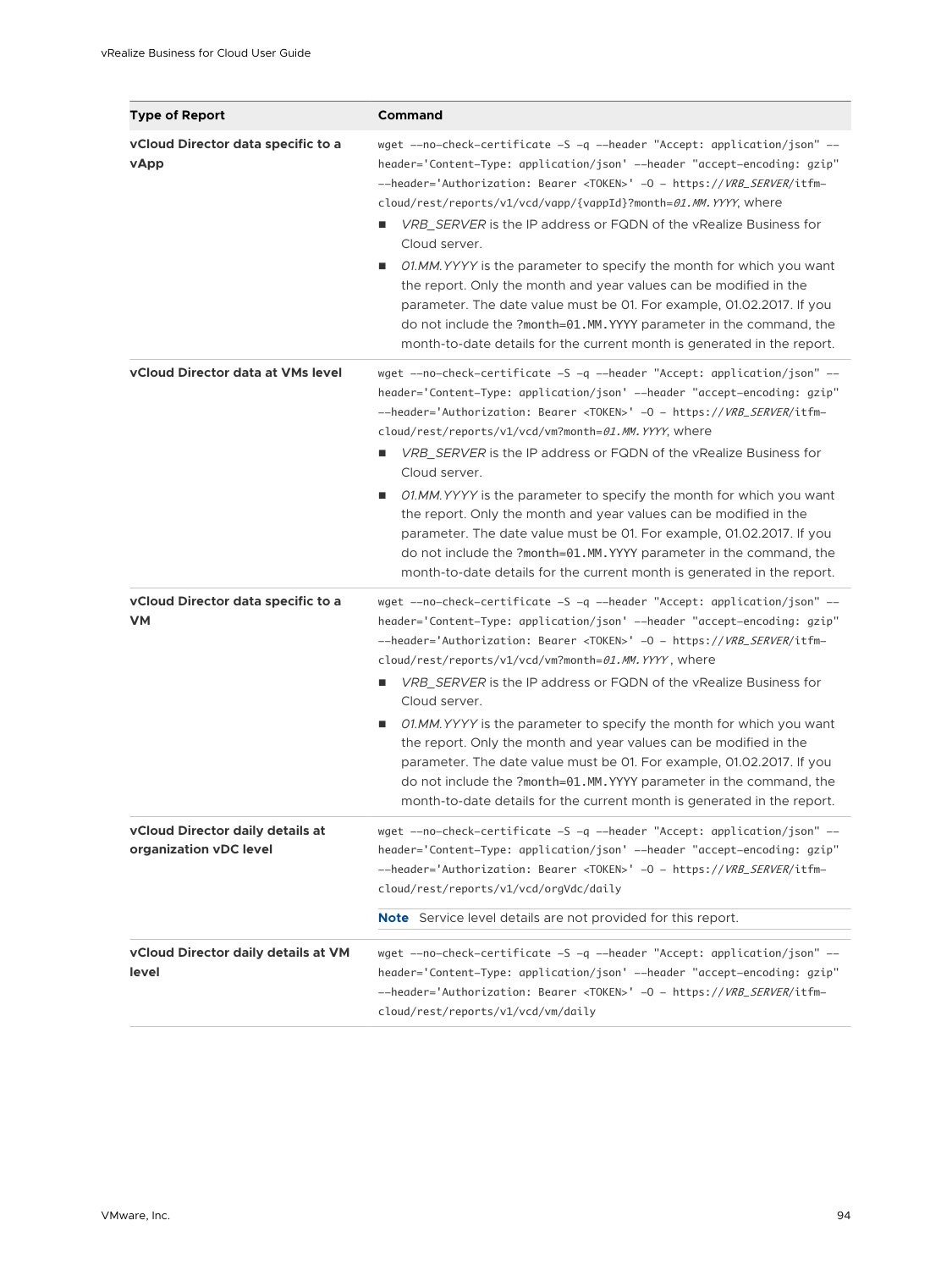| Type of Report | Command |
| --- | --- |
| **vCloud Director data specific to a vApp** | `wget --no-check-certificate -S -q --header "Accept: application/json" --header='Content-Type: application/json' --header "accept-encoding: gzip" --header='Authorization: Bearer <TOKEN>' -O - https://VRB_SERVER/itfm-cloud/rest/reports/v1/vcd/vapp/{vappId}?month=01.MM.YYYY`, where<br>■ *VRB_SERVER* is the IP address or FQDN of the vRealize Business for Cloud server.<br>■ *01.MM.YYYY* is the parameter to specify the month for which you want the report. Only the month and year values can be modified in the parameter. The date value must be 01. For example, 01.02.2017. If you do not include the `?month=01.MM.YYYY` parameter in the command, the month-to-date details for the current month is generated in the report. |
| **vCloud Director data at VMs level** | `wget --no-check-certificate -S -q --header "Accept: application/json" --header='Content-Type: application/json' --header "accept-encoding: gzip" --header='Authorization: Bearer <TOKEN>' -O - https://VRB_SERVER/itfm-cloud/rest/reports/v1/vcd/vm?month=01.MM.YYYY`, where<br>■ *VRB_SERVER* is the IP address or FQDN of the vRealize Business for Cloud server.<br>■ *01.MM.YYYY* is the parameter to specify the month for which you want the report. Only the month and year values can be modified in the parameter. The date value must be 01. For example, 01.02.2017. If you do not include the `?month=01.MM.YYYY` parameter in the command, the month-to-date details for the current month is generated in the report. |
| **vCloud Director data specific to a VM** | `wget --no-check-certificate -S -q --header "Accept: application/json" --header='Content-Type: application/json' --header "accept-encoding: gzip" --header='Authorization: Bearer <TOKEN>' -O - https://VRB_SERVER/itfm-cloud/rest/reports/v1/vcd/vm?month=01.MM.YYYY` , where<br>■ *VRB_SERVER* is the IP address or FQDN of the vRealize Business for Cloud server.<br>■ *01.MM.YYYY* is the parameter to specify the month for which you want the report. Only the month and year values can be modified in the parameter. The date value must be 01. For example, 01.02.2017. If you do not include the `?month=01.MM.YYYY` parameter in the command, the month-to-date details for the current month is generated in the report. |
| **vCloud Director daily details at organization vDC level** | `wget --no-check-certificate -S -q --header "Accept: application/json" --header='Content-Type: application/json' --header "accept-encoding: gzip" --header='Authorization: Bearer <TOKEN>' -O - https://VRB_SERVER/itfm-cloud/rest/reports/v1/vcd/orgVdc/daily`<br>**Note** Service level details are not provided for this report. |
| **vCloud Director daily details at VM level** | `wget --no-check-certificate -S -q --header "Accept: application/json" --header='Content-Type: application/json' --header "accept-encoding: gzip" --header='Authorization: Bearer <TOKEN>' -O - https://VRB_SERVER/itfm-cloud/rest/reports/v1/vcd/vm/daily` |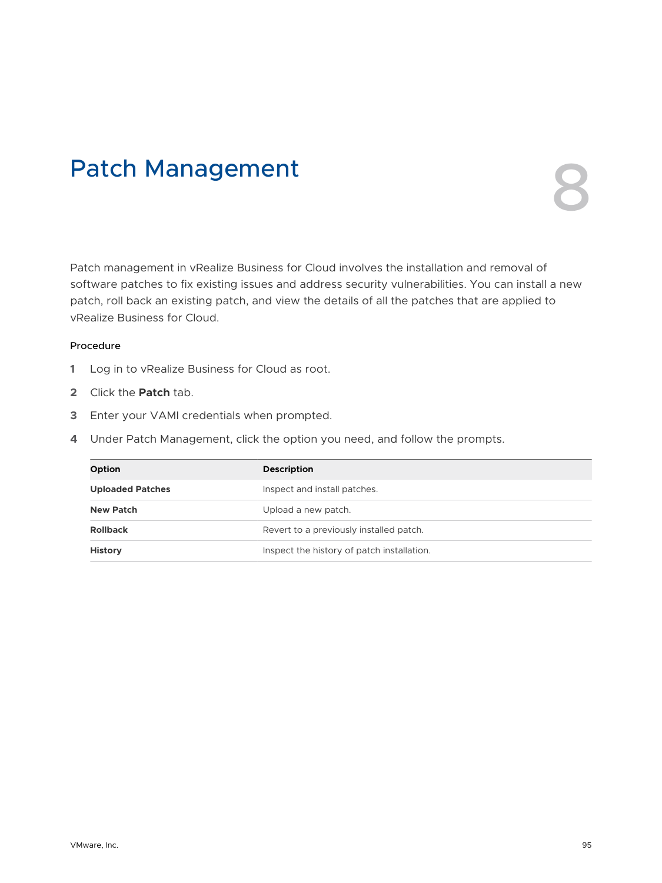# Patch Management

Patch management in vRealize Business for Cloud involves the installation and removal of software patches to fix existing issues and address security vulnerabilities. You can install a new patch, roll back an existing patch, and view the details of all the patches that are applied to vRealize Business for Cloud.

Procedure

1. Log in to vRealize Business for Cloud as root.
2. Click the **Patch** tab.
3. Enter your VAMI credentials when prompted.
4. Under Patch Management, click the option you need, and follow the prompts.

| Option | Description |
| --- | --- |
| **Uploaded Patches** | Inspect and install patches. |
| **New Patch** | Upload a new patch. |
| **Rollback** | Revert to a previously installed patch. |
| **History** | Inspect the history of patch installation. |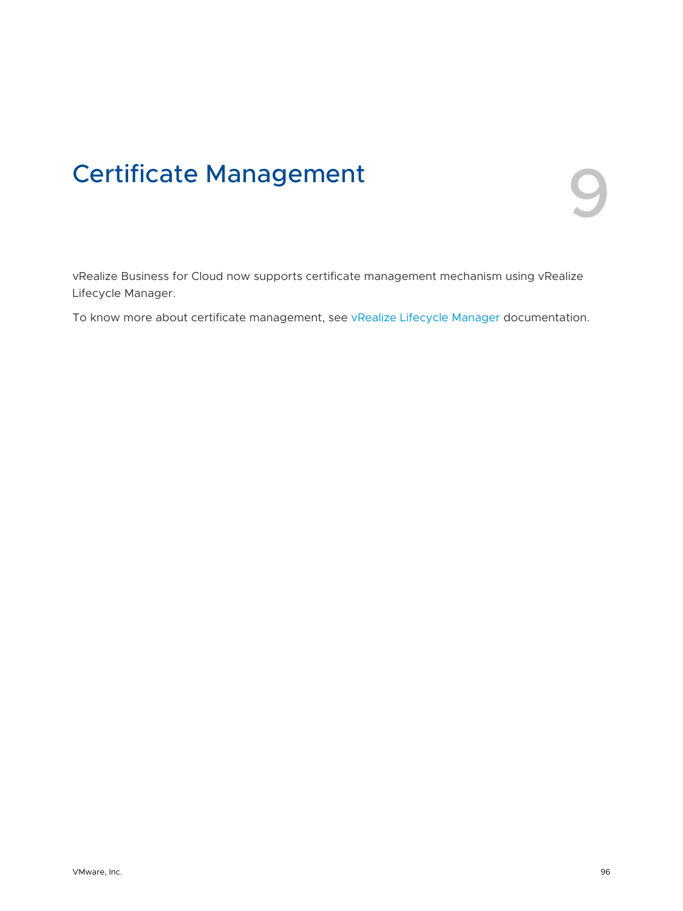# 9 Certificate Management

vRealize Business for Cloud now supports certificate management mechanism using vRealize Lifecycle Manager.

To know more about certificate management, see vRealize Lifecycle Manager documentation.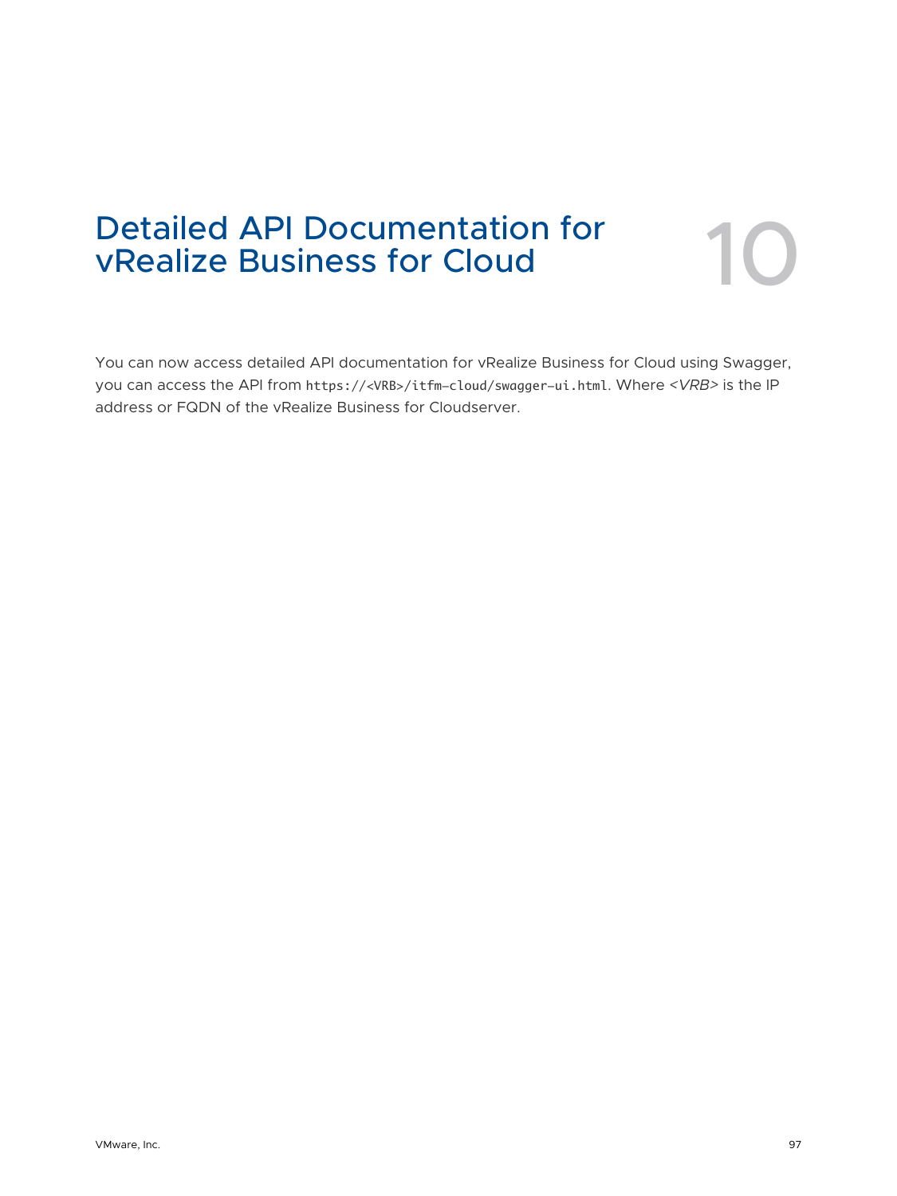# 10 Detailed API Documentation for vRealize Business for Cloud

You can now access detailed API documentation for vRealize Business for Cloud using Swagger, you can access the API from `https://<VRB>/itfm-cloud/swagger-ui.html`. Where *<VRB>* is the IP address or FQDN of the vRealize Business for Cloudserver.